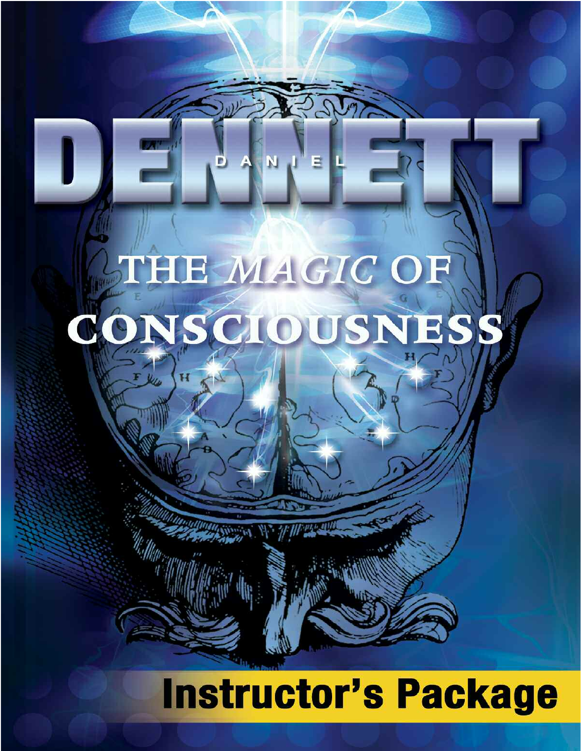# DANIEL DENNETT

## THE *MAGIC* OF CONSCIOUSNESS

**Instructor's Package**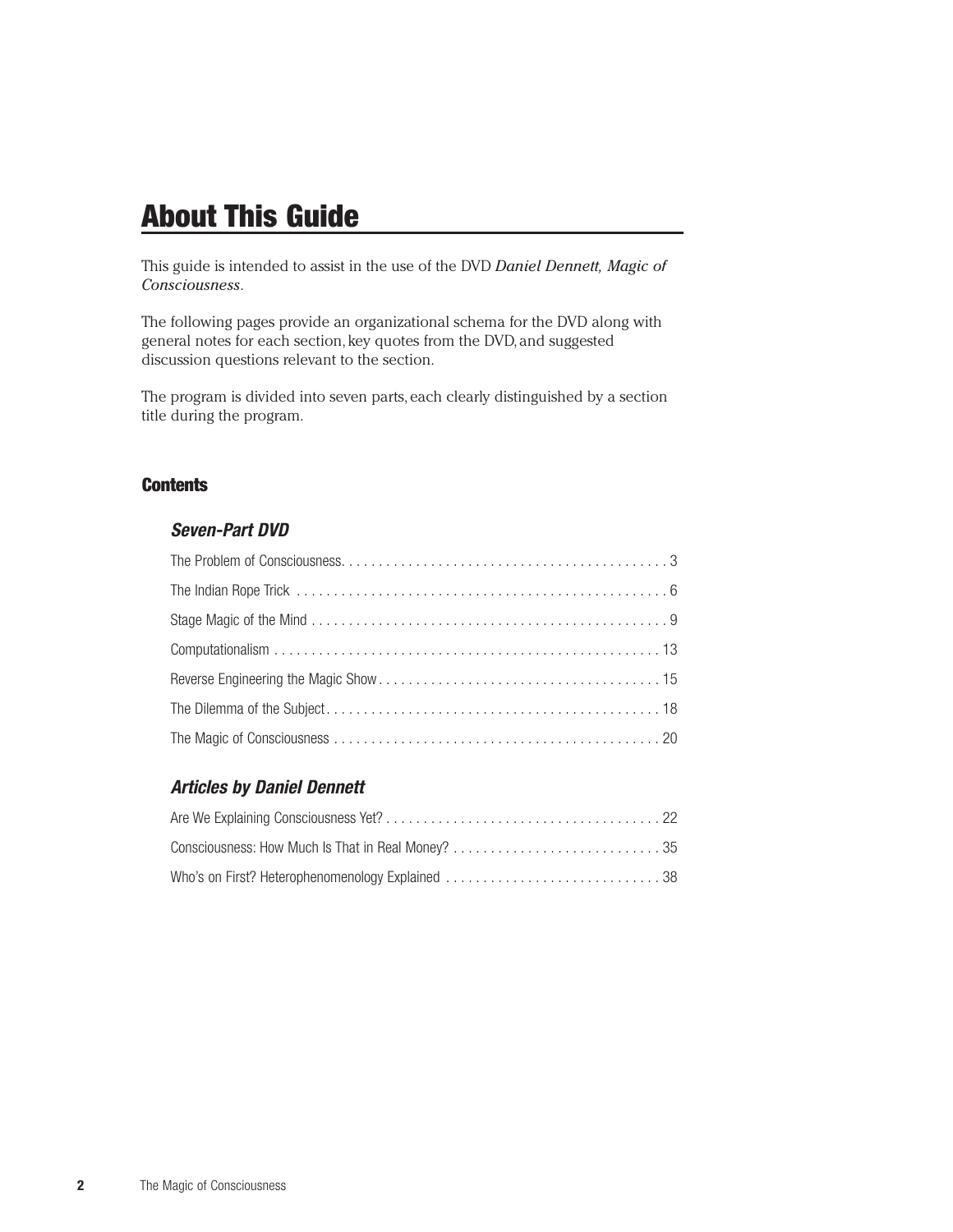# About This Guide

This guide is intended to assist in the use of the DVD *Daniel Dennett, Magic of Consciousness*.

The following pages provide an organizational schema for the DVD along with general notes for each section, key quotes from the DVD, and suggested discussion questions relevant to the section.

The program is divided into seven parts, each clearly distinguished by a section title during the program.

### Contents

#### *Seven-Part DVD*

The Problem of Consciousness . . . . . . . . . . 3

The Indian Rope Trick . . . . . . . . . . 6

Stage Magic of the Mind . . . . . . . . . . 9

Computationalism . . . . . . . . . . 13

Reverse Engineering the Magic Show . . . . . . . . . . 15

The Dilemma of the Subject . . . . . . . . . . 18

The Magic of Consciousness . . . . . . . . . . 20

#### *Articles by Daniel Dennett*

Are We Explaining Consciousness Yet? . . . . . . . . . . 22

Consciousness: How Much Is That in Real Money? . . . . . . . . . . 35

Who's on First? Heterophenomenology Explained . . . . . . . . . . 38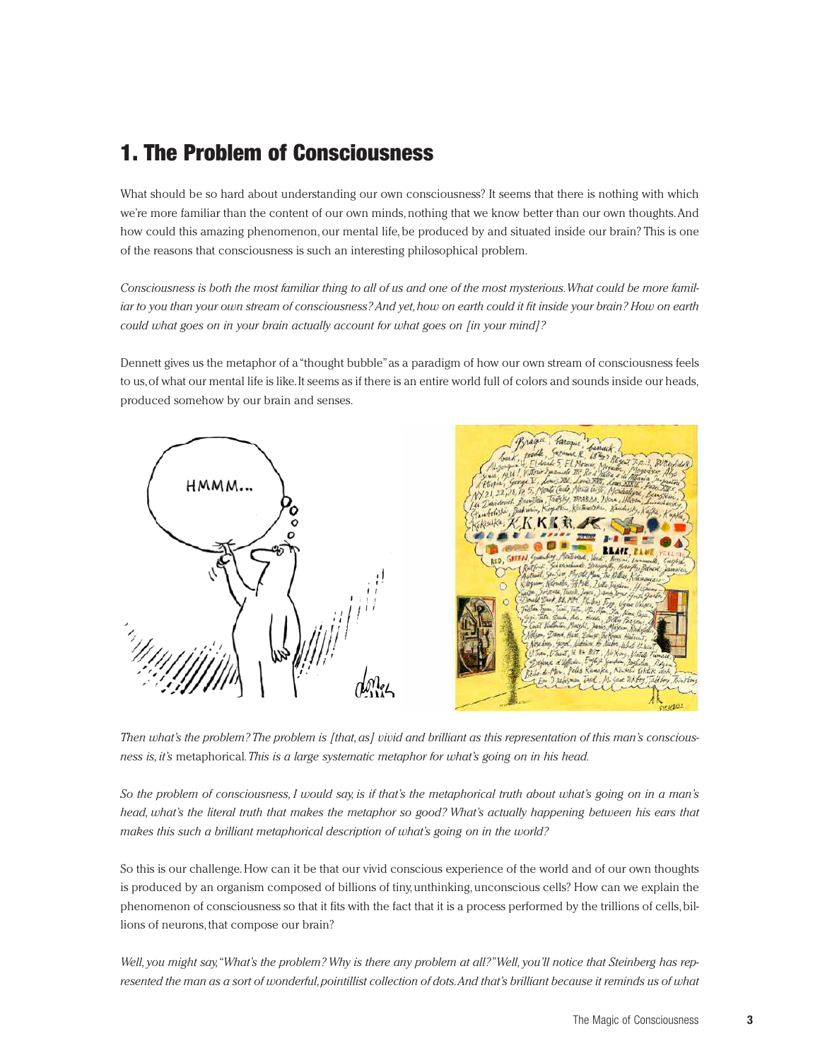# 1. The Problem of Consciousness

What should be so hard about understanding our own consciousness? It seems that there is nothing with which we're more familiar than the content of our own minds, nothing that we know better than our own thoughts. And how could this amazing phenomenon, our mental life, be produced by and situated inside our brain? This is one of the reasons that consciousness is such an interesting philosophical problem.

*Consciousness is both the most familiar thing to all of us and one of the most mysterious. What could be more familiar to you than your own stream of consciousness? And yet, how on earth could it fit inside your brain? How on earth could what goes on in your brain actually account for what goes on [in your mind]?*

Dennett gives us the metaphor of a "thought bubble" as a paradigm of how our own stream of consciousness feels to us, of what our mental life is like. It seems as if there is an entire world full of colors and sounds inside our heads, produced somehow by our brain and senses.

*Then what's the problem? The problem is [that, as] vivid and brilliant as this representation of this man's consciousness is, it's* metaphorical. *This is a large systematic metaphor for what's going on in his head.*

*So the problem of consciousness, I would say, is if that's the metaphorical truth about what's going on in a man's head, what's the literal truth that makes the metaphor so good? What's actually happening between his ears that makes this such a brilliant metaphorical description of what's going on in the world?*

So this is our challenge. How can it be that our vivid conscious experience of the world and of our own thoughts is produced by an organism composed of billions of tiny, unthinking, unconscious cells? How can we explain the phenomenon of consciousness so that it fits with the fact that it is a process performed by the trillions of cells, billions of neurons, that compose our brain?

*Well, you might say, "What's the problem? Why is there any problem at all?" Well, you'll notice that Steinberg has represented the man as a sort of wonderful, pointillist collection of dots. And that's brilliant because it reminds us of what*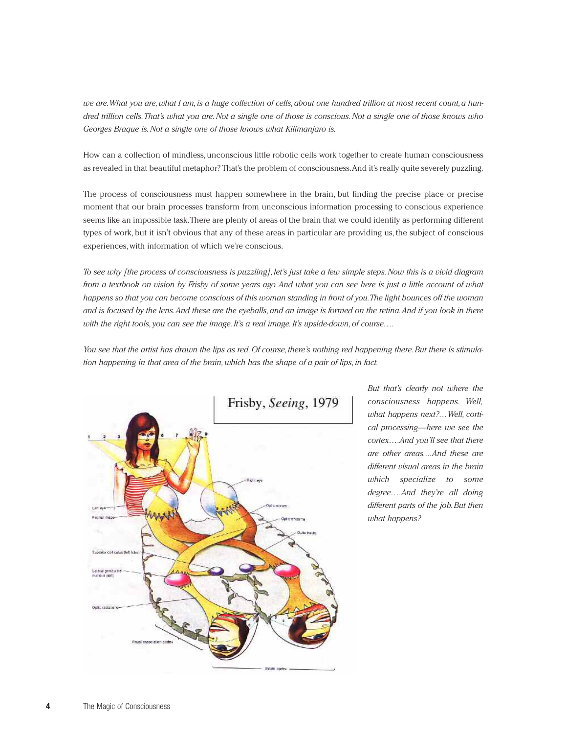*we are. What you are, what I am, is a huge collection of cells, about one hundred trillion at most recent count, a hundred trillion cells. That's what you are. Not a single one of those is conscious. Not a single one of those knows who Georges Braque is. Not a single one of those knows what Kilimanjaro is.*

How can a collection of mindless, unconscious little robotic cells work together to create human consciousness as revealed in that beautiful metaphor? That's the problem of consciousness. And it's really quite severely puzzling.

The process of consciousness must happen somewhere in the brain, but finding the precise place or precise moment that our brain processes transform from unconscious information processing to conscious experience seems like an impossible task. There are plenty of areas of the brain that we could identify as performing different types of work, but it isn't obvious that any of these areas in particular are providing us, the subject of conscious experiences, with information of which we're conscious.

*To see why [the process of consciousness is puzzling], let's just take a few simple steps. Now this is a vivid diagram from a textbook on vision by Frisby of some years ago. And what you can see here is just a little account of what happens so that you can become conscious of this woman standing in front of you. The light bounces off the woman and is focused by the lens. And these are the eyeballs, and an image is formed on the retina. And if you look in there with the right tools, you can see the image. It's a real image. It's upside-down, of course….*

*You see that the artist has drawn the lips as red. Of course, there's nothing red happening there. But there is stimulation happening in that area of the brain, which has the shape of a pair of lips, in fact.*

Frisby, *Seeing*, 1979

*But that's clearly not where the consciousness happens. Well, what happens next?…Well, cortical processing—here we see the cortex….And you'll see that there are other areas....And these are different visual areas in the brain which specialize to some degree….And they're all doing different parts of the job. But then what happens?*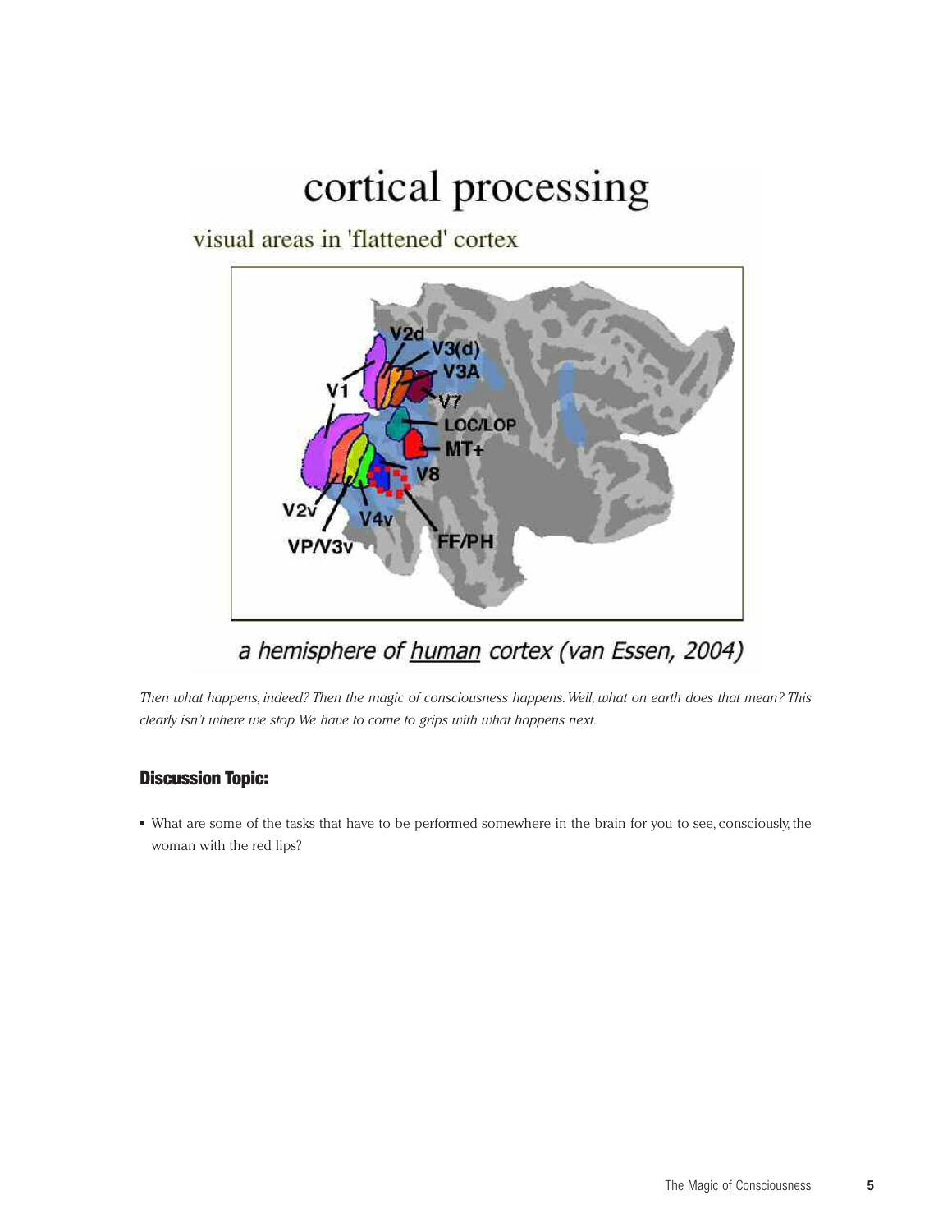# cortical processing

visual areas in 'flattened' cortex

V1, V2d, V3(d), V3A, V7, LOC/LOP, MT+, V8, V2v, V4v, VP/V3v, FF/PH

*a hemisphere of human cortex (van Essen, 2004)*

*Then what happens, indeed? Then the magic of consciousness happens. Well, what on earth does that mean? This clearly isn't where we stop. We have to come to grips with what happens next.*

### Discussion Topic:

- What are some of the tasks that have to be performed somewhere in the brain for you to see, consciously, the woman with the red lips?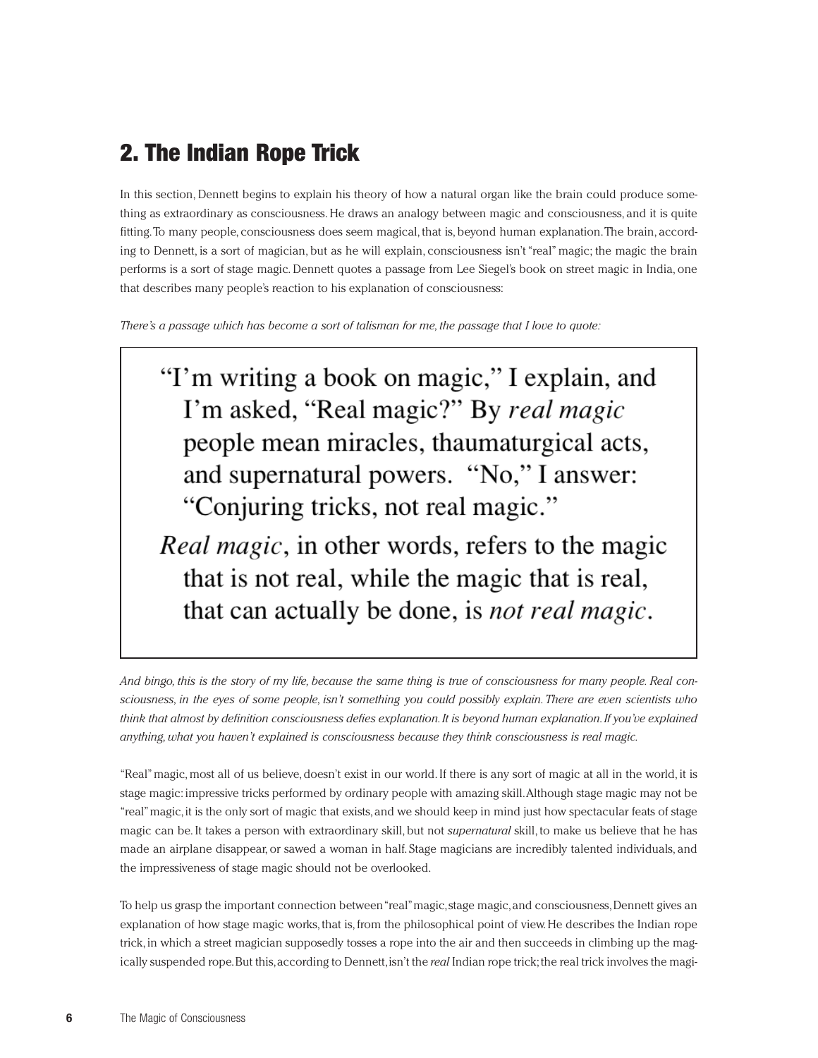## 2. The Indian Rope Trick

In this section, Dennett begins to explain his theory of how a natural organ like the brain could produce something as extraordinary as consciousness. He draws an analogy between magic and consciousness, and it is quite fitting. To many people, consciousness does seem magical, that is, beyond human explanation. The brain, according to Dennett, is a sort of magician, but as he will explain, consciousness isn't "real" magic; the magic the brain performs is a sort of stage magic. Dennett quotes a passage from Lee Siegel's book on street magic in India, one that describes many people's reaction to his explanation of consciousness:

*There's a passage which has become a sort of talisman for me, the passage that I love to quote:*

> "I'm writing a book on magic," I explain, and I'm asked, "Real magic?" By *real magic* people mean miracles, thaumaturgical acts, and supernatural powers. "No," I answer: "Conjuring tricks, not real magic."
>
> *Real magic*, in other words, refers to the magic that is not real, while the magic that is real, that can actually be done, is *not real magic*.

*And bingo, this is the story of my life, because the same thing is true of consciousness for many people. Real consciousness, in the eyes of some people, isn't something you could possibly explain. There are even scientists who think that almost by definition consciousness defies explanation. It is beyond human explanation. If you've explained anything, what you haven't explained is consciousness because they think consciousness is real magic.*

"Real" magic, most all of us believe, doesn't exist in our world. If there is any sort of magic at all in the world, it is stage magic: impressive tricks performed by ordinary people with amazing skill. Although stage magic may not be "real" magic, it is the only sort of magic that exists, and we should keep in mind just how spectacular feats of stage magic can be. It takes a person with extraordinary skill, but not *supernatural* skill, to make us believe that he has made an airplane disappear, or sawed a woman in half. Stage magicians are incredibly talented individuals, and the impressiveness of stage magic should not be overlooked.

To help us grasp the important connection between "real" magic, stage magic, and consciousness, Dennett gives an explanation of how stage magic works, that is, from the philosophical point of view. He describes the Indian rope trick, in which a street magician supposedly tosses a rope into the air and then succeeds in climbing up the magically suspended rope. But this, according to Dennett, isn't the *real* Indian rope trick; the real trick involves the magi-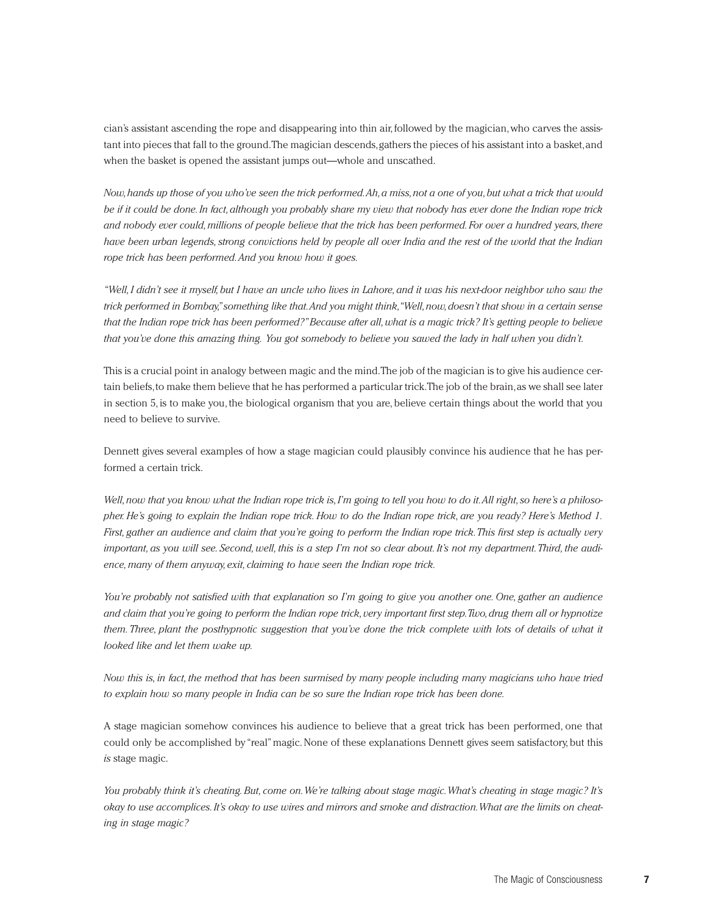cian's assistant ascending the rope and disappearing into thin air, followed by the magician, who carves the assistant into pieces that fall to the ground. The magician descends, gathers the pieces of his assistant into a basket, and when the basket is opened the assistant jumps out—whole and unscathed.

*Now, hands up those of you who've seen the trick performed. Ah, a miss, not a one of you, but what a trick that would be if it could be done. In fact, although you probably share my view that nobody has ever done the Indian rope trick and nobody ever could, millions of people believe that the trick has been performed. For over a hundred years, there have been urban legends, strong convictions held by people all over India and the rest of the world that the Indian rope trick has been performed. And you know how it goes.*

*"Well, I didn't see it myself, but I have an uncle who lives in Lahore, and it was his next-door neighbor who saw the trick performed in Bombay," something like that. And you might think, "Well, now, doesn't that show in a certain sense that the Indian rope trick has been performed?" Because after all, what is a magic trick? It's getting people to believe that you've done this amazing thing. You got somebody to believe you sawed the lady in half when you didn't.*

This is a crucial point in analogy between magic and the mind. The job of the magician is to give his audience certain beliefs, to make them believe that he has performed a particular trick. The job of the brain, as we shall see later in section 5, is to make you, the biological organism that you are, believe certain things about the world that you need to believe to survive.

Dennett gives several examples of how a stage magician could plausibly convince his audience that he has performed a certain trick.

*Well, now that you know what the Indian rope trick is, I'm going to tell you how to do it. All right, so here's a philosopher. He's going to explain the Indian rope trick. How to do the Indian rope trick, are you ready? Here's Method 1. First, gather an audience and claim that you're going to perform the Indian rope trick. This first step is actually very important, as you will see. Second, well, this is a step I'm not so clear about. It's not my department. Third, the audience, many of them anyway, exit, claiming to have seen the Indian rope trick.*

*You're probably not satisfied with that explanation so I'm going to give you another one. One, gather an audience and claim that you're going to perform the Indian rope trick, very important first step. Two, drug them all or hypnotize them. Three, plant the posthypnotic suggestion that you've done the trick complete with lots of details of what it looked like and let them wake up.*

*Now this is, in fact, the method that has been surmised by many people including many magicians who have tried to explain how so many people in India can be so sure the Indian rope trick has been done.*

A stage magician somehow convinces his audience to believe that a great trick has been performed, one that could only be accomplished by "real" magic. None of these explanations Dennett gives seem satisfactory, but this *is* stage magic.

*You probably think it's cheating. But, come on. We're talking about stage magic. What's cheating in stage magic? It's okay to use accomplices. It's okay to use wires and mirrors and smoke and distraction. What are the limits on cheating in stage magic?*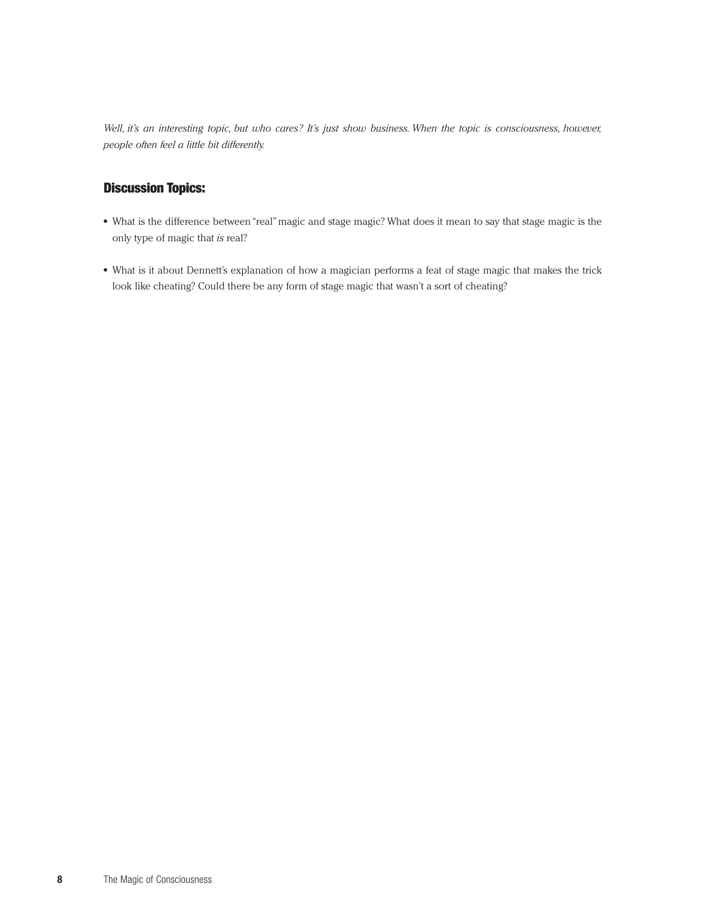*Well, it's an interesting topic, but who cares? It's just show business. When the topic is consciousness, however, people often feel a little bit differently.*

### Discussion Topics:

- What is the difference between "real" magic and stage magic? What does it mean to say that stage magic is the only type of magic that *is* real?
- What is it about Dennett's explanation of how a magician performs a feat of stage magic that makes the trick look like cheating? Could there be any form of stage magic that wasn't a sort of cheating?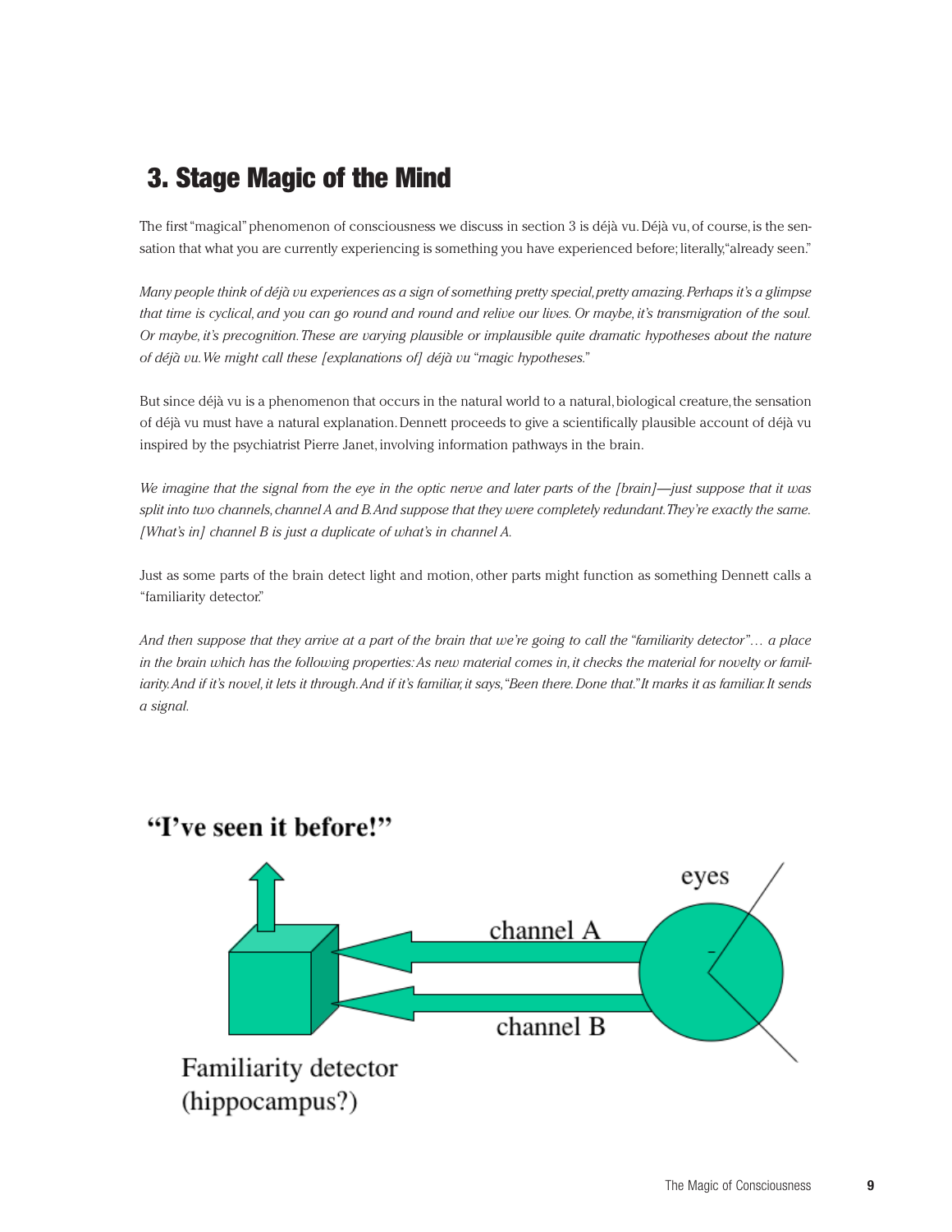## 3. Stage Magic of the Mind

The first "magical" phenomenon of consciousness we discuss in section 3 is déjà vu. Déjà vu, of course, is the sensation that what you are currently experiencing is something you have experienced before; literally, "already seen."

*Many people think of déjà vu experiences as a sign of something pretty special, pretty amazing. Perhaps it's a glimpse that time is cyclical, and you can go round and round and relive our lives. Or maybe, it's transmigration of the soul. Or maybe, it's precognition. These are varying plausible or implausible quite dramatic hypotheses about the nature of déjà vu. We might call these [explanations of] déjà vu "magic hypotheses."*

But since déjà vu is a phenomenon that occurs in the natural world to a natural, biological creature, the sensation of déjà vu must have a natural explanation. Dennett proceeds to give a scientifically plausible account of déjà vu inspired by the psychiatrist Pierre Janet, involving information pathways in the brain.

*We imagine that the signal from the eye in the optic nerve and later parts of the [brain]—just suppose that it was split into two channels, channel A and B. And suppose that they were completely redundant. They're exactly the same. [What's in] channel B is just a duplicate of what's in channel A.*

Just as some parts of the brain detect light and motion, other parts might function as something Dennett calls a "familiarity detector."

*And then suppose that they arrive at a part of the brain that we're going to call the "familiarity detector"… a place in the brain which has the following properties: As new material comes in, it checks the material for novelty or familiarity. And if it's novel, it lets it through. And if it's familiar, it says, "Been there. Done that." It marks it as familiar. It sends a signal.*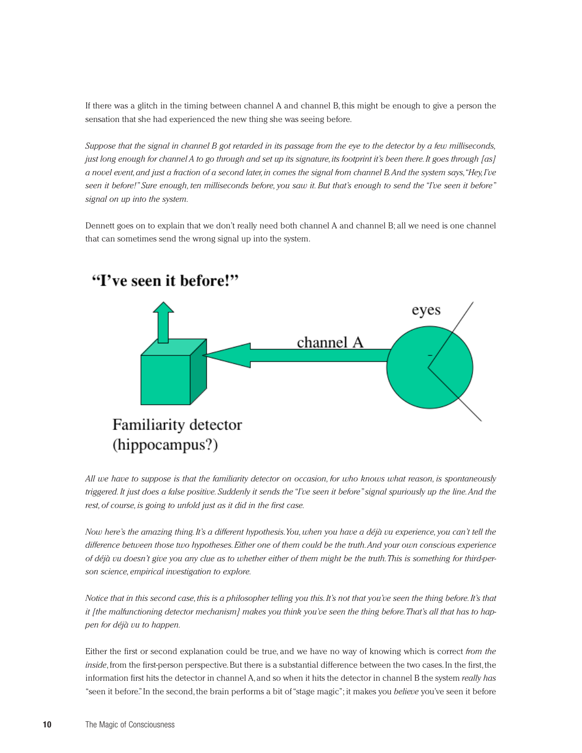If there was a glitch in the timing between channel A and channel B, this might be enough to give a person the sensation that she had experienced the new thing she was seeing before.

*Suppose that the signal in channel B got retarded in its passage from the eye to the detector by a few milliseconds, just long enough for channel A to go through and set up its signature, its footprint it's been there. It goes through [as] a novel event, and just a fraction of a second later, in comes the signal from channel B. And the system says, "Hey, I've seen it before!" Sure enough, ten milliseconds before, you saw it. But that's enough to send the "I've seen it before" signal on up into the system.*

Dennett goes on to explain that we don't really need both channel A and channel B; all we need is one channel that can sometimes send the wrong signal up into the system.

*All we have to suppose is that the familiarity detector on occasion, for who knows what reason, is spontaneously triggered. It just does a false positive. Suddenly it sends the "I've seen it before" signal spuriously up the line. And the rest, of course, is going to unfold just as it did in the first case.*

*Now here's the amazing thing. It's a different hypothesis. You, when you have a déjà vu experience, you can't tell the difference between those two hypotheses. Either one of them could be the truth. And your own conscious experience of déjà vu doesn't give you any clue as to whether either of them might be the truth. This is something for third-person science, empirical investigation to explore.*

*Notice that in this second case, this is a philosopher telling you this. It's not that you've seen the thing before. It's that it [the malfunctioning detector mechanism] makes you think you've seen the thing before. That's all that has to happen for déjà vu to happen.*

Either the first or second explanation could be true, and we have no way of knowing which is correct *from the inside*, from the first-person perspective. But there is a substantial difference between the two cases. In the first, the information first hits the detector in channel A, and so when it hits the detector in channel B the system *really has* "seen it before." In the second, the brain performs a bit of "stage magic"; it makes you *believe* you've seen it before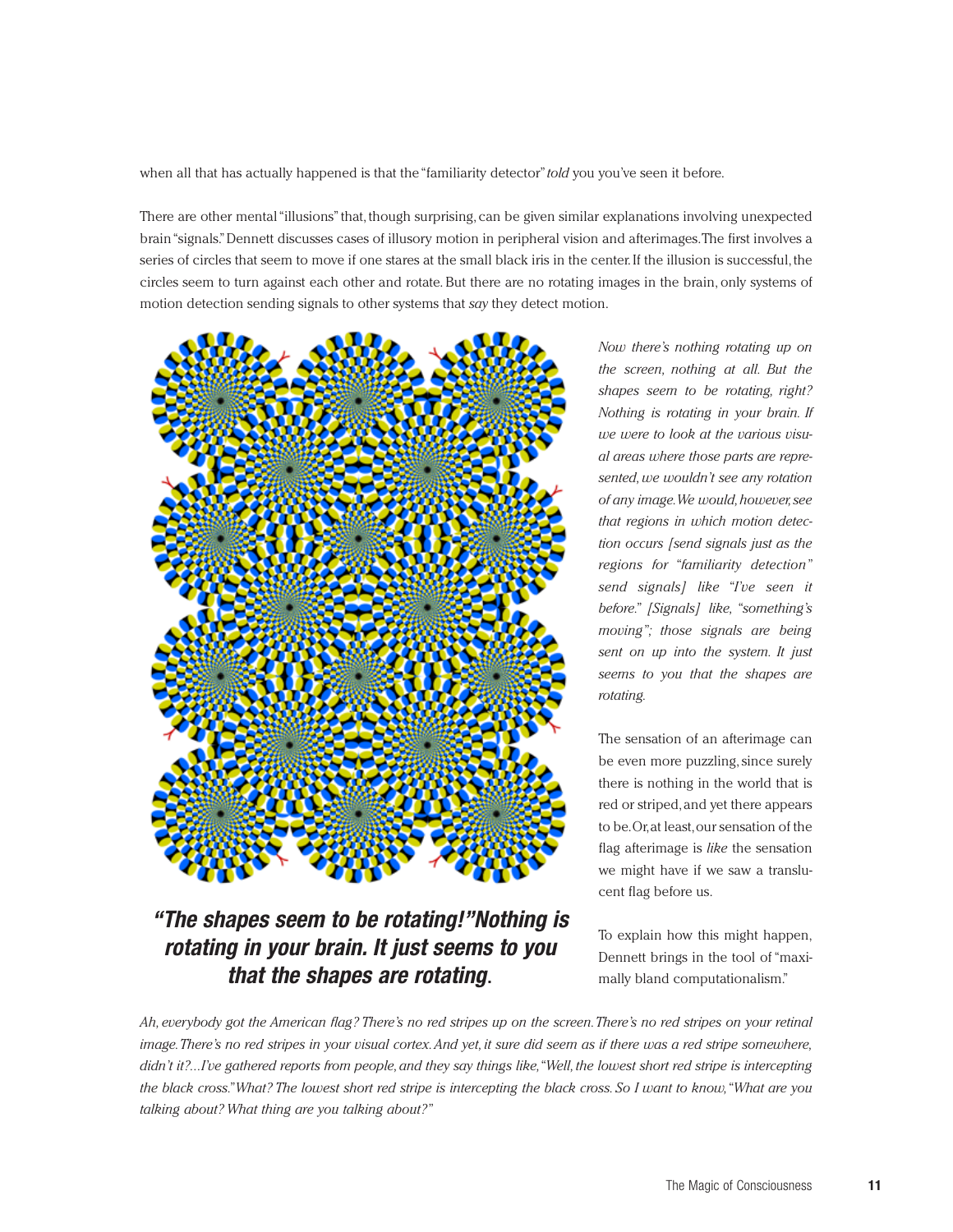when all that has actually happened is that the "familiarity detector" *told* you you've seen it before.

There are other mental "illusions" that, though surprising, can be given similar explanations involving unexpected brain "signals." Dennett discusses cases of illusory motion in peripheral vision and afterimages. The first involves a series of circles that seem to move if one stares at the small black iris in the center. If the illusion is successful, the circles seem to turn against each other and rotate. But there are no rotating images in the brain, only systems of motion detection sending signals to other systems that *say* they detect motion.

***"The shapes seem to be rotating!" Nothing is rotating in your brain. It just seems to you that the shapes are rotating.***

*Now there's nothing rotating up on the screen, nothing at all. But the shapes seem to be rotating, right? Nothing is rotating in your brain. If we were to look at the various visual areas where those parts are represented, we wouldn't see any rotation of any image. We would, however, see that regions in which motion detection occurs [send signals just as the regions for "familiarity detection" send signals] like "I've seen it before." [Signals] like, "something's moving"; those signals are being sent on up into the system. It just seems to you that the shapes are rotating.*

The sensation of an afterimage can be even more puzzling, since surely there is nothing in the world that is red or striped, and yet there appears to be. Or, at least, our sensation of the flag afterimage is *like* the sensation we might have if we saw a translucent flag before us.

To explain how this might happen, Dennett brings in the tool of "maximally bland computationalism."

*Ah, everybody got the American flag? There's no red stripes up on the screen. There's no red stripes on your retinal image. There's no red stripes in your visual cortex. And yet, it sure did seem as if there was a red stripe somewhere, didn't it?...I've gathered reports from people, and they say things like, "Well, the lowest short red stripe is intercepting the black cross." What? The lowest short red stripe is intercepting the black cross. So I want to know, "What are you talking about? What thing are you talking about?"*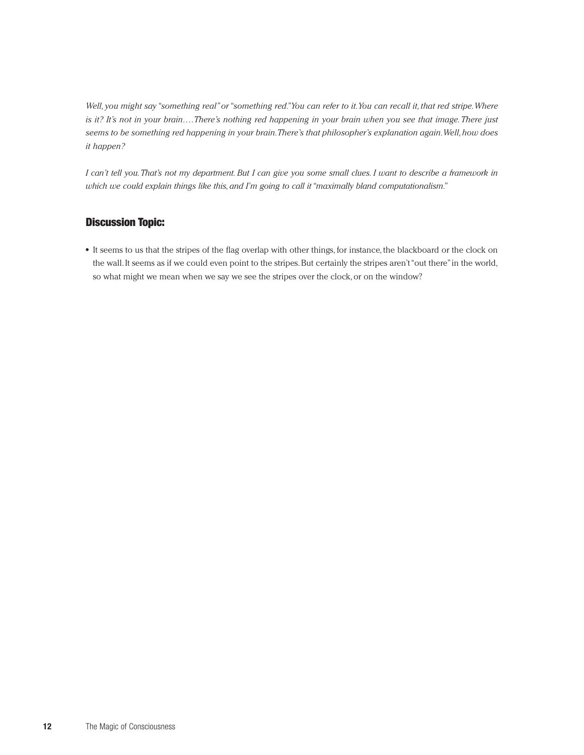*Well, you might say "something real" or "something red." You can refer to it. You can recall it, that red stripe. Where is it? It's not in your brain…. There's nothing red happening in your brain when you see that image. There just seems to be something red happening in your brain. There's that philosopher's explanation again. Well, how does it happen?*

*I can't tell you. That's not my department. But I can give you some small clues. I want to describe a framework in which we could explain things like this, and I'm going to call it "maximally bland computationalism."*

### Discussion Topic:

- It seems to us that the stripes of the flag overlap with other things, for instance, the blackboard or the clock on the wall. It seems as if we could even point to the stripes. But certainly the stripes aren't "out there" in the world, so what might we mean when we say we see the stripes over the clock, or on the window?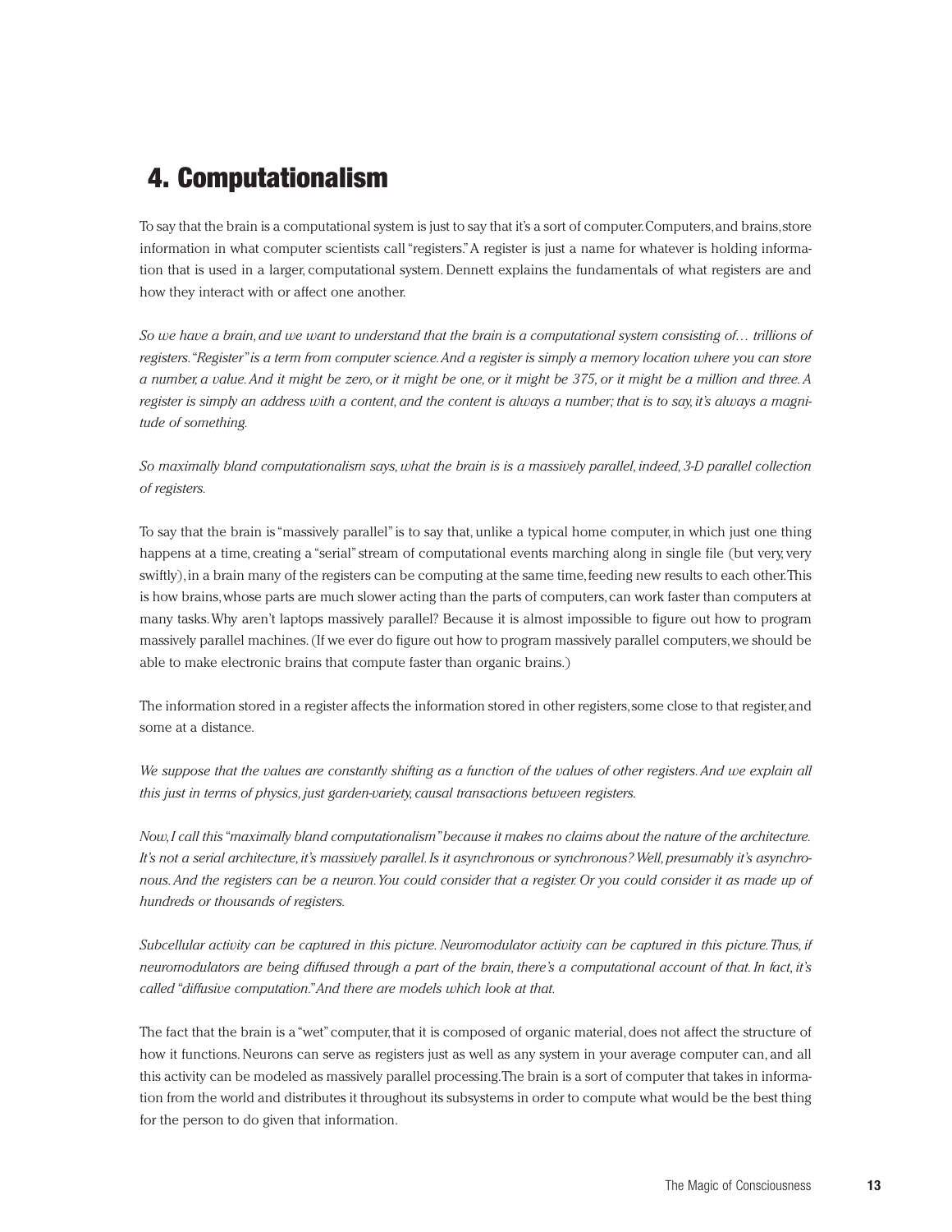## 4. Computationalism

To say that the brain is a computational system is just to say that it's a sort of computer. Computers, and brains, store information in what computer scientists call "registers." A register is just a name for whatever is holding information that is used in a larger, computational system. Dennett explains the fundamentals of what registers are and how they interact with or affect one another.

*So we have a brain, and we want to understand that the brain is a computational system consisting of… trillions of registers. "Register" is a term from computer science. And a register is simply a memory location where you can store a number, a value. And it might be zero, or it might be one, or it might be 375, or it might be a million and three. A register is simply an address with a content, and the content is always a number; that is to say, it's always a magnitude of something.*

*So maximally bland computationalism says, what the brain is is a massively parallel, indeed, 3-D parallel collection of registers.*

To say that the brain is "massively parallel" is to say that, unlike a typical home computer, in which just one thing happens at a time, creating a "serial" stream of computational events marching along in single file (but very, very swiftly), in a brain many of the registers can be computing at the same time, feeding new results to each other. This is how brains, whose parts are much slower acting than the parts of computers, can work faster than computers at many tasks. Why aren't laptops massively parallel? Because it is almost impossible to figure out how to program massively parallel machines. (If we ever do figure out how to program massively parallel computers, we should be able to make electronic brains that compute faster than organic brains.)

The information stored in a register affects the information stored in other registers, some close to that register, and some at a distance.

*We suppose that the values are constantly shifting as a function of the values of other registers. And we explain all this just in terms of physics, just garden-variety, causal transactions between registers.*

*Now, I call this "maximally bland computationalism" because it makes no claims about the nature of the architecture. It's not a serial architecture, it's massively parallel. Is it asynchronous or synchronous? Well, presumably it's asynchronous. And the registers can be a neuron. You could consider that a register. Or you could consider it as made up of hundreds or thousands of registers.*

*Subcellular activity can be captured in this picture. Neuromodulator activity can be captured in this picture. Thus, if neuromodulators are being diffused through a part of the brain, there's a computational account of that. In fact, it's called "diffusive computation." And there are models which look at that.*

The fact that the brain is a "wet" computer, that it is composed of organic material, does not affect the structure of how it functions. Neurons can serve as registers just as well as any system in your average computer can, and all this activity can be modeled as massively parallel processing. The brain is a sort of computer that takes in information from the world and distributes it throughout its subsystems in order to compute what would be the best thing for the person to do given that information.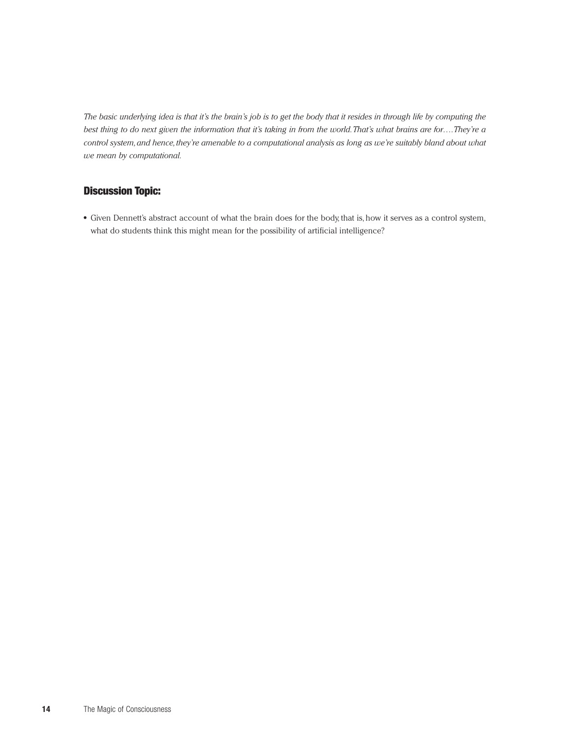*The basic underlying idea is that it's the brain's job is to get the body that it resides in through life by computing the best thing to do next given the information that it's taking in from the world. That's what brains are for.…They're a control system, and hence, they're amenable to a computational analysis as long as we're suitably bland about what we mean by computational.*

### Discussion Topic:

- Given Dennett's abstract account of what the brain does for the body, that is, how it serves as a control system, what do students think this might mean for the possibility of artificial intelligence?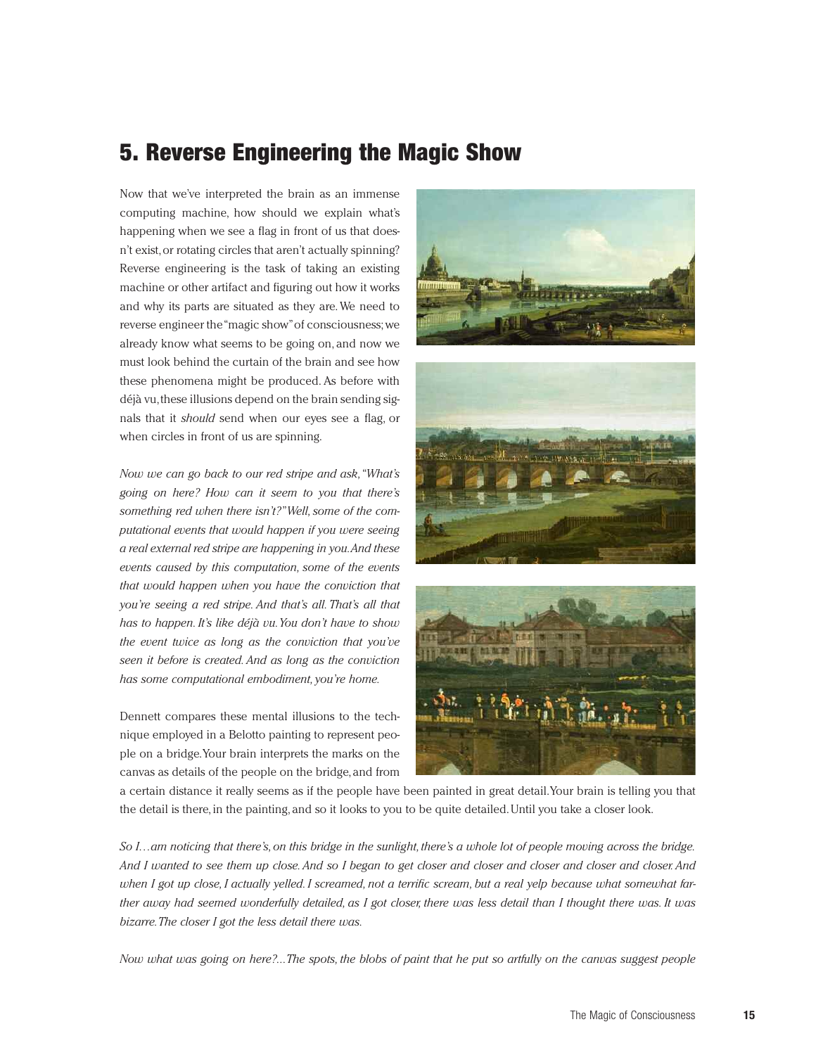## 5. Reverse Engineering the Magic Show

Now that we've interpreted the brain as an immense computing machine, how should we explain what's happening when we see a flag in front of us that doesn't exist, or rotating circles that aren't actually spinning? Reverse engineering is the task of taking an existing machine or other artifact and figuring out how it works and why its parts are situated as they are. We need to reverse engineer the "magic show" of consciousness; we already know what seems to be going on, and now we must look behind the curtain of the brain and see how these phenomena might be produced. As before with déjà vu, these illusions depend on the brain sending signals that it *should* send when our eyes see a flag, or when circles in front of us are spinning.

*Now we can go back to our red stripe and ask, "What's going on here? How can it seem to you that there's something red when there isn't?" Well, some of the computational events that would happen if you were seeing a real external red stripe are happening in you. And these events caused by this computation, some of the events that would happen when you have the conviction that you're seeing a red stripe. And that's all. That's all that has to happen. It's like déjà vu. You don't have to show the event twice as long as the conviction that you've seen it before is created. And as long as the conviction has some computational embodiment, you're home.*

Dennett compares these mental illusions to the technique employed in a Belotto painting to represent people on a bridge. Your brain interprets the marks on the canvas as details of the people on the bridge, and from a certain distance it really seems as if the people have been painted in great detail. Your brain is telling you that the detail is there, in the painting, and so it looks to you to be quite detailed. Until you take a closer look.

*So I…am noticing that there's, on this bridge in the sunlight, there's a whole lot of people moving across the bridge. And I wanted to see them up close. And so I began to get closer and closer and closer and closer and closer. And when I got up close, I actually yelled. I screamed, not a terrific scream, but a real yelp because what somewhat farther away had seemed wonderfully detailed, as I got closer, there was less detail than I thought there was. It was bizarre. The closer I got the less detail there was.*

*Now what was going on here?...The spots, the blobs of paint that he put so artfully on the canvas suggest people*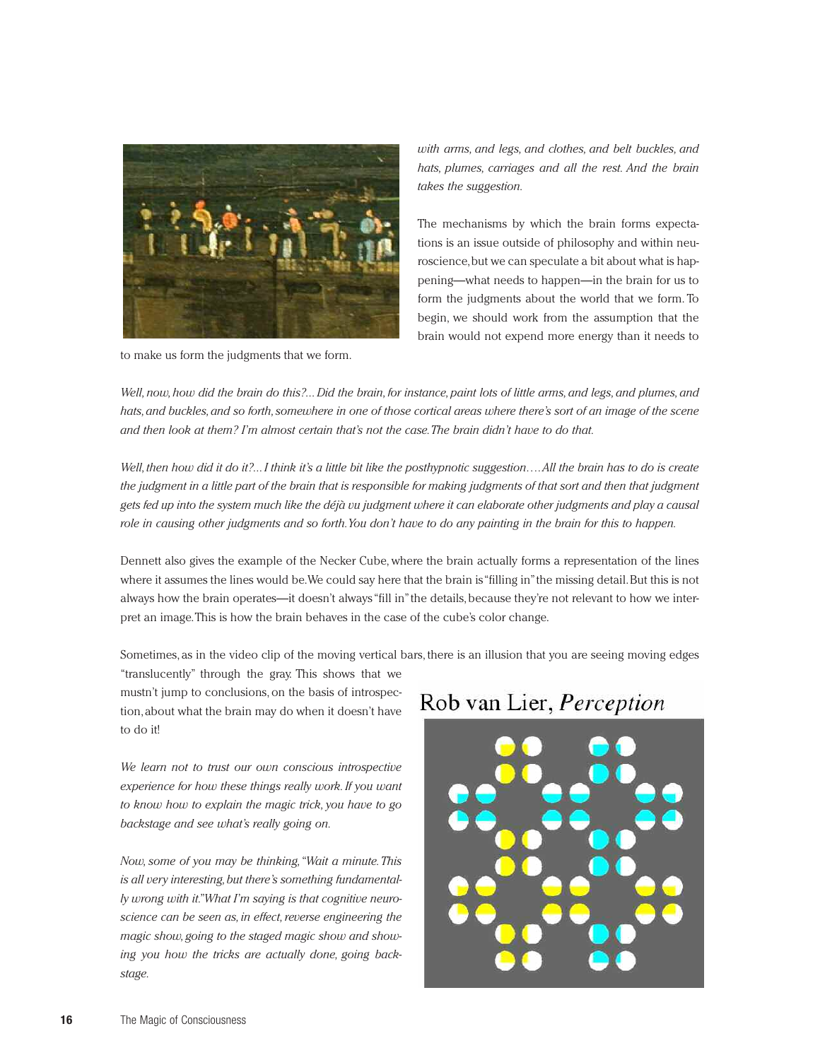*with arms, and legs, and clothes, and belt buckles, and hats, plumes, carriages and all the rest. And the brain takes the suggestion.*

The mechanisms by which the brain forms expectations is an issue outside of philosophy and within neuroscience, but we can speculate a bit about what is happening—what needs to happen—in the brain for us to form the judgments about the world that we form. To begin, we should work from the assumption that the brain would not expend more energy than it needs to to make us form the judgments that we form.

*Well, now, how did the brain do this?... Did the brain, for instance, paint lots of little arms, and legs, and plumes, and hats, and buckles, and so forth, somewhere in one of those cortical areas where there's sort of an image of the scene and then look at them? I'm almost certain that's not the case. The brain didn't have to do that.*

*Well, then how did it do it?... I think it's a little bit like the posthypnotic suggestion.... All the brain has to do is create the judgment in a little part of the brain that is responsible for making judgments of that sort and then that judgment gets fed up into the system much like the déjà vu judgment where it can elaborate other judgments and play a causal role in causing other judgments and so forth. You don't have to do any painting in the brain for this to happen.*

Dennett also gives the example of the Necker Cube, where the brain actually forms a representation of the lines where it assumes the lines would be. We could say here that the brain is "filling in" the missing detail. But this is not always how the brain operates—it doesn't always "fill in" the details, because they're not relevant to how we interpret an image. This is how the brain behaves in the case of the cube's color change.

Sometimes, as in the video clip of the moving vertical bars, there is an illusion that you are seeing moving edges "translucently" through the gray. This shows that we mustn't jump to conclusions, on the basis of introspection, about what the brain may do when it doesn't have to do it!

*We learn not to trust our own conscious introspective experience for how these things really work. If you want to know how to explain the magic trick, you have to go backstage and see what's really going on.*

*Now, some of you may be thinking, "Wait a minute. This is all very interesting, but there's something fundamentally wrong with it." What I'm saying is that cognitive neuroscience can be seen as, in effect, reverse engineering the magic show, going to the staged magic show and showing you how the tricks are actually done, going backstage.*

Rob van Lier, *Perception*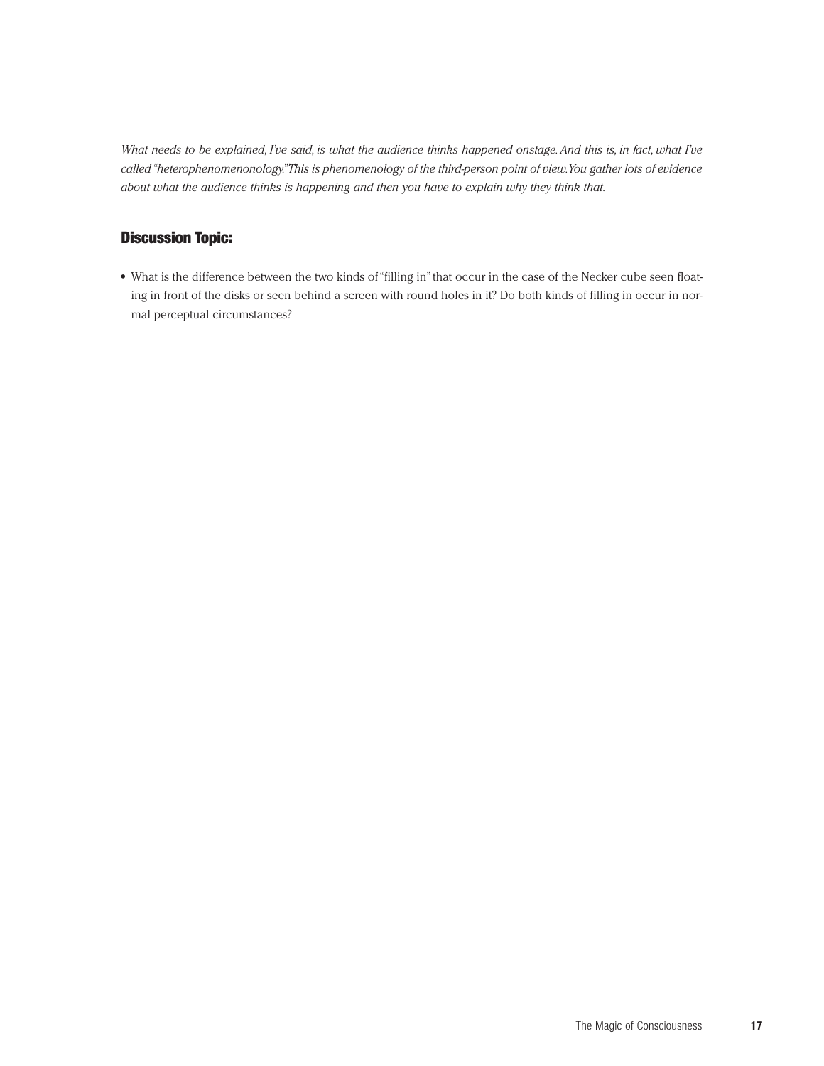*What needs to be explained, I've said, is what the audience thinks happened onstage. And this is, in fact, what I've called "heterophenomenonology." This is phenomenology of the third-person point of view. You gather lots of evidence about what the audience thinks is happening and then you have to explain why they think that.*

### Discussion Topic:

- What is the difference between the two kinds of "filling in" that occur in the case of the Necker cube seen floating in front of the disks or seen behind a screen with round holes in it? Do both kinds of filling in occur in normal perceptual circumstances?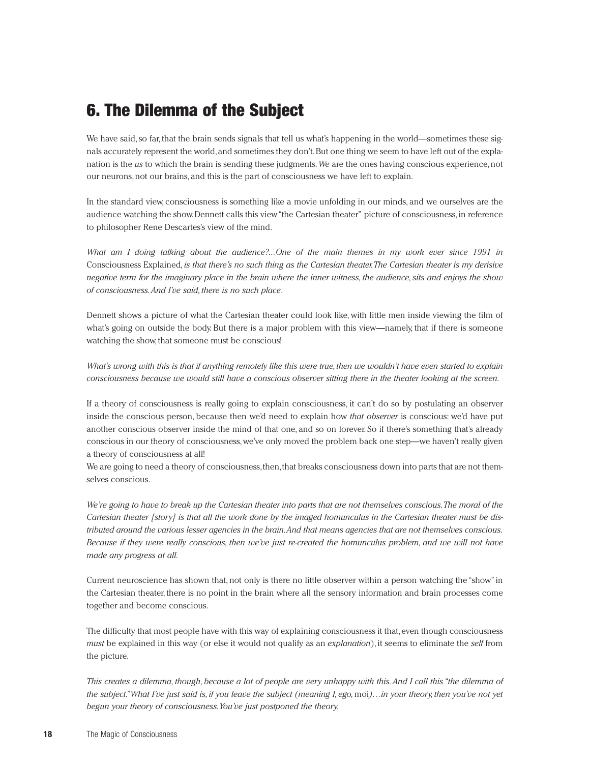## 6. The Dilemma of the Subject

We have said, so far, that the brain sends signals that tell us what's happening in the world—sometimes these signals accurately represent the world, and sometimes they don't. But one thing we seem to have left out of the explanation is the *us* to which the brain is sending these judgments. *We* are the ones having conscious experience, not our neurons, not our brains, and this is the part of consciousness we have left to explain.

In the standard view, consciousness is something like a movie unfolding in our minds, and we ourselves are the audience watching the show. Dennett calls this view "the Cartesian theater" picture of consciousness, in reference to philosopher Rene Descartes's view of the mind.

*What am I doing talking about the audience?...One of the main themes in my work ever since 1991 in* Consciousness Explained, *is that there's no such thing as the Cartesian theater. The Cartesian theater is my derisive negative term for the imaginary place in the brain where the inner witness, the audience, sits and enjoys the show of consciousness. And I've said, there is no such place.*

Dennett shows a picture of what the Cartesian theater could look like, with little men inside viewing the film of what's going on outside the body. But there is a major problem with this view—namely, that if there is someone watching the show, that someone must be conscious!

*What's wrong with this is that if anything remotely like this were true, then we wouldn't have even started to explain consciousness because we would still have a conscious observer sitting there in the theater looking at the screen.*

If a theory of consciousness is really going to explain consciousness, it can't do so by postulating an observer inside the conscious person, because then we'd need to explain how *that observer* is conscious: we'd have put another conscious observer inside the mind of that one, and so on forever. So if there's something that's already conscious in our theory of consciousness, we've only moved the problem back one step—we haven't really given a theory of consciousness at all!
We are going to need a theory of consciousness, then, that breaks consciousness down into parts that are not themselves conscious.

*We're going to have to break up the Cartesian theater into parts that are not themselves conscious. The moral of the Cartesian theater [story] is that all the work done by the imaged homunculus in the Cartesian theater must be distributed around the various lesser agencies in the brain. And that means agencies that are not themselves conscious. Because if they were really conscious, then we've just re-created the homunculus problem, and we will not have made any progress at all.*

Current neuroscience has shown that, not only is there no little observer within a person watching the "show" in the Cartesian theater, there is no point in the brain where all the sensory information and brain processes come together and become conscious.

The difficulty that most people have with this way of explaining consciousness it that, even though consciousness *must* be explained in this way (or else it would not qualify as an *explanation*), it seems to eliminate the *self* from the picture.

*This creates a dilemma, though, because a lot of people are very unhappy with this. And I call this "the dilemma of the subject." What I've just said is, if you leave the subject (meaning I, ego,* moi*)…in your theory, then you've not yet begun your theory of consciousness. You've just postponed the theory.*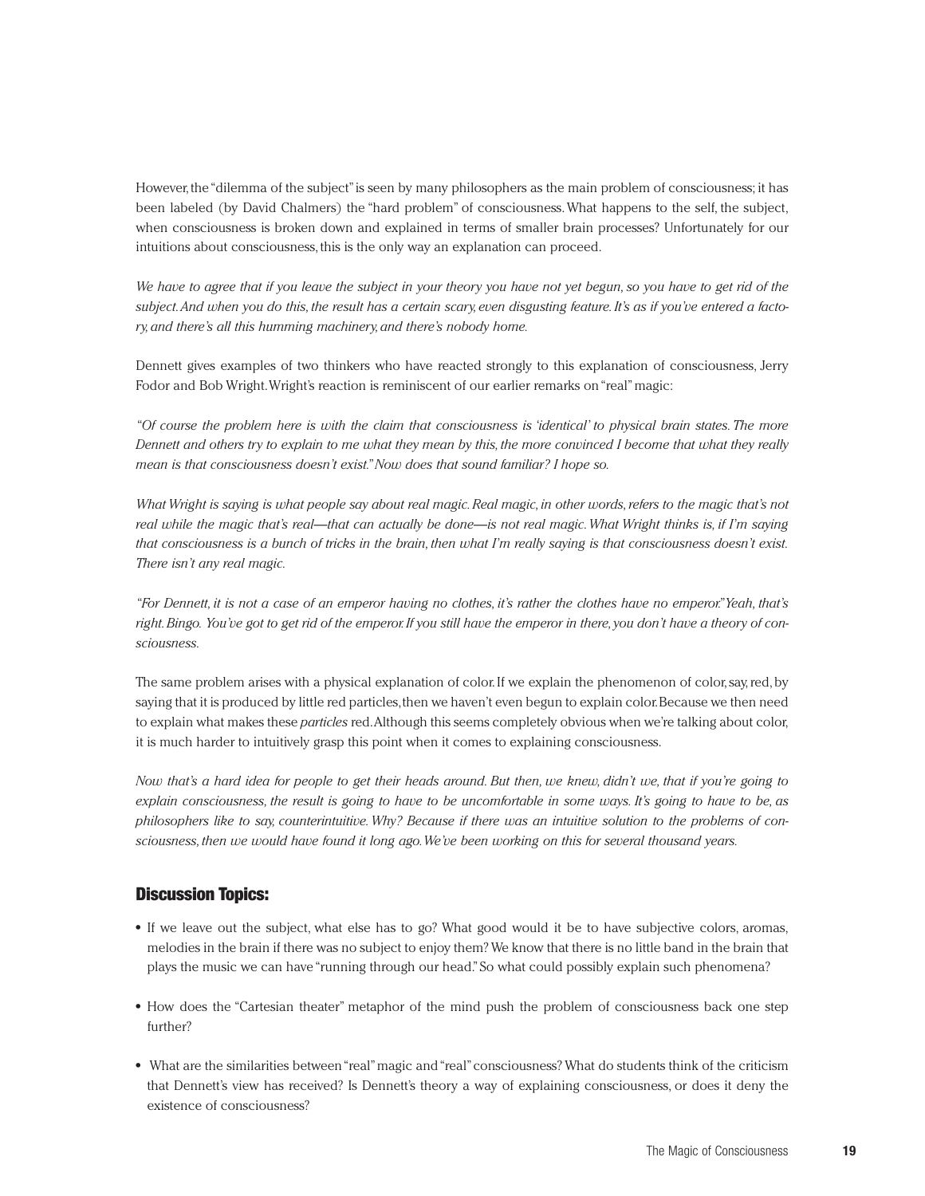However, the "dilemma of the subject" is seen by many philosophers as the main problem of consciousness; it has been labeled (by David Chalmers) the "hard problem" of consciousness. What happens to the self, the subject, when consciousness is broken down and explained in terms of smaller brain processes? Unfortunately for our intuitions about consciousness, this is the only way an explanation can proceed.

*We have to agree that if you leave the subject in your theory you have not yet begun, so you have to get rid of the subject. And when you do this, the result has a certain scary, even disgusting feature. It's as if you've entered a factory, and there's all this humming machinery, and there's nobody home.*

Dennett gives examples of two thinkers who have reacted strongly to this explanation of consciousness, Jerry Fodor and Bob Wright. Wright's reaction is reminiscent of our earlier remarks on "real" magic:

*"Of course the problem here is with the claim that consciousness is 'identical' to physical brain states. The more Dennett and others try to explain to me what they mean by this, the more convinced I become that what they really mean is that consciousness doesn't exist." Now does that sound familiar? I hope so.*

*What Wright is saying is what people say about real magic. Real magic, in other words, refers to the magic that's not real while the magic that's real—that can actually be done—is not real magic. What Wright thinks is, if I'm saying that consciousness is a bunch of tricks in the brain, then what I'm really saying is that consciousness doesn't exist. There isn't any real magic.*

*"For Dennett, it is not a case of an emperor having no clothes, it's rather the clothes have no emperor." Yeah, that's right. Bingo. You've got to get rid of the emperor. If you still have the emperor in there, you don't have a theory of consciousness.*

The same problem arises with a physical explanation of color. If we explain the phenomenon of color, say, red, by saying that it is produced by little red particles, then we haven't even begun to explain color. Because we then need to explain what makes these *particles* red. Although this seems completely obvious when we're talking about color, it is much harder to intuitively grasp this point when it comes to explaining consciousness.

*Now that's a hard idea for people to get their heads around. But then, we knew, didn't we, that if you're going to explain consciousness, the result is going to have to be uncomfortable in some ways. It's going to have to be, as philosophers like to say, counterintuitive. Why? Because if there was an intuitive solution to the problems of consciousness, then we would have found it long ago. We've been working on this for several thousand years.*

### Discussion Topics:

- If we leave out the subject, what else has to go? What good would it be to have subjective colors, aromas, melodies in the brain if there was no subject to enjoy them? We know that there is no little band in the brain that plays the music we can have "running through our head." So what could possibly explain such phenomena?
- How does the "Cartesian theater" metaphor of the mind push the problem of consciousness back one step further?
- What are the similarities between "real" magic and "real" consciousness? What do students think of the criticism that Dennett's view has received? Is Dennett's theory a way of explaining consciousness, or does it deny the existence of consciousness?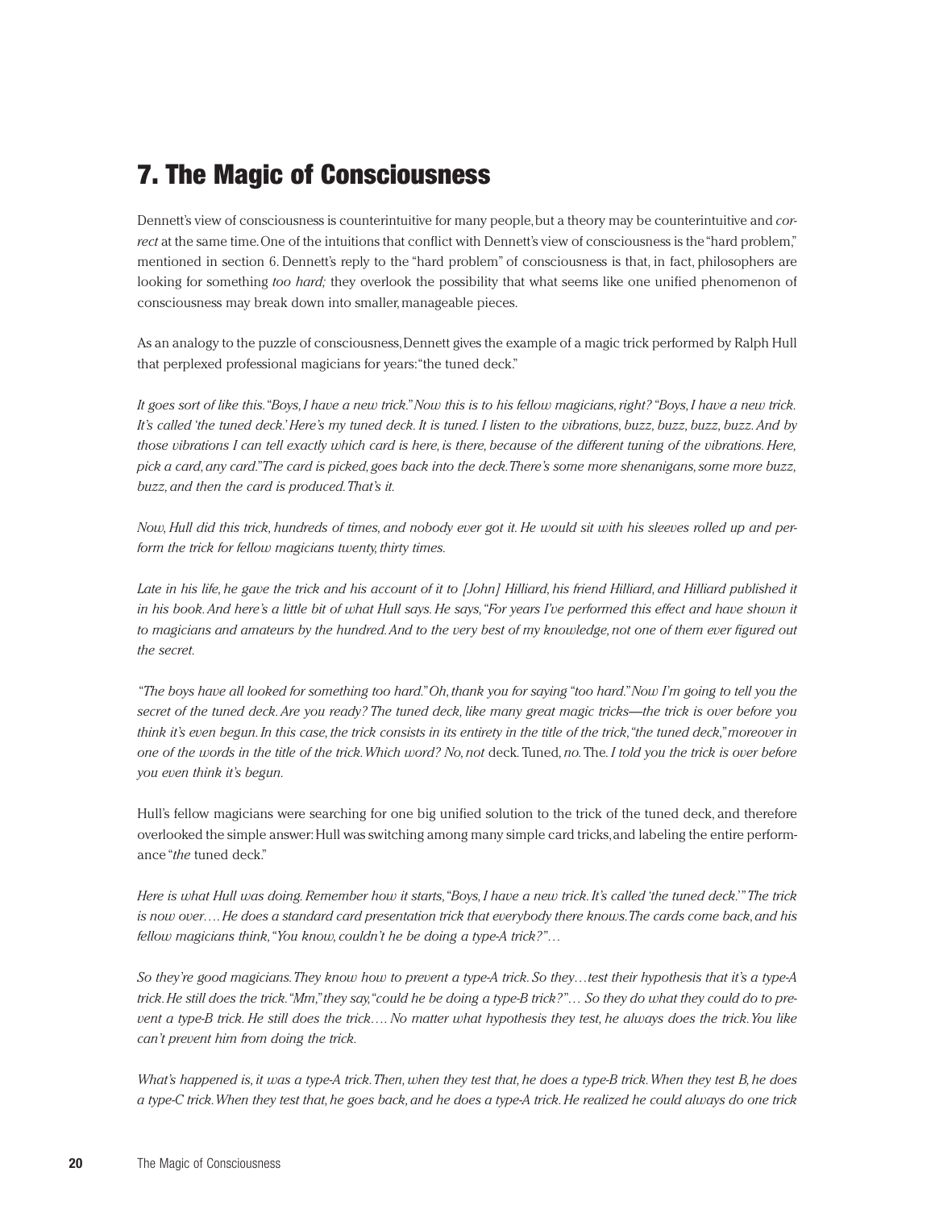## 7. The Magic of Consciousness

Dennett's view of consciousness is counterintuitive for many people, but a theory may be counterintuitive and *correct* at the same time. One of the intuitions that conflict with Dennett's view of consciousness is the "hard problem," mentioned in section 6. Dennett's reply to the "hard problem" of consciousness is that, in fact, philosophers are looking for something *too hard;* they overlook the possibility that what seems like one unified phenomenon of consciousness may break down into smaller, manageable pieces.

As an analogy to the puzzle of consciousness, Dennett gives the example of a magic trick performed by Ralph Hull that perplexed professional magicians for years: "the tuned deck."

*It goes sort of like this. "Boys, I have a new trick." Now this is to his fellow magicians, right? "Boys, I have a new trick. It's called 'the tuned deck.' Here's my tuned deck. It is tuned. I listen to the vibrations, buzz, buzz, buzz, buzz. And by those vibrations I can tell exactly which card is here, is there, because of the different tuning of the vibrations. Here, pick a card, any card." The card is picked, goes back into the deck. There's some more shenanigans, some more buzz, buzz, and then the card is produced. That's it.*

*Now, Hull did this trick, hundreds of times, and nobody ever got it. He would sit with his sleeves rolled up and perform the trick for fellow magicians twenty, thirty times.*

*Late in his life, he gave the trick and his account of it to [John] Hilliard, his friend Hilliard, and Hilliard published it in his book. And here's a little bit of what Hull says. He says, "For years I've performed this effect and have shown it to magicians and amateurs by the hundred. And to the very best of my knowledge, not one of them ever figured out the secret.*

*"The boys have all looked for something too hard." Oh, thank you for saying "too hard." Now I'm going to tell you the secret of the tuned deck. Are you ready? The tuned deck, like many great magic tricks—the trick is over before you think it's even begun. In this case, the trick consists in its entirety in the title of the trick, "the tuned deck," moreover in one of the words in the title of the trick. Which word? No, not* deck. Tuned*, no.* The. *I told you the trick is over before you even think it's begun.*

Hull's fellow magicians were searching for one big unified solution to the trick of the tuned deck, and therefore overlooked the simple answer: Hull was switching among many simple card tricks, and labeling the entire performance "*the* tuned deck."

*Here is what Hull was doing. Remember how it starts, "Boys, I have a new trick. It's called 'the tuned deck.'" The trick is now over.... He does a standard card presentation trick that everybody there knows. The cards come back, and his fellow magicians think, "You know, couldn't he be doing a type-A trick?"...*

*So they're good magicians. They know how to prevent a type-A trick. So they...test their hypothesis that it's a type-A trick. He still does the trick. "Mm," they say, "could he be doing a type-B trick?"... So they do what they could do to prevent a type-B trick. He still does the trick.... No matter what hypothesis they test, he always does the trick. You like can't prevent him from doing the trick.*

*What's happened is, it was a type-A trick. Then, when they test that, he does a type-B trick. When they test B, he does a type-C trick. When they test that, he goes back, and he does a type-A trick. He realized he could always do one trick*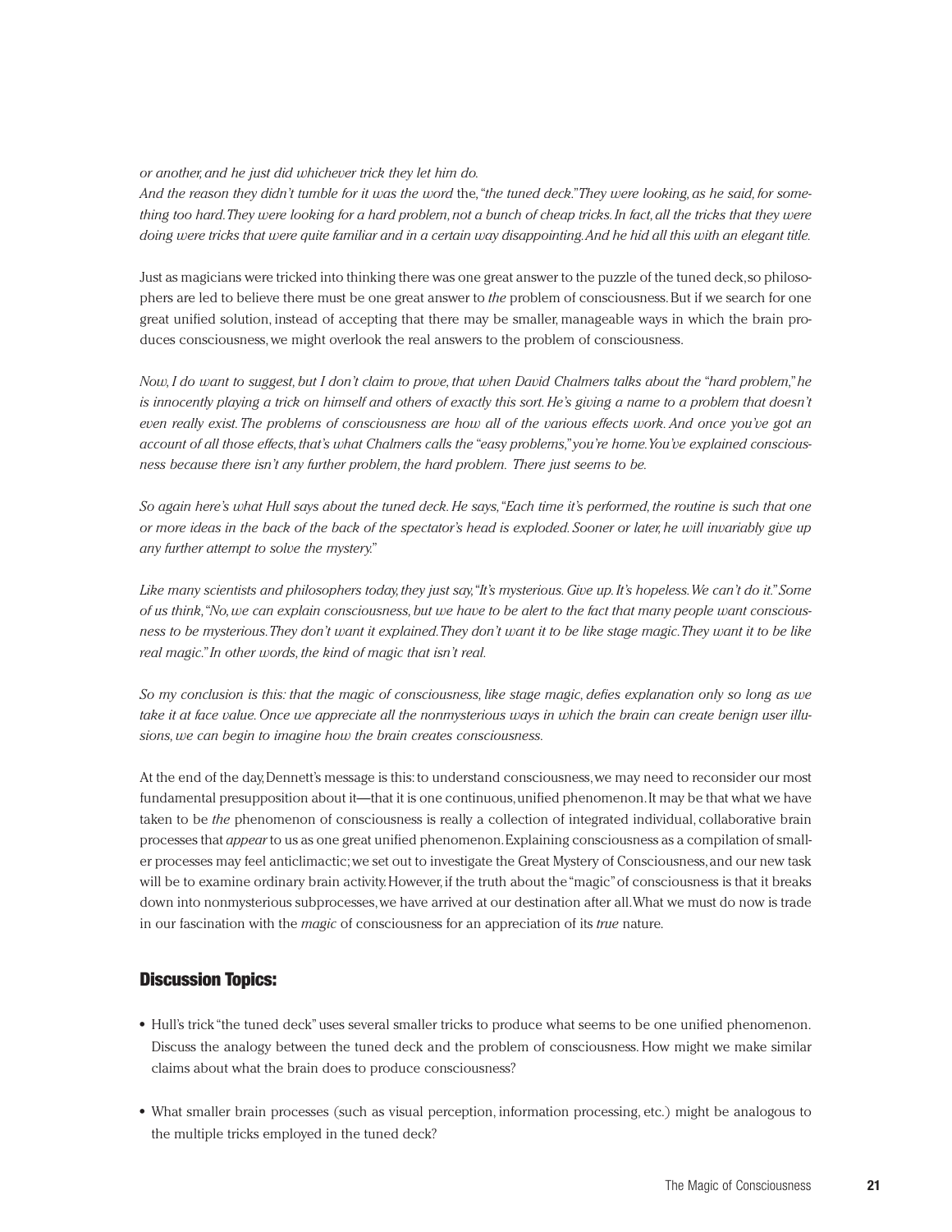*or another, and he just did whichever trick they let him do.*

*And the reason they didn't tumble for it was the word* the, *"the tuned deck." They were looking, as he said, for something too hard. They were looking for a hard problem, not a bunch of cheap tricks. In fact, all the tricks that they were doing were tricks that were quite familiar and in a certain way disappointing. And he hid all this with an elegant title.*

Just as magicians were tricked into thinking there was one great answer to the puzzle of the tuned deck, so philosophers are led to believe there must be one great answer to *the* problem of consciousness. But if we search for one great unified solution, instead of accepting that there may be smaller, manageable ways in which the brain produces consciousness, we might overlook the real answers to the problem of consciousness.

*Now, I do want to suggest, but I don't claim to prove, that when David Chalmers talks about the "hard problem," he is innocently playing a trick on himself and others of exactly this sort. He's giving a name to a problem that doesn't even really exist. The problems of consciousness are how all of the various effects work. And once you've got an account of all those effects, that's what Chalmers calls the "easy problems," you're home. You've explained consciousness because there isn't any further problem, the hard problem. There just seems to be.*

*So again here's what Hull says about the tuned deck. He says, "Each time it's performed, the routine is such that one or more ideas in the back of the back of the spectator's head is exploded. Sooner or later, he will invariably give up any further attempt to solve the mystery."*

*Like many scientists and philosophers today, they just say, "It's mysterious. Give up. It's hopeless. We can't do it." Some of us think, "No, we can explain consciousness, but we have to be alert to the fact that many people want consciousness to be mysterious. They don't want it explained. They don't want it to be like stage magic. They want it to be like real magic." In other words, the kind of magic that isn't real.*

*So my conclusion is this: that the magic of consciousness, like stage magic, defies explanation only so long as we take it at face value. Once we appreciate all the nonmysterious ways in which the brain can create benign user illusions, we can begin to imagine how the brain creates consciousness.*

At the end of the day, Dennett's message is this: to understand consciousness, we may need to reconsider our most fundamental presupposition about it—that it is one continuous, unified phenomenon. It may be that what we have taken to be *the* phenomenon of consciousness is really a collection of integrated individual, collaborative brain processes that *appear* to us as one great unified phenomenon. Explaining consciousness as a compilation of smaller processes may feel anticlimactic; we set out to investigate the Great Mystery of Consciousness, and our new task will be to examine ordinary brain activity. However, if the truth about the "magic" of consciousness is that it breaks down into nonmysterious subprocesses, we have arrived at our destination after all. What we must do now is trade in our fascination with the *magic* of consciousness for an appreciation of its *true* nature.

### Discussion Topics:

- Hull's trick "the tuned deck" uses several smaller tricks to produce what seems to be one unified phenomenon. Discuss the analogy between the tuned deck and the problem of consciousness. How might we make similar claims about what the brain does to produce consciousness?
- What smaller brain processes (such as visual perception, information processing, etc.) might be analogous to the multiple tricks employed in the tuned deck?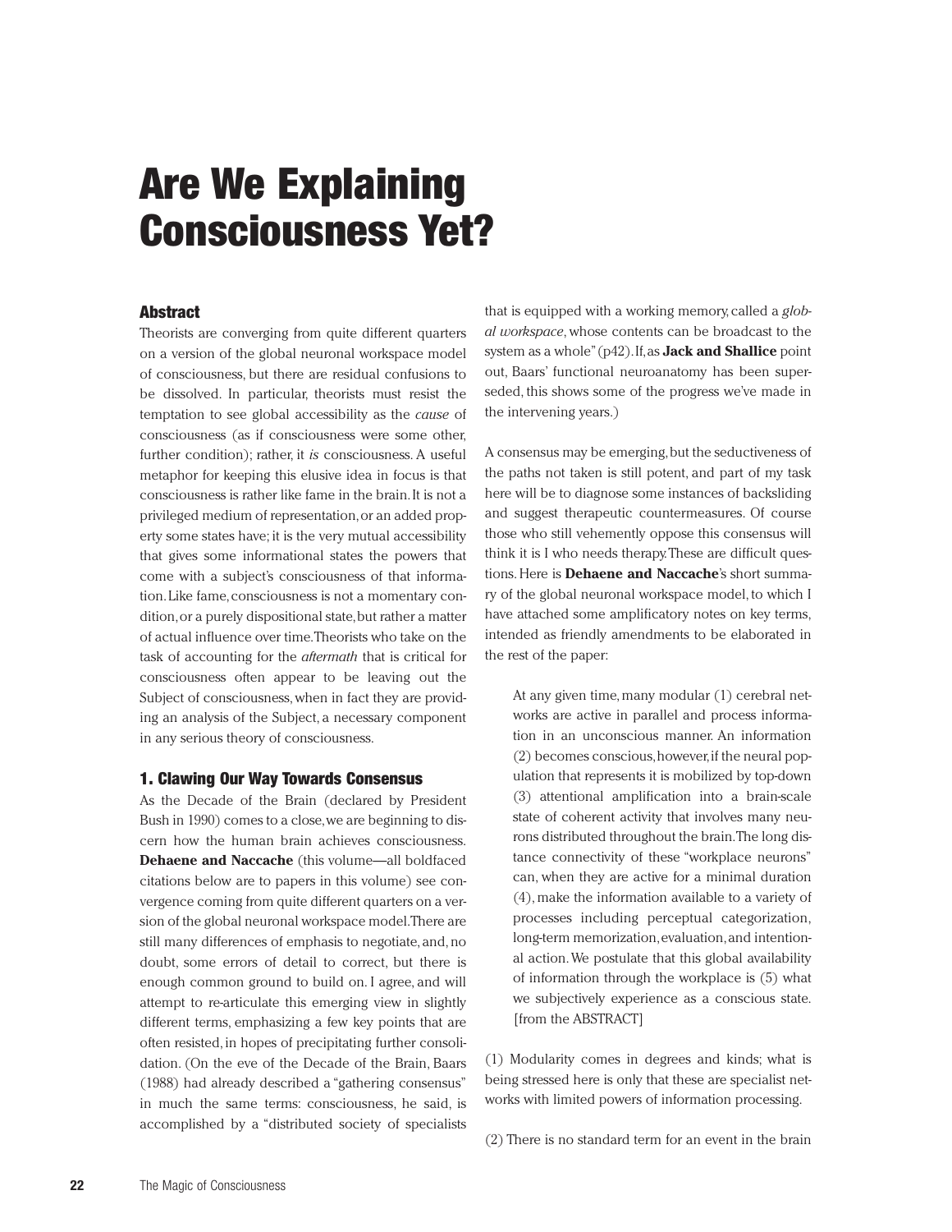# Are We Explaining Consciousness Yet?

### Abstract

Theorists are converging from quite different quarters on a version of the global neuronal workspace model of consciousness, but there are residual confusions to be dissolved. In particular, theorists must resist the temptation to see global accessibility as the *cause* of consciousness (as if consciousness were some other, further condition); rather, it *is* consciousness. A useful metaphor for keeping this elusive idea in focus is that consciousness is rather like fame in the brain. It is not a privileged medium of representation, or an added property some states have; it is the very mutual accessibility that gives some informational states the powers that come with a subject's consciousness of that information. Like fame, consciousness is not a momentary condition, or a purely dispositional state, but rather a matter of actual influence over time. Theorists who take on the task of accounting for the *aftermath* that is critical for consciousness often appear to be leaving out the Subject of consciousness, when in fact they are providing an analysis of the Subject, a necessary component in any serious theory of consciousness.

### 1. Clawing Our Way Towards Consensus

As the Decade of the Brain (declared by President Bush in 1990) comes to a close, we are beginning to discern how the human brain achieves consciousness. **Dehaene and Naccache** (this volume—all boldfaced citations below are to papers in this volume) see convergence coming from quite different quarters on a version of the global neuronal workspace model. There are still many differences of emphasis to negotiate, and, no doubt, some errors of detail to correct, but there is enough common ground to build on. I agree, and will attempt to re-articulate this emerging view in slightly different terms, emphasizing a few key points that are often resisted, in hopes of precipitating further consolidation. (On the eve of the Decade of the Brain, Baars (1988) had already described a "gathering consensus" in much the same terms: consciousness, he said, is accomplished by a "distributed society of specialists that is equipped with a working memory, called a *global workspace*, whose contents can be broadcast to the system as a whole" (p42). If, as **Jack and Shallice** point out, Baars' functional neuroanatomy has been superseded, this shows some of the progress we've made in the intervening years.)

A consensus may be emerging, but the seductiveness of the paths not taken is still potent, and part of my task here will be to diagnose some instances of backsliding and suggest therapeutic countermeasures. Of course those who still vehemently oppose this consensus will think it is I who needs therapy. These are difficult questions. Here is **Dehaene and Naccache**'s short summary of the global neuronal workspace model, to which I have attached some amplificatory notes on key terms, intended as friendly amendments to be elaborated in the rest of the paper:

> At any given time, many modular (1) cerebral networks are active in parallel and process information in an unconscious manner. An information (2) becomes conscious, however, if the neural population that represents it is mobilized by top-down (3) attentional amplification into a brain-scale state of coherent activity that involves many neurons distributed throughout the brain. The long distance connectivity of these "workplace neurons" can, when they are active for a minimal duration (4), make the information available to a variety of processes including perceptual categorization, long-term memorization, evaluation, and intentional action. We postulate that this global availability of information through the workplace is (5) what we subjectively experience as a conscious state. [from the ABSTRACT]

(1) Modularity comes in degrees and kinds; what is being stressed here is only that these are specialist networks with limited powers of information processing.

(2) There is no standard term for an event in the brain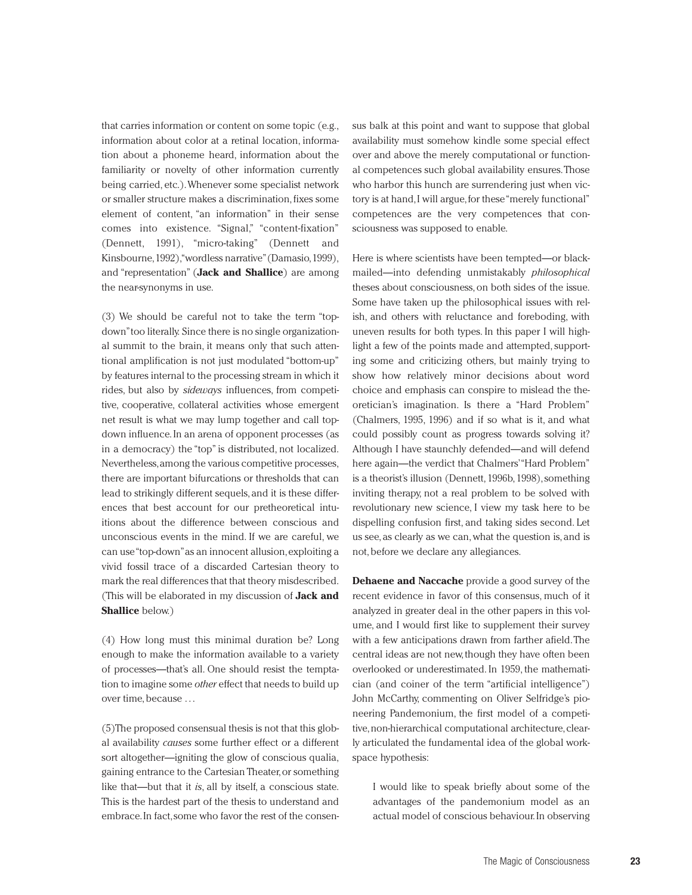that carries information or content on some topic (e.g., information about color at a retinal location, information about a phoneme heard, information about the familiarity or novelty of other information currently being carried, etc.). Whenever some specialist network or smaller structure makes a discrimination, fixes some element of content, "an information" in their sense comes into existence. "Signal," "content-fixation" (Dennett, 1991), "micro-taking" (Dennett and Kinsbourne, 1992), "wordless narrative" (Damasio, 1999), and "representation" (**Jack and Shallice**) are among the near-synonyms in use.

(3) We should be careful not to take the term "top-down" too literally. Since there is no single organizational summit to the brain, it means only that such attentional amplification is not just modulated "bottom-up" by features internal to the processing stream in which it rides, but also by *sideways* influences, from competitive, cooperative, collateral activities whose emergent net result is what we may lump together and call top-down influence. In an arena of opponent processes (as in a democracy) the "top" is distributed, not localized. Nevertheless, among the various competitive processes, there are important bifurcations or thresholds that can lead to strikingly different sequels, and it is these differences that best account for our pretheoretical intuitions about the difference between conscious and unconscious events in the mind. If we are careful, we can use "top-down" as an innocent allusion, exploiting a vivid fossil trace of a discarded Cartesian theory to mark the real differences that that theory misdescribed. (This will be elaborated in my discussion of **Jack and Shallice** below.)

(4) How long must this minimal duration be? Long enough to make the information available to a variety of processes—that's all. One should resist the temptation to imagine some *other* effect that needs to build up over time, because . . .

(5) The proposed consensual thesis is not that this global availability *causes* some further effect or a different sort altogether—igniting the glow of conscious qualia, gaining entrance to the Cartesian Theater, or something like that—but that it *is*, all by itself, a conscious state. This is the hardest part of the thesis to understand and embrace. In fact, some who favor the rest of the consensus balk at this point and want to suppose that global availability must somehow kindle some special effect over and above the merely computational or functional competences such global availability ensures. Those who harbor this hunch are surrendering just when victory is at hand, I will argue, for these "merely functional" competences are the very competences that consciousness was supposed to enable.

Here is where scientists have been tempted—or blackmailed—into defending unmistakably *philosophical* theses about consciousness, on both sides of the issue. Some have taken up the philosophical issues with relish, and others with reluctance and foreboding, with uneven results for both types. In this paper I will highlight a few of the points made and attempted, supporting some and criticizing others, but mainly trying to show how relatively minor decisions about word choice and emphasis can conspire to mislead the theoretician's imagination. Is there a "Hard Problem" (Chalmers, 1995, 1996) and if so what is it, and what could possibly count as progress towards solving it? Although I have staunchly defended—and will defend here again—the verdict that Chalmers' "Hard Problem" is a theorist's illusion (Dennett, 1996b, 1998), something inviting therapy, not a real problem to be solved with revolutionary new science, I view my task here to be dispelling confusion first, and taking sides second. Let us see, as clearly as we can, what the question is, and is not, before we declare any allegiances.

**Dehaene and Naccache** provide a good survey of the recent evidence in favor of this consensus, much of it analyzed in greater deal in the other papers in this volume, and I would first like to supplement their survey with a few anticipations drawn from farther afield. The central ideas are not new, though they have often been overlooked or underestimated. In 1959, the mathematician (and coiner of the term "artificial intelligence") John McCarthy, commenting on Oliver Selfridge's pioneering Pandemonium, the first model of a competitive, non-hierarchical computational architecture, clearly articulated the fundamental idea of the global workspace hypothesis:

> I would like to speak briefly about some of the advantages of the pandemonium model as an actual model of conscious behaviour. In observing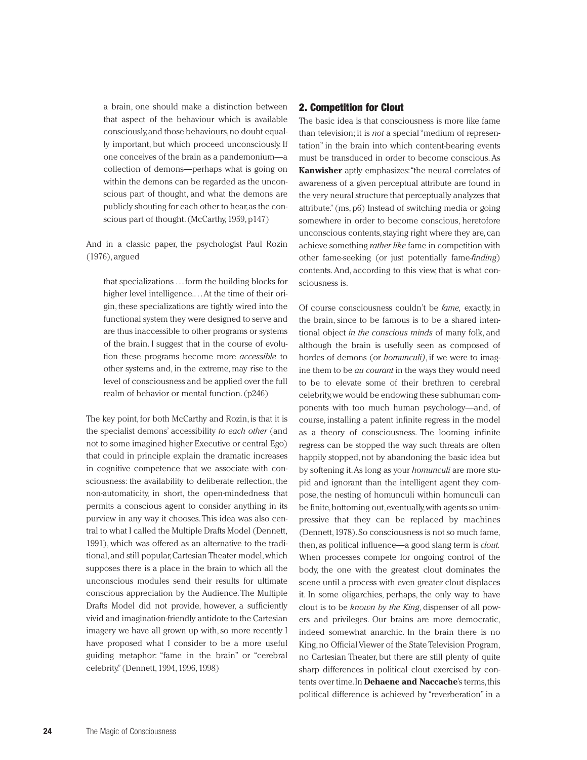> a brain, one should make a distinction between that aspect of the behaviour which is available consciously, and those behaviours, no doubt equally important, but which proceed unconsciously. If one conceives of the brain as a pandemonium—a collection of demons—perhaps what is going on within the demons can be regarded as the unconscious part of thought, and what the demons are publicly shouting for each other to hear, as the conscious part of thought. (McCarthy, 1959, p147)

And in a classic paper, the psychologist Paul Rozin (1976), argued

> that specializations …form the building blocks for higher level intelligence.…At the time of their origin, these specializations are tightly wired into the functional system they were designed to serve and are thus inaccessible to other programs or systems of the brain. I suggest that in the course of evolution these programs become more *accessible* to other systems and, in the extreme, may rise to the level of consciousness and be applied over the full realm of behavior or mental function. (p246)

The key point, for both McCarthy and Rozin, is that it is the specialist demons' accessibility *to each other* (and not to some imagined higher Executive or central Ego) that could in principle explain the dramatic increases in cognitive competence that we associate with consciousness: the availability to deliberate reflection, the non-automaticity, in short, the open-mindedness that permits a conscious agent to consider anything in its purview in any way it chooses. This idea was also central to what I called the Multiple Drafts Model (Dennett, 1991), which was offered as an alternative to the traditional, and still popular, Cartesian Theater model, which supposes there is a place in the brain to which all the unconscious modules send their results for ultimate conscious appreciation by the Audience. The Multiple Drafts Model did not provide, however, a sufficiently vivid and imagination-friendly antidote to the Cartesian imagery we have all grown up with, so more recently I have proposed what I consider to be a more useful guiding metaphor: "fame in the brain" or "cerebral celebrity." (Dennett, 1994, 1996, 1998)

## 2. Competition for Clout

The basic idea is that consciousness is more like fame than television; it is *not* a special "medium of representation" in the brain into which content-bearing events must be transduced in order to become conscious. As **Kanwisher** aptly emphasizes: "the neural correlates of awareness of a given perceptual attribute are found in the very neural structure that perceptually analyzes that attribute." (ms, p6) Instead of switching media or going somewhere in order to become conscious, heretofore unconscious contents, staying right where they are, can achieve something *rather like* fame in competition with other fame-seeking (or just potentially fame-*finding*) contents. And, according to this view, that is what consciousness is.

Of course consciousness couldn't be *fame,* exactly, in the brain, since to be famous is to be a shared intentional object *in the conscious minds* of many folk, and although the brain is usefully seen as composed of hordes of demons (or *homunculi)*, if we were to imagine them to be *au courant* in the ways they would need to be to elevate some of their brethren to cerebral celebrity, we would be endowing these subhuman components with too much human psychology—and, of course, installing a patent infinite regress in the model as a theory of consciousness. The looming infinite regress can be stopped the way such threats are often happily stopped, not by abandoning the basic idea but by softening it. As long as your *homunculi* are more stupid and ignorant than the intelligent agent they compose, the nesting of homunculi within homunculi can be finite, bottoming out, eventually, with agents so unimpressive that they can be replaced by machines (Dennett, 1978). So consciousness is not so much fame, then, as political influence—a good slang term is *clout.* When processes compete for ongoing control of the body, the one with the greatest clout dominates the scene until a process with even greater clout displaces it. In some oligarchies, perhaps, the only way to have clout is to be *known by the King*, dispenser of all powers and privileges. Our brains are more democratic, indeed somewhat anarchic. In the brain there is no King, no Official Viewer of the State Television Program, no Cartesian Theater, but there are still plenty of quite sharp differences in political clout exercised by contents over time. In **Dehaene and Naccache**'s terms, this political difference is achieved by "reverberation" in a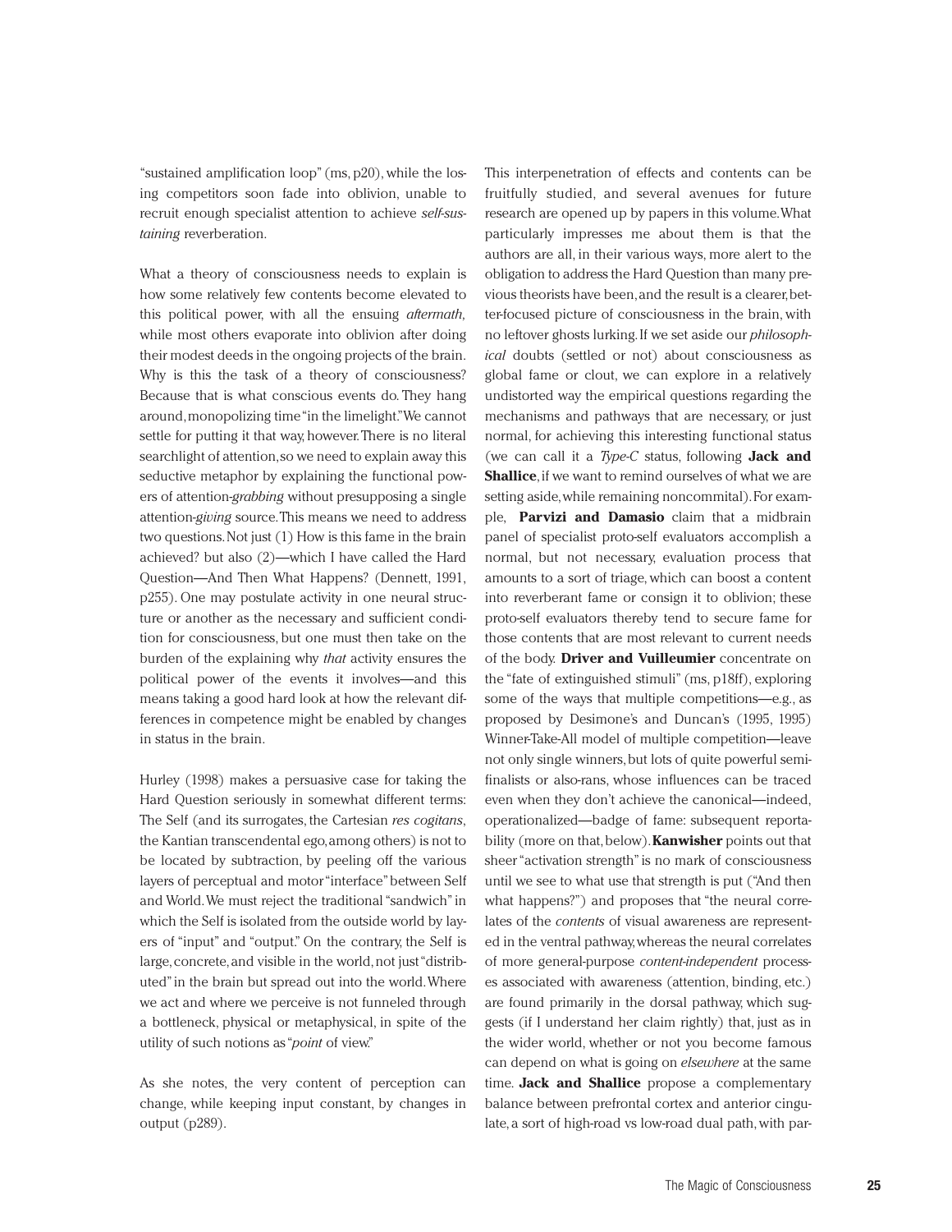"sustained amplification loop" (ms, p20), while the losing competitors soon fade into oblivion, unable to recruit enough specialist attention to achieve *self-sustaining* reverberation.

What a theory of consciousness needs to explain is how some relatively few contents become elevated to this political power, with all the ensuing *aftermath*, while most others evaporate into oblivion after doing their modest deeds in the ongoing projects of the brain. Why is this the task of a theory of consciousness? Because that is what conscious events do. They hang around, monopolizing time "in the limelight." We cannot settle for putting it that way, however. There is no literal searchlight of attention, so we need to explain away this seductive metaphor by explaining the functional powers of attention-*grabbing* without presupposing a single attention-*giving* source. This means we need to address two questions. Not just (1) How is this fame in the brain achieved? but also (2)—which I have called the Hard Question—And Then What Happens? (Dennett, 1991, p255). One may postulate activity in one neural structure or another as the necessary and sufficient condition for consciousness, but one must then take on the burden of the explaining why *that* activity ensures the political power of the events it involves—and this means taking a good hard look at how the relevant differences in competence might be enabled by changes in status in the brain.

Hurley (1998) makes a persuasive case for taking the Hard Question seriously in somewhat different terms: The Self (and its surrogates, the Cartesian *res cogitans*, the Kantian transcendental ego, among others) is not to be located by subtraction, by peeling off the various layers of perceptual and motor "interface" between Self and World. We must reject the traditional "sandwich" in which the Self is isolated from the outside world by layers of "input" and "output." On the contrary, the Self is large, concrete, and visible in the world, not just "distributed" in the brain but spread out into the world. Where we act and where we perceive is not funneled through a bottleneck, physical or metaphysical, in spite of the utility of such notions as "*point* of view."

As she notes, the very content of perception can change, while keeping input constant, by changes in output (p289).

This interpenetration of effects and contents can be fruitfully studied, and several avenues for future research are opened up by papers in this volume. What particularly impresses me about them is that the authors are all, in their various ways, more alert to the obligation to address the Hard Question than many previous theorists have been, and the result is a clearer, better-focused picture of consciousness in the brain, with no leftover ghosts lurking. If we set aside our *philosophical* doubts (settled or not) about consciousness as global fame or clout, we can explore in a relatively undistorted way the empirical questions regarding the mechanisms and pathways that are necessary, or just normal, for achieving this interesting functional status (we can call it a *Type-C* status, following **Jack and Shallice**, if we want to remind ourselves of what we are setting aside, while remaining noncommital). For example, **Parvizi and Damasio** claim that a midbrain panel of specialist proto-self evaluators accomplish a normal, but not necessary, evaluation process that amounts to a sort of triage, which can boost a content into reverberant fame or consign it to oblivion; these proto-self evaluators thereby tend to secure fame for those contents that are most relevant to current needs of the body. **Driver and Vuilleumier** concentrate on the "fate of extinguished stimuli" (ms, p18ff), exploring some of the ways that multiple competitions—e.g., as proposed by Desimone's and Duncan's (1995, 1995) Winner-Take-All model of multiple competition—leave not only single winners, but lots of quite powerful semi-finalists or also-rans, whose influences can be traced even when they don't achieve the canonical—indeed, operationalized—badge of fame: subsequent reportability (more on that, below). **Kanwisher** points out that sheer "activation strength" is no mark of consciousness until we see to what use that strength is put ("And then what happens?") and proposes that "the neural correlates of the *contents* of visual awareness are represented in the ventral pathway, whereas the neural correlates of more general-purpose *content-independent* processes associated with awareness (attention, binding, etc.) are found primarily in the dorsal pathway, which suggests (if I understand her claim rightly) that, just as in the wider world, whether or not you become famous can depend on what is going on *elsewhere* at the same time. **Jack and Shallice** propose a complementary balance between prefrontal cortex and anterior cingulate, a sort of high-road vs low-road dual path, with par-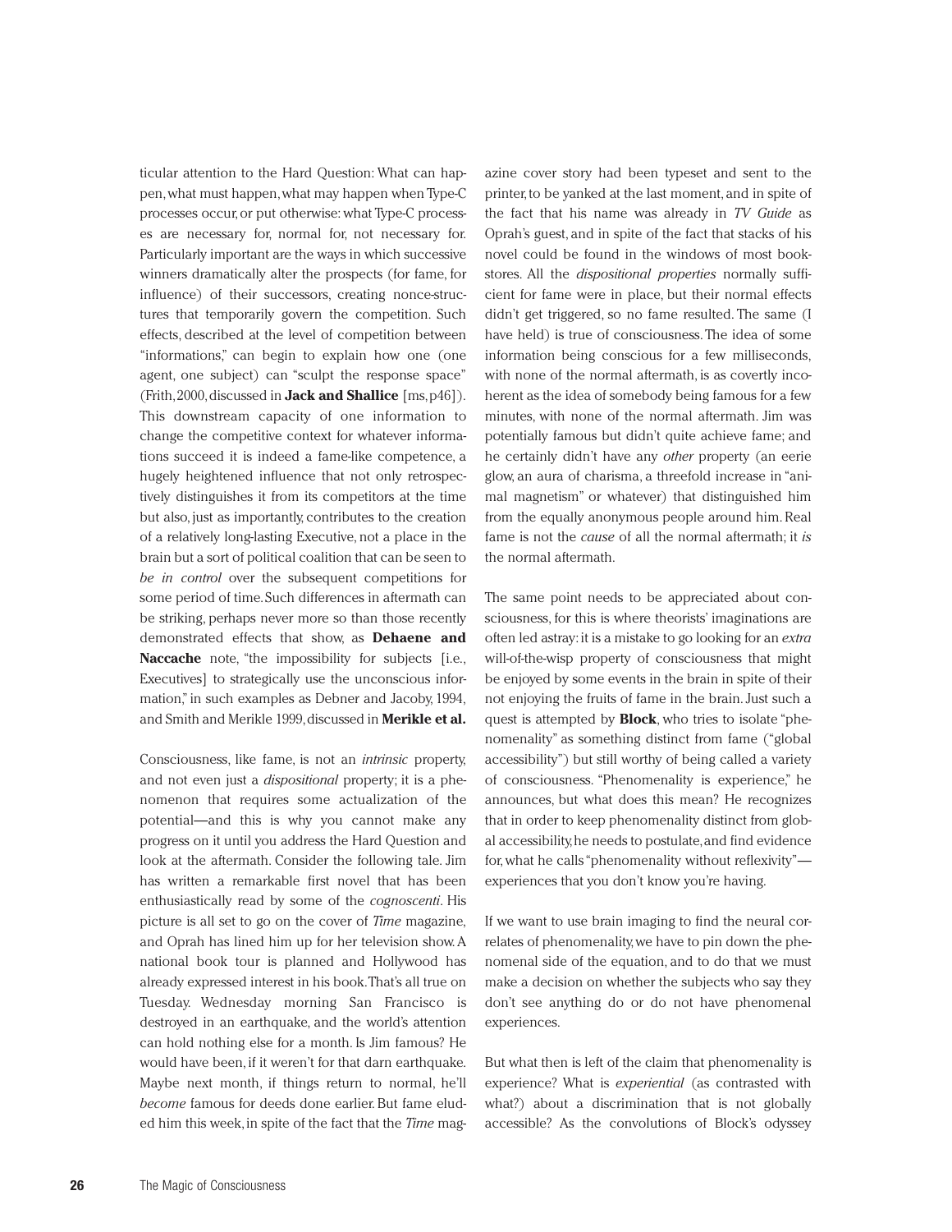ticular attention to the Hard Question: What can happen, what must happen, what may happen when Type-C processes occur, or put otherwise: what Type-C processes are necessary for, normal for, not necessary for. Particularly important are the ways in which successive winners dramatically alter the prospects (for fame, for influence) of their successors, creating nonce-structures that temporarily govern the competition. Such effects, described at the level of competition between "informations," can begin to explain how one (one agent, one subject) can "sculpt the response space" (Frith, 2000, discussed in **Jack and Shallice** [ms, p46]). This downstream capacity of one information to change the competitive context for whatever informations succeed it is indeed a fame-like competence, a hugely heightened influence that not only retrospectively distinguishes it from its competitors at the time but also, just as importantly, contributes to the creation of a relatively long-lasting Executive, not a place in the brain but a sort of political coalition that can be seen to *be in control* over the subsequent competitions for some period of time. Such differences in aftermath can be striking, perhaps never more so than those recently demonstrated effects that show, as **Dehaene and Naccache** note, "the impossibility for subjects [i.e., Executives] to strategically use the unconscious information," in such examples as Debner and Jacoby, 1994, and Smith and Merikle 1999, discussed in **Merikle et al.**

Consciousness, like fame, is not an *intrinsic* property, and not even just a *dispositional* property; it is a phenomenon that requires some actualization of the potential—and this is why you cannot make any progress on it until you address the Hard Question and look at the aftermath. Consider the following tale. Jim has written a remarkable first novel that has been enthusiastically read by some of the *cognoscenti*. His picture is all set to go on the cover of *Time* magazine, and Oprah has lined him up for her television show. A national book tour is planned and Hollywood has already expressed interest in his book. That's all true on Tuesday. Wednesday morning San Francisco is destroyed in an earthquake, and the world's attention can hold nothing else for a month. Is Jim famous? He would have been, if it weren't for that darn earthquake. Maybe next month, if things return to normal, he'll *become* famous for deeds done earlier. But fame eluded him this week, in spite of the fact that the *Time* magazine cover story had been typeset and sent to the printer, to be yanked at the last moment, and in spite of the fact that his name was already in *TV Guide* as Oprah's guest, and in spite of the fact that stacks of his novel could be found in the windows of most bookstores. All the *dispositional properties* normally sufficient for fame were in place, but their normal effects didn't get triggered, so no fame resulted. The same (I have held) is true of consciousness. The idea of some information being conscious for a few milliseconds, with none of the normal aftermath, is as covertly incoherent as the idea of somebody being famous for a few minutes, with none of the normal aftermath. Jim was potentially famous but didn't quite achieve fame; and he certainly didn't have any *other* property (an eerie glow, an aura of charisma, a threefold increase in "animal magnetism" or whatever) that distinguished him from the equally anonymous people around him. Real fame is not the *cause* of all the normal aftermath; it *is* the normal aftermath.

The same point needs to be appreciated about consciousness, for this is where theorists' imaginations are often led astray: it is a mistake to go looking for an *extra* will-of-the-wisp property of consciousness that might be enjoyed by some events in the brain in spite of their not enjoying the fruits of fame in the brain. Just such a quest is attempted by **Block**, who tries to isolate "phenomenality" as something distinct from fame ("global accessibility") but still worthy of being called a variety of consciousness. "Phenomenality is experience," he announces, but what does this mean? He recognizes that in order to keep phenomenality distinct from global accessibility, he needs to postulate, and find evidence for, what he calls "phenomenality without reflexivity"—experiences that you don't know you're having.

If we want to use brain imaging to find the neural correlates of phenomenality, we have to pin down the phenomenal side of the equation, and to do that we must make a decision on whether the subjects who say they don't see anything do or do not have phenomenal experiences.

But what then is left of the claim that phenomenality is experience? What is *experiential* (as contrasted with what?) about a discrimination that is not globally accessible? As the convolutions of Block's odyssey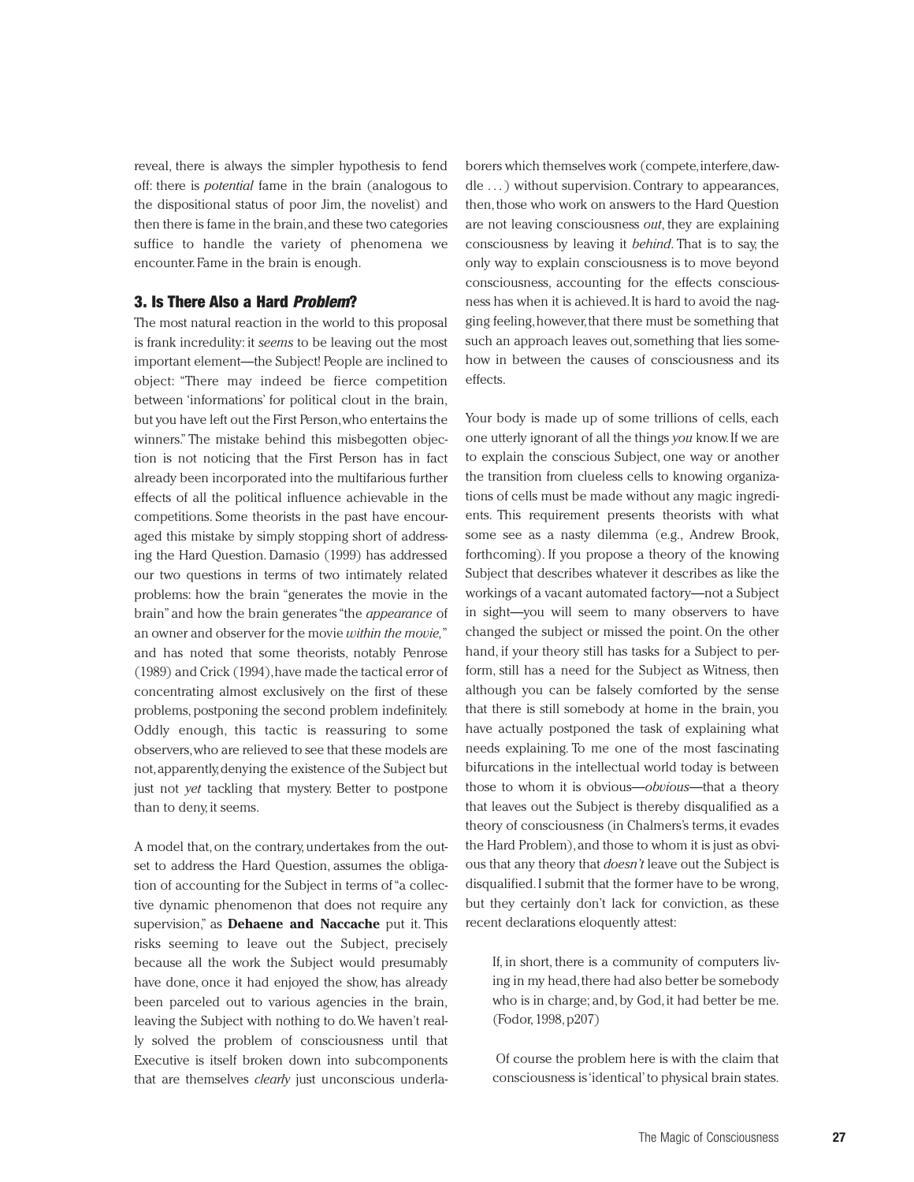reveal, there is always the simpler hypothesis to fend off: there is *potential* fame in the brain (analogous to the dispositional status of poor Jim, the novelist) and then there is fame in the brain, and these two categories suffice to handle the variety of phenomena we encounter. Fame in the brain is enough.

### 3. Is There Also a Hard *Problem*?

The most natural reaction in the world to this proposal is frank incredulity: it *seems* to be leaving out the most important element—the Subject! People are inclined to object: "There may indeed be fierce competition between 'informations' for political clout in the brain, but you have left out the First Person, who entertains the winners." The mistake behind this misbegotten objection is not noticing that the First Person has in fact already been incorporated into the multifarious further effects of all the political influence achievable in the competitions. Some theorists in the past have encouraged this mistake by simply stopping short of addressing the Hard Question. Damasio (1999) has addressed our two questions in terms of two intimately related problems: how the brain "generates the movie in the brain" and how the brain generates "the *appearance* of an owner and observer for the movie *within the movie,*" and has noted that some theorists, notably Penrose (1989) and Crick (1994), have made the tactical error of concentrating almost exclusively on the first of these problems, postponing the second problem indefinitely. Oddly enough, this tactic is reassuring to some observers, who are relieved to see that these models are not, apparently, denying the existence of the Subject but just not *yet* tackling that mystery. Better to postpone than to deny, it seems.

A model that, on the contrary, undertakes from the outset to address the Hard Question, assumes the obligation of accounting for the Subject in terms of "a collective dynamic phenomenon that does not require any supervision," as **Dehaene and Naccache** put it. This risks seeming to leave out the Subject, precisely because all the work the Subject would presumably have done, once it had enjoyed the show, has already been parceled out to various agencies in the brain, leaving the Subject with nothing to do. We haven't really solved the problem of consciousness until that Executive is itself broken down into subcomponents that are themselves *clearly* just unconscious underlaborers which themselves work (compete, interfere, dawdle . . . ) without supervision. Contrary to appearances, then, those who work on answers to the Hard Question are not leaving consciousness *out*, they are explaining consciousness by leaving it *behind.* That is to say, the only way to explain consciousness is to move beyond consciousness, accounting for the effects consciousness has when it is achieved. It is hard to avoid the nagging feeling, however, that there must be something that such an approach leaves out, something that lies somehow in between the causes of consciousness and its effects.

Your body is made up of some trillions of cells, each one utterly ignorant of all the things *you* know. If we are to explain the conscious Subject, one way or another the transition from clueless cells to knowing organizations of cells must be made without any magic ingredients. This requirement presents theorists with what some see as a nasty dilemma (e.g., Andrew Brook, forthcoming). If you propose a theory of the knowing Subject that describes whatever it describes as like the workings of a vacant automated factory—not a Subject in sight—you will seem to many observers to have changed the subject or missed the point. On the other hand, if your theory still has tasks for a Subject to perform, still has a need for the Subject as Witness, then although you can be falsely comforted by the sense that there is still somebody at home in the brain, you have actually postponed the task of explaining what needs explaining. To me one of the most fascinating bifurcations in the intellectual world today is between those to whom it is obvious—*obvious*—that a theory that leaves out the Subject is thereby disqualified as a theory of consciousness (in Chalmers's terms, it evades the Hard Problem), and those to whom it is just as obvious that any theory that *doesn't* leave out the Subject is disqualified. I submit that the former have to be wrong, but they certainly don't lack for conviction, as these recent declarations eloquently attest:

> If, in short, there is a community of computers living in my head, there had also better be somebody who is in charge; and, by God, it had better be me. (Fodor, 1998, p207)

> Of course the problem here is with the claim that consciousness is 'identical' to physical brain states.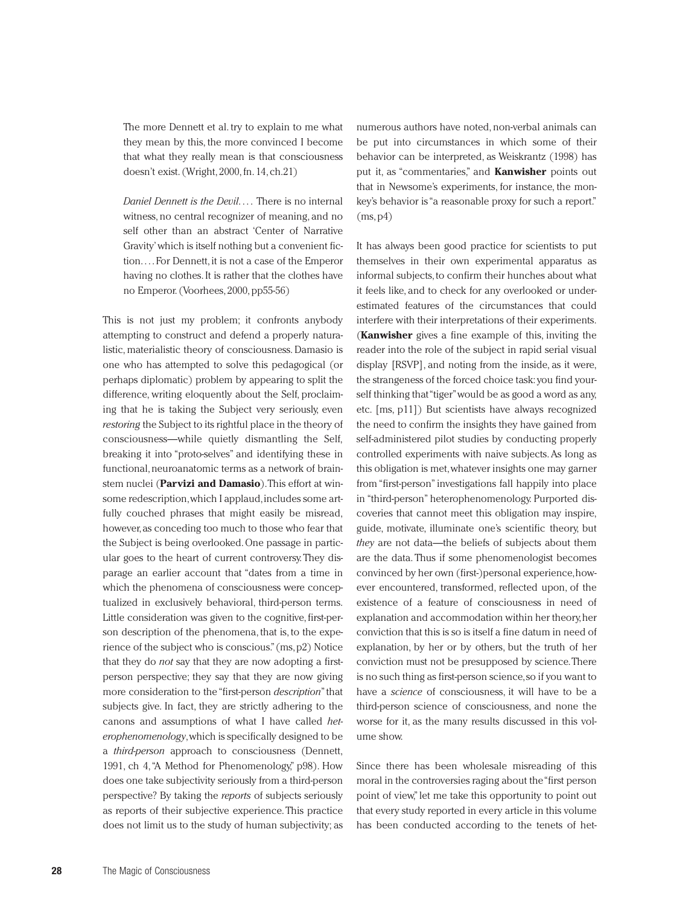> The more Dennett et al. try to explain to me what they mean by this, the more convinced I become that what they really mean is that consciousness doesn't exist. (Wright, 2000, fn. 14, ch.21)

> *Daniel Dennett is the Devil.* . . . There is no internal witness, no central recognizer of meaning, and no self other than an abstract 'Center of Narrative Gravity' which is itself nothing but a convenient fiction. . . . For Dennett, it is not a case of the Emperor having no clothes. It is rather that the clothes have no Emperor. (Voorhees, 2000, pp55-56)

This is not just my problem; it confronts anybody attempting to construct and defend a properly naturalistic, materialistic theory of consciousness. Damasio is one who has attempted to solve this pedagogical (or perhaps diplomatic) problem by appearing to split the difference, writing eloquently about the Self, proclaiming that he is taking the Subject very seriously, even *restoring* the Subject to its rightful place in the theory of consciousness—while quietly dismantling the Self, breaking it into "proto-selves" and identifying these in functional, neuroanatomic terms as a network of brainstem nuclei (**Parvizi and Damasio**). This effort at winsome redescription, which I applaud, includes some artfully couched phrases that might easily be misread, however, as conceding too much to those who fear that the Subject is being overlooked. One passage in particular goes to the heart of current controversy. They disparage an earlier account that "dates from a time in which the phenomena of consciousness were conceptualized in exclusively behavioral, third-person terms. Little consideration was given to the cognitive, first-person description of the phenomena, that is, to the experience of the subject who is conscious." (ms, p2) Notice that they do *not* say that they are now adopting a first-person perspective; they say that they are now giving more consideration to the "first-person *description*" that subjects give. In fact, they are strictly adhering to the canons and assumptions of what I have called *heterophenomenology*, which is specifically designed to be a *third-person* approach to consciousness (Dennett, 1991, ch 4, "A Method for Phenomenology," p98). How does one take subjectivity seriously from a third-person perspective? By taking the *reports* of subjects seriously as reports of their subjective experience. This practice does not limit us to the study of human subjectivity; as numerous authors have noted, non-verbal animals can be put into circumstances in which some of their behavior can be interpreted, as Weiskrantz (1998) has put it, as "commentaries," and **Kanwisher** points out that in Newsome's experiments, for instance, the monkey's behavior is "a reasonable proxy for such a report." (ms, p4)

It has always been good practice for scientists to put themselves in their own experimental apparatus as informal subjects, to confirm their hunches about what it feels like, and to check for any overlooked or underestimated features of the circumstances that could interfere with their interpretations of their experiments. (**Kanwisher** gives a fine example of this, inviting the reader into the role of the subject in rapid serial visual display [RSVP], and noting from the inside, as it were, the strangeness of the forced choice task: you find yourself thinking that "tiger" would be as good a word as any, etc. [ms, p11]) But scientists have always recognized the need to confirm the insights they have gained from self-administered pilot studies by conducting properly controlled experiments with naive subjects. As long as this obligation is met, whatever insights one may garner from "first-person" investigations fall happily into place in "third-person" heterophenomenology. Purported discoveries that cannot meet this obligation may inspire, guide, motivate, illuminate one's scientific theory, but *they* are not data—the beliefs of subjects about them are the data. Thus if some phenomenologist becomes convinced by her own (first-)personal experience, however encountered, transformed, reflected upon, of the existence of a feature of consciousness in need of explanation and accommodation within her theory, her conviction that this is so is itself a fine datum in need of explanation, by her or by others, but the truth of her conviction must not be presupposed by science. There is no such thing as first-person science, so if you want to have a *science* of consciousness, it will have to be a third-person science of consciousness, and none the worse for it, as the many results discussed in this volume show.

Since there has been wholesale misreading of this moral in the controversies raging about the "first person point of view," let me take this opportunity to point out that every study reported in every article in this volume has been conducted according to the tenets of het-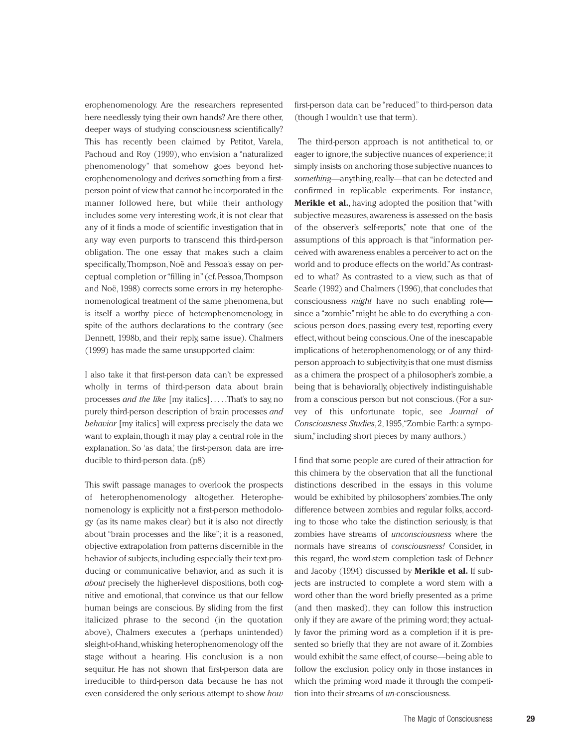erophenomenology. Are the researchers represented here needlessly tying their own hands? Are there other, deeper ways of studying consciousness scientifically? This has recently been claimed by Petitot, Varela, Pachoud and Roy (1999), who envision a "naturalized phenomenology" that somehow goes beyond heterophenomenology and derives something from a first-person point of view that cannot be incorporated in the manner followed here, but while their anthology includes some very interesting work, it is not clear that any of it finds a mode of scientific investigation that in any way even purports to transcend this third-person obligation. The one essay that makes such a claim specifically, Thompson, Noë and Pessoa's essay on perceptual completion or "filling in" (cf. Pessoa, Thompson and Noë, 1998) corrects some errors in my heterophenomenological treatment of the same phenomena, but is itself a worthy piece of heterophenomenology, in spite of the authors declarations to the contrary (see Dennett, 1998b, and their reply, same issue). Chalmers (1999) has made the same unsupported claim:

I also take it that first-person data can't be expressed wholly in terms of third-person data about brain processes *and the like* [my italics]. . . . .That's to say, no purely third-person description of brain processes *and behavior* [my italics] will express precisely the data we want to explain, though it may play a central role in the explanation. So 'as data,' the first-person data are irreducible to third-person data. (p8)

This swift passage manages to overlook the prospects of heterophenomenology altogether. Heterophenomenology is explicitly not a first-person methodology (as its name makes clear) but it is also not directly about "brain processes and the like"; it is a reasoned, objective extrapolation from patterns discernible in the behavior of subjects, including especially their text-producing or communicative behavior, and as such it is *about* precisely the higher-level dispositions, both cognitive and emotional, that convince us that our fellow human beings are conscious. By sliding from the first italicized phrase to the second (in the quotation above), Chalmers executes a (perhaps unintended) sleight-of-hand, whisking heterophenomenology off the stage without a hearing. His conclusion is a non sequitur. He has not shown that first-person data are irreducible to third-person data because he has not even considered the only serious attempt to show *how* first-person data can be "reduced" to third-person data (though I wouldn't use that term).

The third-person approach is not antithetical to, or eager to ignore, the subjective nuances of experience; it simply insists on anchoring those subjective nuances to *something*—anything, really—that can be detected and confirmed in replicable experiments. For instance, **Merikle et al.**, having adopted the position that "with subjective measures, awareness is assessed on the basis of the observer's self-reports," note that one of the assumptions of this approach is that "information perceived with awareness enables a perceiver to act on the world and to produce effects on the world." As contrasted to what? As contrasted to a view, such as that of Searle (1992) and Chalmers (1996), that concludes that consciousness *might* have no such enabling role—since a "zombie" might be able to do everything a conscious person does, passing every test, reporting every effect, without being conscious. One of the inescapable implications of heterophenomenology, or of any third-person approach to subjectivity, is that one must dismiss as a chimera the prospect of a philosopher's zombie, a being that is behaviorally, objectively indistinguishable from a conscious person but not conscious. (For a survey of this unfortunate topic, see *Journal of Consciousness Studies*, 2, 1995, "Zombie Earth: a symposium," including short pieces by many authors.)

I find that some people are cured of their attraction for this chimera by the observation that all the functional distinctions described in the essays in this volume would be exhibited by philosophers' zombies. The only difference between zombies and regular folks, according to those who take the distinction seriously, is that zombies have streams of *unconsciousness* where the normals have streams of *consciousness!* Consider, in this regard, the word-stem completion task of Debner and Jacoby (1994) discussed by **Merikle et al.** If subjects are instructed to complete a word stem with a word other than the word briefly presented as a prime (and then masked), they can follow this instruction only if they are aware of the priming word; they actually favor the priming word as a completion if it is presented so briefly that they are not aware of it. Zombies would exhibit the same effect, of course—being able to follow the exclusion policy only in those instances in which the priming word made it through the competition into their streams of *un*-consciousness.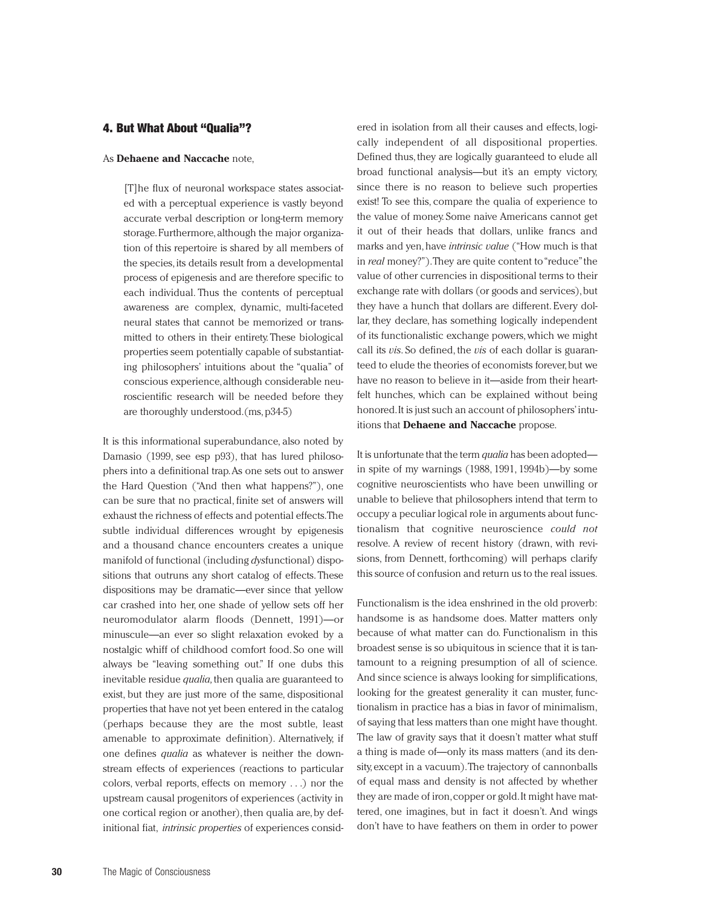## 4. But What About "Qualia"?

As **Dehaene and Naccache** note,

> [T]he flux of neuronal workspace states associated with a perceptual experience is vastly beyond accurate verbal description or long-term memory storage. Furthermore, although the major organization of this repertoire is shared by all members of the species, its details result from a developmental process of epigenesis and are therefore specific to each individual. Thus the contents of perceptual awareness are complex, dynamic, multi-faceted neural states that cannot be memorized or transmitted to others in their entirety. These biological properties seem potentially capable of substantiating philosophers' intuitions about the "qualia" of conscious experience, although considerable neuroscientific research will be needed before they are thoroughly understood. (ms, p34-5)

It is this informational superabundance, also noted by Damasio (1999, see esp p93), that has lured philosophers into a definitional trap. As one sets out to answer the Hard Question ("And then what happens?"), one can be sure that no practical, finite set of answers will exhaust the richness of effects and potential effects. The subtle individual differences wrought by epigenesis and a thousand chance encounters creates a unique manifold of functional (including *dys*functional) dispositions that outruns any short catalog of effects. These dispositions may be dramatic—ever since that yellow car crashed into her, one shade of yellow sets off her neuromodulator alarm floods (Dennett, 1991)—or minuscule—an ever so slight relaxation evoked by a nostalgic whiff of childhood comfort food. So one will always be "leaving something out." If one dubs this inevitable residue *qualia*, then qualia are guaranteed to exist, but they are just more of the same, dispositional properties that have not yet been entered in the catalog (perhaps because they are the most subtle, least amenable to approximate definition). Alternatively, if one defines *qualia* as whatever is neither the downstream effects of experiences (reactions to particular colors, verbal reports, effects on memory . . .) nor the upstream causal progenitors of experiences (activity in one cortical region or another), then qualia are, by definitional fiat, *intrinsic properties* of experiences considered in isolation from all their causes and effects, logically independent of all dispositional properties. Defined thus, they are logically guaranteed to elude all broad functional analysis—but it's an empty victory, since there is no reason to believe such properties exist! To see this, compare the qualia of experience to the value of money. Some naive Americans cannot get it out of their heads that dollars, unlike francs and marks and yen, have *intrinsic value* ("How much is that in *real* money?"). They are quite content to "reduce" the value of other currencies in dispositional terms to their exchange rate with dollars (or goods and services), but they have a hunch that dollars are different. Every dollar, they declare, has something logically independent of its functionalistic exchange powers, which we might call its *vis*. So defined, the *vis* of each dollar is guaranteed to elude the theories of economists forever, but we have no reason to believe in it—aside from their heartfelt hunches, which can be explained without being honored. It is just such an account of philosophers' intuitions that **Dehaene and Naccache** propose.

It is unfortunate that the term *qualia* has been adopted—in spite of my warnings (1988, 1991, 1994b)—by some cognitive neuroscientists who have been unwilling or unable to believe that philosophers intend that term to occupy a peculiar logical role in arguments about functionalism that cognitive neuroscience *could not* resolve. A review of recent history (drawn, with revisions, from Dennett, forthcoming) will perhaps clarify this source of confusion and return us to the real issues.

Functionalism is the idea enshrined in the old proverb: handsome is as handsome does. Matter matters only because of what matter can do. Functionalism in this broadest sense is so ubiquitous in science that it is tantamount to a reigning presumption of all of science. And since science is always looking for simplifications, looking for the greatest generality it can muster, functionalism in practice has a bias in favor of minimalism, of saying that less matters than one might have thought. The law of gravity says that it doesn't matter what stuff a thing is made of—only its mass matters (and its density, except in a vacuum). The trajectory of cannonballs of equal mass and density is not affected by whether they are made of iron, copper or gold. It might have mattered, one imagines, but in fact it doesn't. And wings don't have to have feathers on them in order to power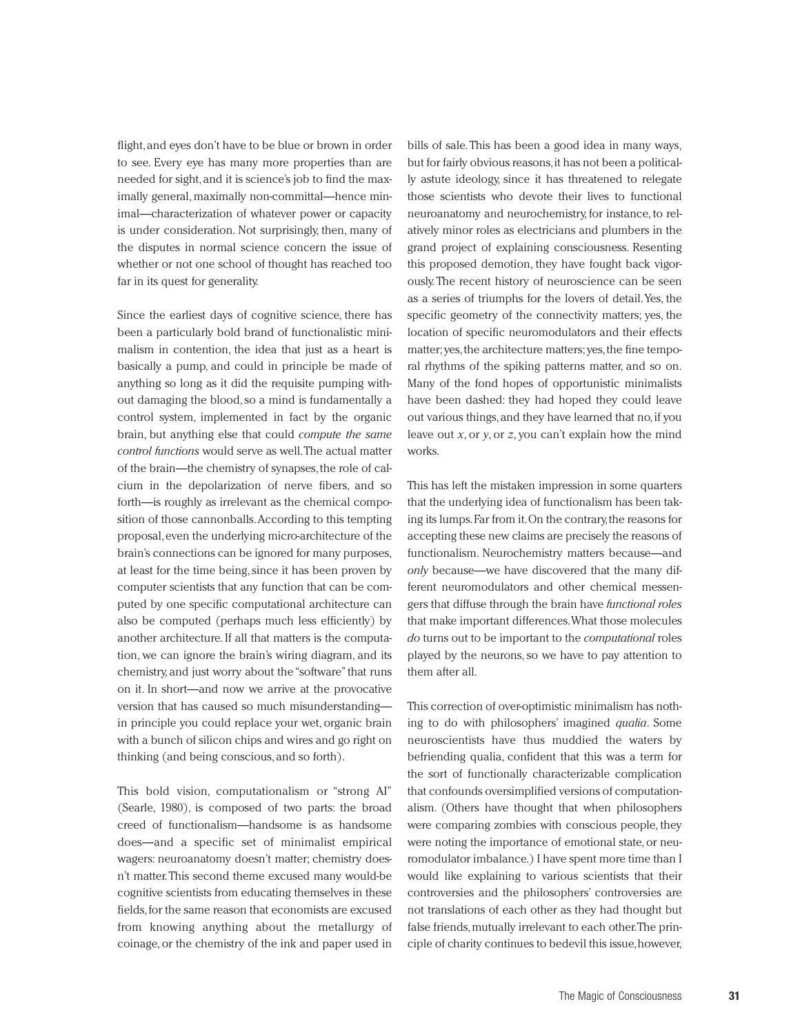flight, and eyes don't have to be blue or brown in order to see. Every eye has many more properties than are needed for sight, and it is science's job to find the maximally general, maximally non-committal—hence minimal—characterization of whatever power or capacity is under consideration. Not surprisingly, then, many of the disputes in normal science concern the issue of whether or not one school of thought has reached too far in its quest for generality.

Since the earliest days of cognitive science, there has been a particularly bold brand of functionalistic minimalism in contention, the idea that just as a heart is basically a pump, and could in principle be made of anything so long as it did the requisite pumping without damaging the blood, so a mind is fundamentally a control system, implemented in fact by the organic brain, but anything else that could *compute the same control functions* would serve as well. The actual matter of the brain—the chemistry of synapses, the role of calcium in the depolarization of nerve fibers, and so forth—is roughly as irrelevant as the chemical composition of those cannonballs. According to this tempting proposal, even the underlying micro-architecture of the brain's connections can be ignored for many purposes, at least for the time being, since it has been proven by computer scientists that any function that can be computed by one specific computational architecture can also be computed (perhaps much less efficiently) by another architecture. If all that matters is the computation, we can ignore the brain's wiring diagram, and its chemistry, and just worry about the "software" that runs on it. In short—and now we arrive at the provocative version that has caused so much misunderstanding—in principle you could replace your wet, organic brain with a bunch of silicon chips and wires and go right on thinking (and being conscious, and so forth).

This bold vision, computationalism or "strong AI" (Searle, 1980), is composed of two parts: the broad creed of functionalism—handsome is as handsome does—and a specific set of minimalist empirical wagers: neuroanatomy doesn't matter; chemistry doesn't matter. This second theme excused many would-be cognitive scientists from educating themselves in these fields, for the same reason that economists are excused from knowing anything about the metallurgy of coinage, or the chemistry of the ink and paper used in bills of sale. This has been a good idea in many ways, but for fairly obvious reasons, it has not been a politically astute ideology, since it has threatened to relegate those scientists who devote their lives to functional neuroanatomy and neurochemistry, for instance, to relatively minor roles as electricians and plumbers in the grand project of explaining consciousness. Resenting this proposed demotion, they have fought back vigorously. The recent history of neuroscience can be seen as a series of triumphs for the lovers of detail. Yes, the specific geometry of the connectivity matters; yes, the location of specific neuromodulators and their effects matter; yes, the architecture matters; yes, the fine temporal rhythms of the spiking patterns matter, and so on. Many of the fond hopes of opportunistic minimalists have been dashed: they had hoped they could leave out various things, and they have learned that no, if you leave out *x*, or *y*, or *z*, you can't explain how the mind works.

This has left the mistaken impression in some quarters that the underlying idea of functionalism has been taking its lumps. Far from it. On the contrary, the reasons for accepting these new claims are precisely the reasons of functionalism. Neurochemistry matters because—and *only* because—we have discovered that the many different neuromodulators and other chemical messengers that diffuse through the brain have *functional roles* that make important differences. What those molecules *do* turns out to be important to the *computational* roles played by the neurons, so we have to pay attention to them after all.

This correction of over-optimistic minimalism has nothing to do with philosophers' imagined *qualia*. Some neuroscientists have thus muddied the waters by befriending qualia, confident that this was a term for the sort of functionally characterizable complication that confounds oversimplified versions of computationalism. (Others have thought that when philosophers were comparing zombies with conscious people, they were noting the importance of emotional state, or neuromodulator imbalance.) I have spent more time than I would like explaining to various scientists that their controversies and the philosophers' controversies are not translations of each other as they had thought but false friends, mutually irrelevant to each other. The principle of charity continues to bedevil this issue, however,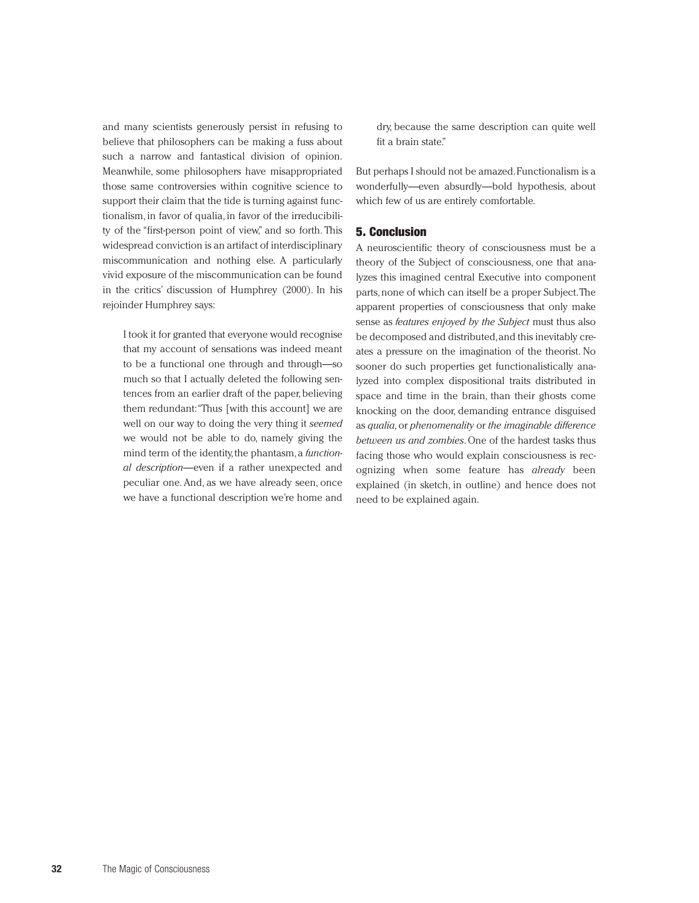and many scientists generously persist in refusing to believe that philosophers can be making a fuss about such a narrow and fantastical division of opinion. Meanwhile, some philosophers have misappropriated those same controversies within cognitive science to support their claim that the tide is turning against functionalism, in favor of qualia, in favor of the irreducibility of the "first-person point of view," and so forth. This widespread conviction is an artifact of interdisciplinary miscommunication and nothing else. A particularly vivid exposure of the miscommunication can be found in the critics' discussion of Humphrey (2000). In his rejoinder Humphrey says:

> I took it for granted that everyone would recognise that my account of sensations was indeed meant to be a functional one through and through—so much so that I actually deleted the following sentences from an earlier draft of the paper, believing them redundant: "Thus [with this account] we are well on our way to doing the very thing it *seemed* we would not be able to do, namely giving the mind term of the identity, the phantasm, a *functional description*—even if a rather unexpected and peculiar one. And, as we have already seen, once we have a functional description we're home and dry, because the same description can quite well fit a brain state."

But perhaps I should not be amazed. Functionalism is a wonderfully—even absurdly—bold hypothesis, about which few of us are entirely comfortable.

## 5. Conclusion

A neuroscientific theory of consciousness must be a theory of the Subject of consciousness, one that analyzes this imagined central Executive into component parts, none of which can itself be a proper Subject. The apparent properties of consciousness that only make sense as *features enjoyed by the Subject* must thus also be decomposed and distributed, and this inevitably creates a pressure on the imagination of the theorist. No sooner do such properties get functionalistically analyzed into complex dispositional traits distributed in space and time in the brain, than their ghosts come knocking on the door, demanding entrance disguised as *qualia*, or *phenomenality* or *the imaginable difference between us and zombies*. One of the hardest tasks thus facing those who would explain consciousness is recognizing when some feature has *already* been explained (in sketch, in outline) and hence does not need to be explained again.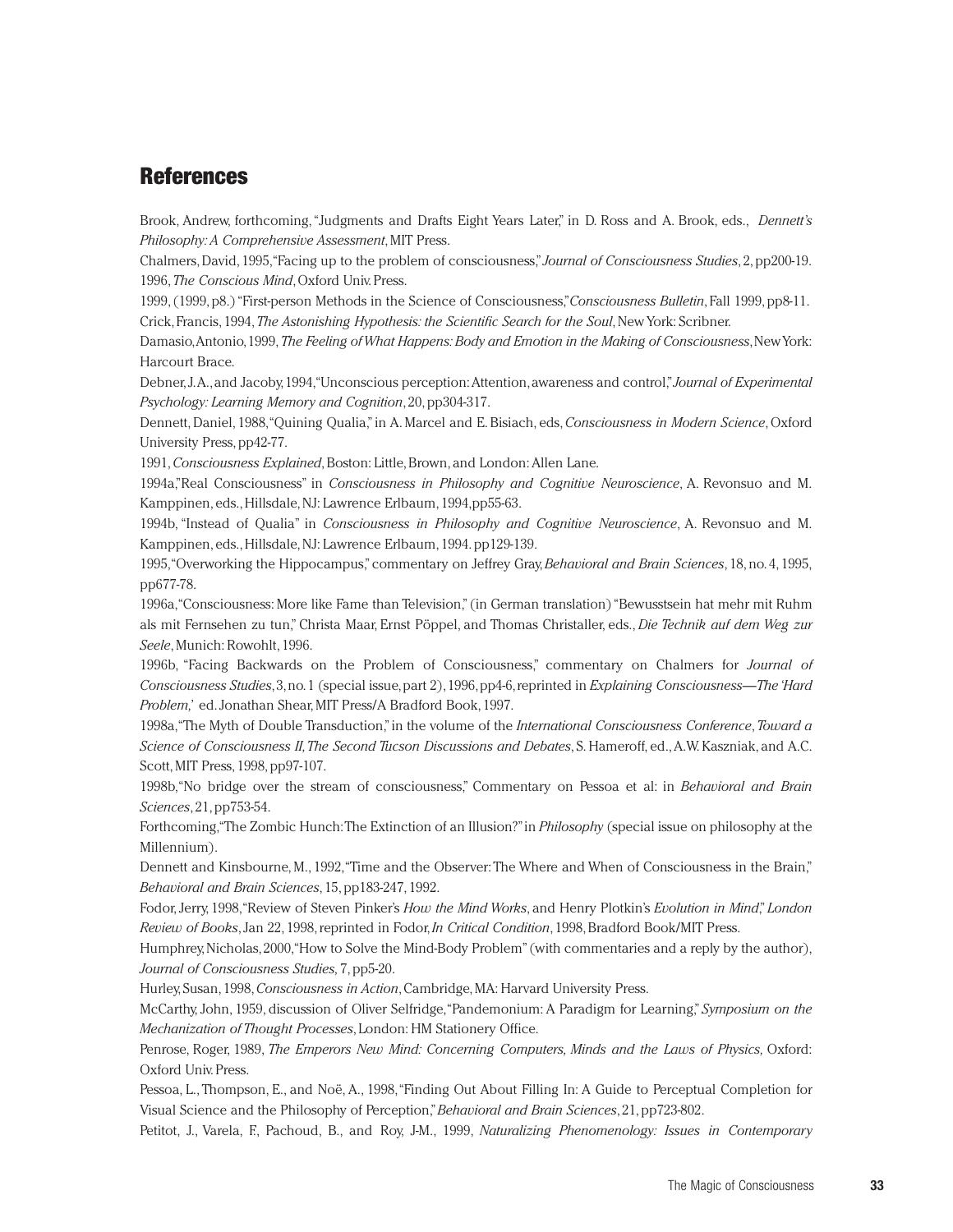## References

Brook, Andrew, forthcoming, "Judgments and Drafts Eight Years Later," in D. Ross and A. Brook, eds., *Dennett's Philosophy: A Comprehensive Assessment*, MIT Press.

Chalmers, David, 1995, "Facing up to the problem of consciousness," *Journal of Consciousness Studies*, 2, pp200-19.

1996, *The Conscious Mind*, Oxford Univ. Press.

1999, (1999, p8.) "First-person Methods in the Science of Consciousness," *Consciousness Bulletin*, Fall 1999, pp8-11.

Crick, Francis, 1994, *The Astonishing Hypothesis: the Scientific Search for the Soul*, New York: Scribner.

Damasio, Antonio, 1999, *The Feeling of What Happens: Body and Emotion in the Making of Consciousness*, New York: Harcourt Brace.

Debner, J.A., and Jacoby, 1994, "Unconscious perception: Attention, awareness and control," *Journal of Experimental Psychology: Learning Memory and Cognition*, 20, pp304-317.

Dennett, Daniel, 1988, "Quining Qualia," in A. Marcel and E. Bisiach, eds, *Consciousness in Modern Science*, Oxford University Press, pp42-77.

1991, *Consciousness Explained*, Boston: Little, Brown, and London: Allen Lane.

1994a, "Real Consciousness" in *Consciousness in Philosophy and Cognitive Neuroscience*, A. Revonsuo and M. Kamppinen, eds., Hillsdale, NJ: Lawrence Erlbaum, 1994, pp55-63.

1994b, "Instead of Qualia" in *Consciousness in Philosophy and Cognitive Neuroscience*, A. Revonsuo and M. Kamppinen, eds., Hillsdale, NJ: Lawrence Erlbaum, 1994. pp129-139.

1995, "Overworking the Hippocampus," commentary on Jeffrey Gray, *Behavioral and Brain Sciences*, 18, no. 4, 1995, pp677-78.

1996a, "Consciousness: More like Fame than Television," (in German translation) "Bewusstsein hat mehr mit Ruhm als mit Fernsehen zu tun," Christa Maar, Ernst Pöppel, and Thomas Christaller, eds., *Die Technik auf dem Weg zur Seele*, Munich: Rowohlt, 1996.

1996b, "Facing Backwards on the Problem of Consciousness," commentary on Chalmers for *Journal of Consciousness Studies*, 3, no. 1 (special issue, part 2), 1996, pp4-6, reprinted in *Explaining Consciousness—The 'Hard Problem,'* ed. Jonathan Shear, MIT Press/A Bradford Book, 1997.

1998a, "The Myth of Double Transduction," in the volume of the *International Consciousness Conference*, *Toward a Science of Consciousness II, The Second Tucson Discussions and Debates*, S. Hameroff, ed., A.W. Kaszniak, and A.C. Scott, MIT Press, 1998, pp97-107.

1998b, "No bridge over the stream of consciousness," Commentary on Pessoa et al: in *Behavioral and Brain Sciences*, 21, pp753-54.

Forthcoming, "The Zombic Hunch: The Extinction of an Illusion?" in *Philosophy* (special issue on philosophy at the Millennium).

Dennett and Kinsbourne, M., 1992, "Time and the Observer: The Where and When of Consciousness in the Brain," *Behavioral and Brain Sciences*, 15, pp183-247, 1992.

Fodor, Jerry, 1998, "Review of Steven Pinker's *How the Mind Works*, and Henry Plotkin's *Evolution in Mind*," *London Review of Books*, Jan 22, 1998, reprinted in Fodor, *In Critical Condition*, 1998, Bradford Book/MIT Press.

Humphrey, Nicholas, 2000, "How to Solve the Mind-Body Problem" (with commentaries and a reply by the author), *Journal of Consciousness Studies*, 7, pp5-20.

Hurley, Susan, 1998, *Consciousness in Action*, Cambridge, MA: Harvard University Press.

McCarthy, John, 1959, discussion of Oliver Selfridge, "Pandemonium: A Paradigm for Learning," *Symposium on the Mechanization of Thought Processes*, London: HM Stationery Office.

Penrose, Roger, 1989, *The Emperors New Mind: Concerning Computers, Minds and the Laws of Physics,* Oxford: Oxford Univ. Press.

Pessoa, L., Thompson, E., and Noë, A., 1998, "Finding Out About Filling In: A Guide to Perceptual Completion for Visual Science and the Philosophy of Perception," *Behavioral and Brain Sciences*, 21, pp723-802.

Petitot, J., Varela, F., Pachoud, B., and Roy, J-M., 1999, *Naturalizing Phenomenology: Issues in Contemporary*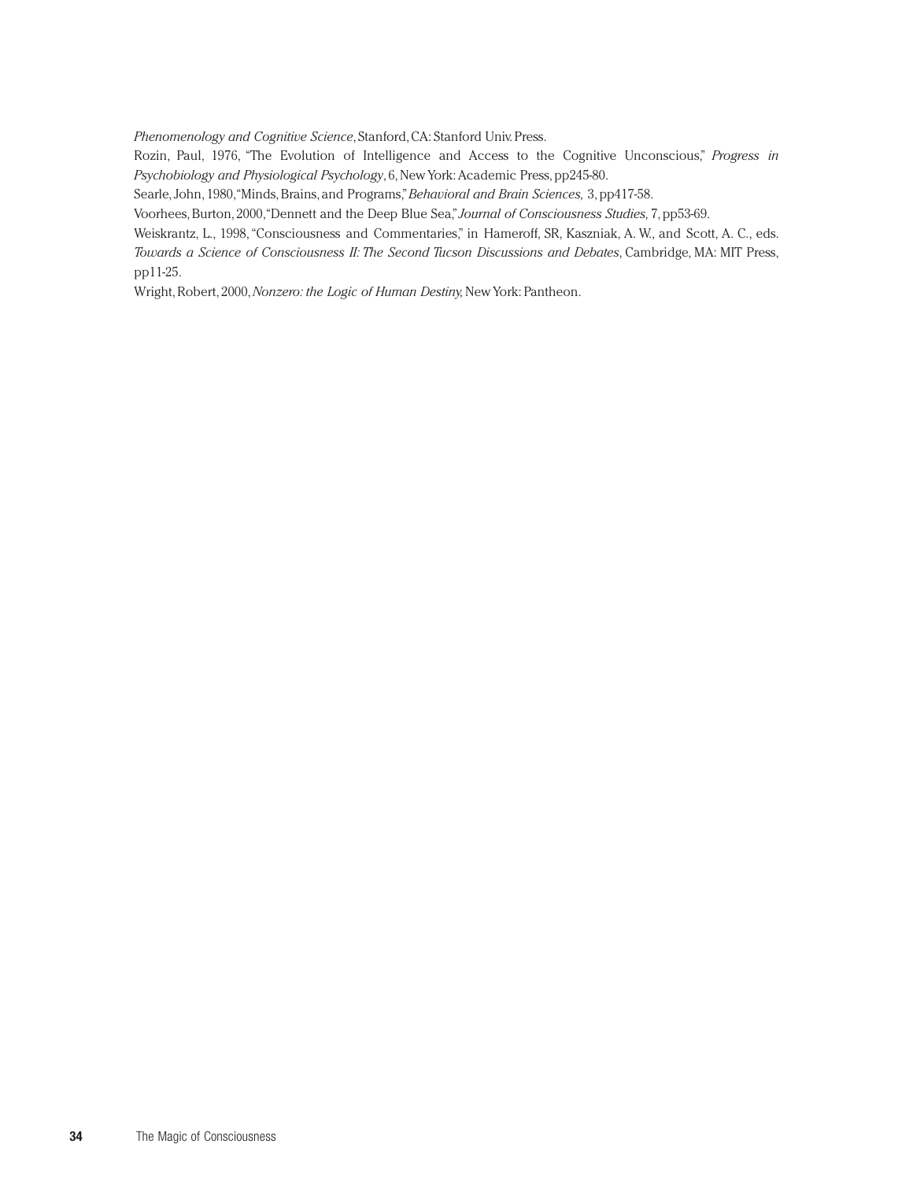*Phenomenology and Cognitive Science*, Stanford, CA: Stanford Univ. Press.

Rozin, Paul, 1976, "The Evolution of Intelligence and Access to the Cognitive Unconscious," *Progress in Psychobiology and Physiological Psychology*, 6, New York: Academic Press, pp245-80.

Searle, John, 1980, "Minds, Brains, and Programs," *Behavioral and Brain Sciences*, 3, pp417-58.

Voorhees, Burton, 2000, "Dennett and the Deep Blue Sea," *Journal of Consciousness Studies*, 7, pp53-69.

Weiskrantz, L., 1998, "Consciousness and Commentaries," in Hameroff, SR, Kaszniak, A. W., and Scott, A. C., eds. *Towards a Science of Consciousness II: The Second Tucson Discussions and Debates*, Cambridge, MA: MIT Press, pp11-25.

Wright, Robert, 2000, *Nonzero: the Logic of Human Destiny*, New York: Pantheon.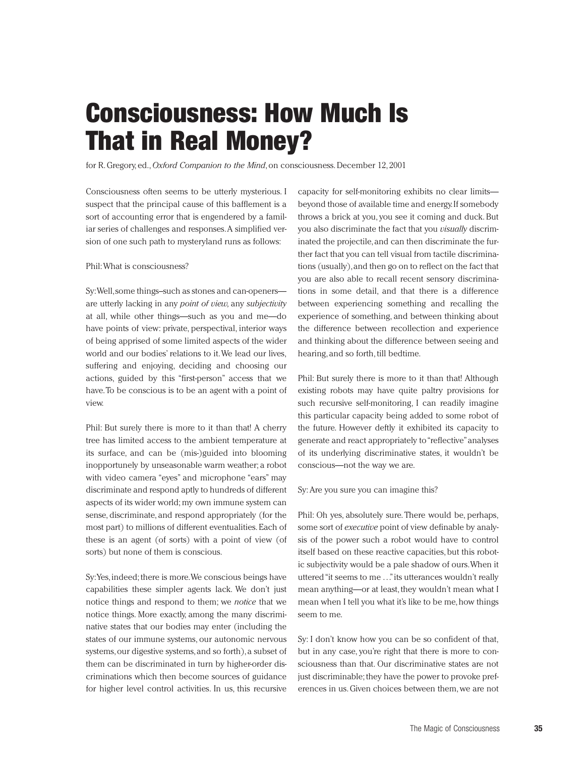# Consciousness: How Much Is That in Real Money?

for R. Gregory, ed., *Oxford Companion to the Mind*, on consciousness. December 12, 2001

Consciousness often seems to be utterly mysterious. I suspect that the principal cause of this bafflement is a sort of accounting error that is engendered by a familiar series of challenges and responses. A simplified version of one such path to mysteryland runs as follows:

Phil: What is consciousness?

Sy: Well, some things–such as stones and can-openers—are utterly lacking in any *point of view*, any *subjectivity* at all, while other things—such as you and me—do have points of view: private, perspectival, interior ways of being apprised of some limited aspects of the wider world and our bodies' relations to it. We lead our lives, suffering and enjoying, deciding and choosing our actions, guided by this "first-person" access that we have. To be conscious is to be an agent with a point of view.

Phil: But surely there is more to it than that! A cherry tree has limited access to the ambient temperature at its surface, and can be (mis-)guided into blooming inopportunely by unseasonable warm weather; a robot with video camera "eyes" and microphone "ears" may discriminate and respond aptly to hundreds of different aspects of its wider world; my own immune system can sense, discriminate, and respond appropriately (for the most part) to millions of different eventualities. Each of these is an agent (of sorts) with a point of view (of sorts) but none of them is conscious.

Sy: Yes, indeed; there is more. We conscious beings have capabilities these simpler agents lack. We don't just notice things and respond to them; we *notice* that we notice things. More exactly, among the many discriminative states that our bodies may enter (including the states of our immune systems, our autonomic nervous systems, our digestive systems, and so forth), a subset of them can be discriminated in turn by higher-order discriminations which then become sources of guidance for higher level control activities. In us, this recursive capacity for self-monitoring exhibits no clear limits—beyond those of available time and energy. If somebody throws a brick at you, you see it coming and duck. But you also discriminate the fact that you *visually* discriminated the projectile, and can then discriminate the further fact that you can tell visual from tactile discriminations (usually), and then go on to reflect on the fact that you are also able to recall recent sensory discriminations in some detail, and that there is a difference between experiencing something and recalling the experience of something, and between thinking about the difference between recollection and experience and thinking about the difference between seeing and hearing, and so forth, till bedtime.

Phil: But surely there is more to it than that! Although existing robots may have quite paltry provisions for such recursive self-monitoring, I can readily imagine this particular capacity being added to some robot of the future. However deftly it exhibited its capacity to generate and react appropriately to "reflective" analyses of its underlying discriminative states, it wouldn't be conscious—not the way we are.

Sy: Are you sure you can imagine this?

Phil: Oh yes, absolutely sure. There would be, perhaps, some sort of *executive* point of view definable by analysis of the power such a robot would have to control itself based on these reactive capacities, but this robotic subjectivity would be a pale shadow of ours. When it uttered "it seems to me …" its utterances wouldn't really mean anything—or at least, they wouldn't mean what I mean when I tell you what it's like to be me, how things seem to me.

Sy: I don't know how you can be so confident of that, but in any case, you're right that there is more to consciousness than that. Our discriminative states are not just discriminable; they have the power to provoke preferences in us. Given choices between them, we are not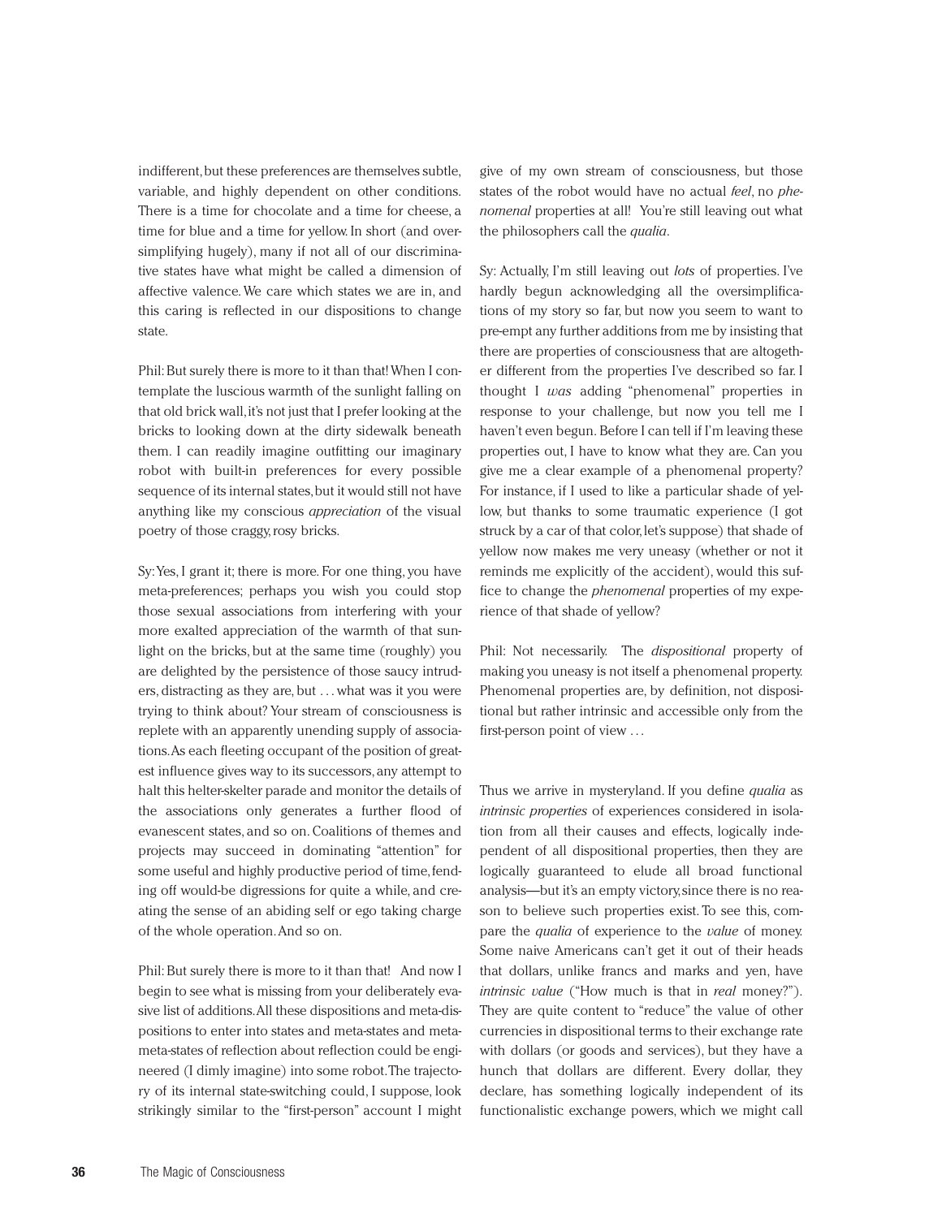indifferent, but these preferences are themselves subtle, variable, and highly dependent on other conditions. There is a time for chocolate and a time for cheese, a time for blue and a time for yellow. In short (and oversimplifying hugely), many if not all of our discriminative states have what might be called a dimension of affective valence. We care which states we are in, and this caring is reflected in our dispositions to change state.

Phil: But surely there is more to it than that! When I contemplate the luscious warmth of the sunlight falling on that old brick wall, it's not just that I prefer looking at the bricks to looking down at the dirty sidewalk beneath them. I can readily imagine outfitting our imaginary robot with built-in preferences for every possible sequence of its internal states, but it would still not have anything like my conscious *appreciation* of the visual poetry of those craggy, rosy bricks.

Sy: Yes, I grant it; there is more. For one thing, you have meta-preferences; perhaps you wish you could stop those sexual associations from interfering with your more exalted appreciation of the warmth of that sunlight on the bricks, but at the same time (roughly) you are delighted by the persistence of those saucy intruders, distracting as they are, but . . . what was it you were trying to think about? Your stream of consciousness is replete with an apparently unending supply of associations. As each fleeting occupant of the position of greatest influence gives way to its successors, any attempt to halt this helter-skelter parade and monitor the details of the associations only generates a further flood of evanescent states, and so on. Coalitions of themes and projects may succeed in dominating "attention" for some useful and highly productive period of time, fending off would-be digressions for quite a while, and creating the sense of an abiding self or ego taking charge of the whole operation. And so on.

Phil: But surely there is more to it than that! And now I begin to see what is missing from your deliberately evasive list of additions. All these dispositions and meta-dispositions to enter into states and meta-states and meta-meta-states of reflection about reflection could be engineered (I dimly imagine) into some robot. The trajectory of its internal state-switching could, I suppose, look strikingly similar to the "first-person" account I might give of my own stream of consciousness, but those states of the robot would have no actual *feel*, no *phenomenal* properties at all! You're still leaving out what the philosophers call the *qualia*.

Sy: Actually, I'm still leaving out *lots* of properties. I've hardly begun acknowledging all the oversimplifications of my story so far, but now you seem to want to pre-empt any further additions from me by insisting that there are properties of consciousness that are altogether different from the properties I've described so far. I thought I *was* adding "phenomenal" properties in response to your challenge, but now you tell me I haven't even begun. Before I can tell if I'm leaving these properties out, I have to know what they are. Can you give me a clear example of a phenomenal property? For instance, if I used to like a particular shade of yellow, but thanks to some traumatic experience (I got struck by a car of that color, let's suppose) that shade of yellow now makes me very uneasy (whether or not it reminds me explicitly of the accident), would this suffice to change the *phenomenal* properties of my experience of that shade of yellow?

Phil: Not necessarily. The *dispositional* property of making you uneasy is not itself a phenomenal property. Phenomenal properties are, by definition, not dispositional but rather intrinsic and accessible only from the first-person point of view . . .

Thus we arrive in mysteryland. If you define *qualia* as *intrinsic properties* of experiences considered in isolation from all their causes and effects, logically independent of all dispositional properties, then they are logically guaranteed to elude all broad functional analysis—but it's an empty victory, since there is no reason to believe such properties exist. To see this, compare the *qualia* of experience to the *value* of money. Some naive Americans can't get it out of their heads that dollars, unlike francs and marks and yen, have *intrinsic value* ("How much is that in *real* money?"). They are quite content to "reduce" the value of other currencies in dispositional terms to their exchange rate with dollars (or goods and services), but they have a hunch that dollars are different. Every dollar, they declare, has something logically independent of its functionalistic exchange powers, which we might call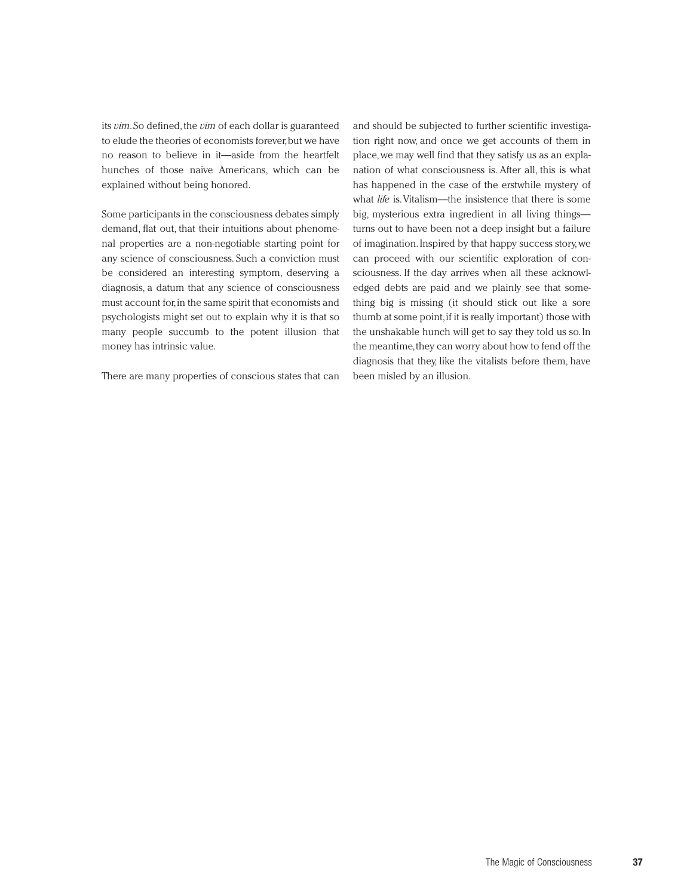its *vim*. So defined, the *vim* of each dollar is guaranteed to elude the theories of economists forever, but we have no reason to believe in it—aside from the heartfelt hunches of those naive Americans, which can be explained without being honored.

Some participants in the consciousness debates simply demand, flat out, that their intuitions about phenomenal properties are a non-negotiable starting point for any science of consciousness. Such a conviction must be considered an interesting symptom, deserving a diagnosis, a datum that any science of consciousness must account for, in the same spirit that economists and psychologists might set out to explain why it is that so many people succumb to the potent illusion that money has intrinsic value.

There are many properties of conscious states that can and should be subjected to further scientific investigation right now, and once we get accounts of them in place, we may well find that they satisfy us as an explanation of what consciousness is. After all, this is what has happened in the case of the erstwhile mystery of what *life* is. Vitalism—the insistence that there is some big, mysterious extra ingredient in all living things—turns out to have been not a deep insight but a failure of imagination. Inspired by that happy success story, we can proceed with our scientific exploration of consciousness. If the day arrives when all these acknowledged debts are paid and we plainly see that something big is missing (it should stick out like a sore thumb at some point, if it is really important) those with the unshakable hunch will get to say they told us so. In the meantime, they can worry about how to fend off the diagnosis that they, like the vitalists before them, have been misled by an illusion.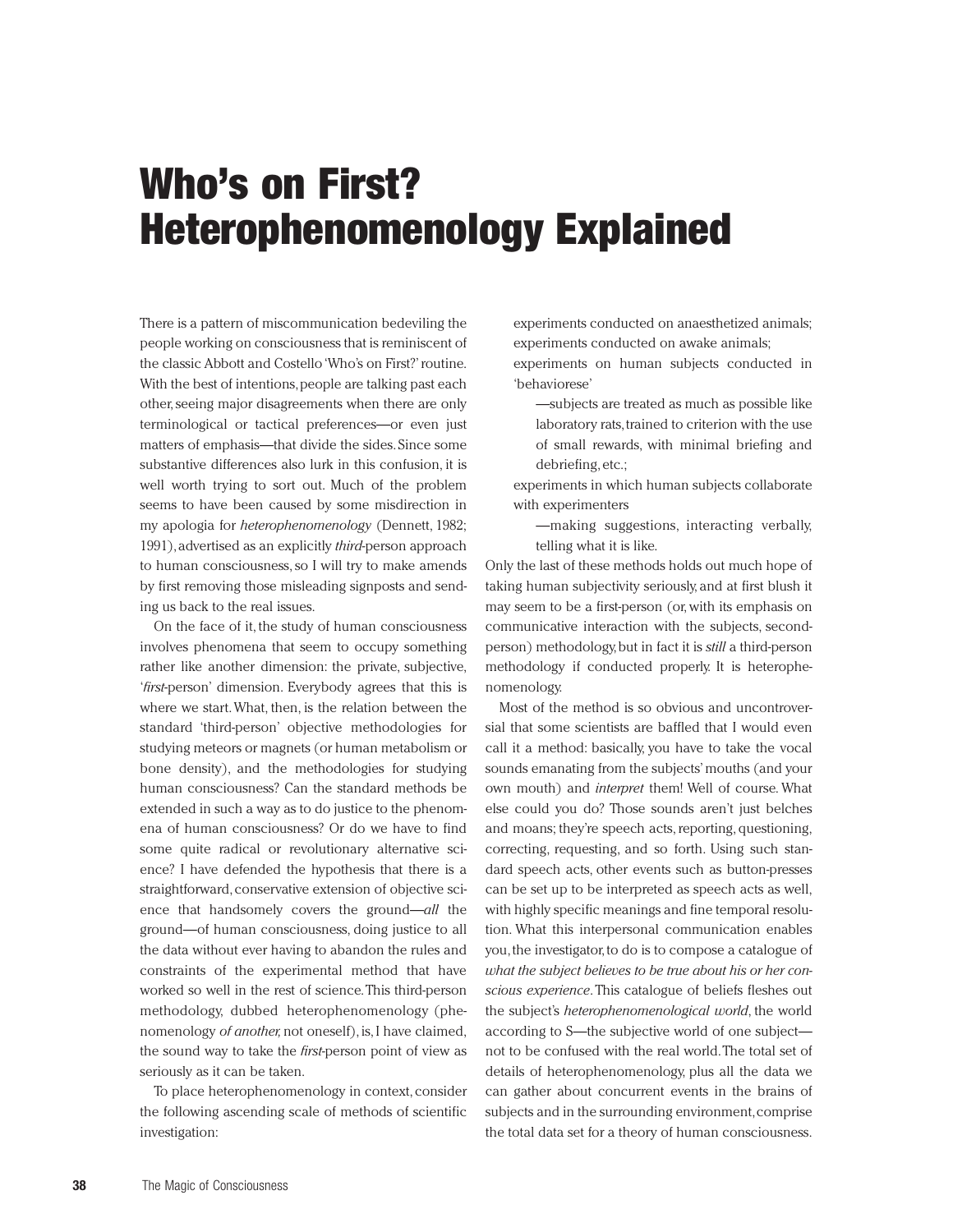# Who's on First? Heterophenomenology Explained

There is a pattern of miscommunication bedeviling the people working on consciousness that is reminiscent of the classic Abbott and Costello 'Who's on First?' routine. With the best of intentions, people are talking past each other, seeing major disagreements when there are only terminological or tactical preferences—or even just matters of emphasis—that divide the sides. Since some substantive differences also lurk in this confusion, it is well worth trying to sort out. Much of the problem seems to have been caused by some misdirection in my apologia for *heterophenomenology* (Dennett, 1982; 1991), advertised as an explicitly *third*-person approach to human consciousness, so I will try to make amends by first removing those misleading signposts and sending us back to the real issues.

On the face of it, the study of human consciousness involves phenomena that seem to occupy something rather like another dimension: the private, subjective, '*first*-person' dimension. Everybody agrees that this is where we start. What, then, is the relation between the standard 'third-person' objective methodologies for studying meteors or magnets (or human metabolism or bone density), and the methodologies for studying human consciousness? Can the standard methods be extended in such a way as to do justice to the phenomena of human consciousness? Or do we have to find some quite radical or revolutionary alternative science? I have defended the hypothesis that there is a straightforward, conservative extension of objective science that handsomely covers the ground—*all* the ground—of human consciousness, doing justice to all the data without ever having to abandon the rules and constraints of the experimental method that have worked so well in the rest of science. This third-person methodology, dubbed heterophenomenology (phenomenology *of another,* not oneself), is, I have claimed, the sound way to take the *first*-person point of view as seriously as it can be taken.

To place heterophenomenology in context, consider the following ascending scale of methods of scientific investigation:

experiments conducted on anaesthetized animals;
experiments conducted on awake animals;
experiments on human subjects conducted in 'behaviorese'

> —subjects are treated as much as possible like laboratory rats, trained to criterion with the use of small rewards, with minimal briefing and debriefing, etc.;

experiments in which human subjects collaborate with experimenters

> —making suggestions, interacting verbally, telling what it is like.

Only the last of these methods holds out much hope of taking human subjectivity seriously, and at first blush it may seem to be a first-person (or, with its emphasis on communicative interaction with the subjects, second-person) methodology, but in fact it is *still* a third-person methodology if conducted properly. It is heterophenomenology.

Most of the method is so obvious and uncontroversial that some scientists are baffled that I would even call it a method: basically, you have to take the vocal sounds emanating from the subjects' mouths (and your own mouth) and *interpret* them! Well of course. What else could you do? Those sounds aren't just belches and moans; they're speech acts, reporting, questioning, correcting, requesting, and so forth. Using such standard speech acts, other events such as button-presses can be set up to be interpreted as speech acts as well, with highly specific meanings and fine temporal resolution. What this interpersonal communication enables you, the investigator, to do is to compose a catalogue of *what the subject believes to be true about his or her conscious experience*. This catalogue of beliefs fleshes out the subject's *heterophenomenological world*, the world according to S—the subjective world of one subject—not to be confused with the real world. The total set of details of heterophenomenology, plus all the data we can gather about concurrent events in the brains of subjects and in the surrounding environment, comprise the total data set for a theory of human consciousness.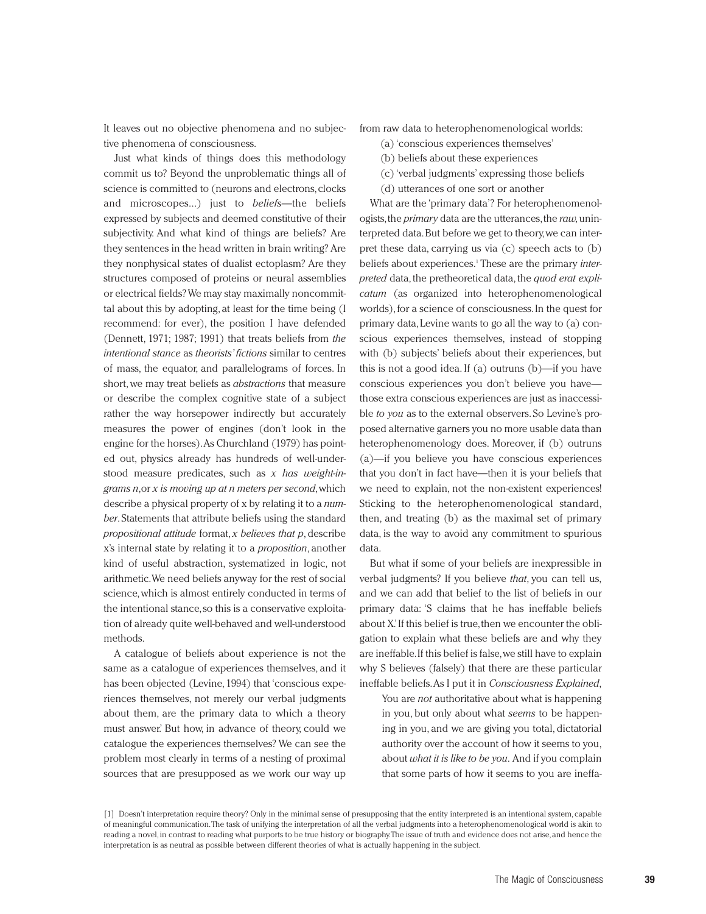It leaves out no objective phenomena and no subjective phenomena of consciousness.

Just what kinds of things does this methodology commit us to? Beyond the unproblematic things all of science is committed to (neurons and electrons, clocks and microscopes...) just to *beliefs*—the beliefs expressed by subjects and deemed constitutive of their subjectivity. And what kind of things are beliefs? Are they sentences in the head written in brain writing? Are they nonphysical states of dualist ectoplasm? Are they structures composed of proteins or neural assemblies or electrical fields? We may stay maximally noncommittal about this by adopting, at least for the time being (I recommend: for ever), the position I have defended (Dennett, 1971; 1987; 1991) that treats beliefs from *the intentional stance* as *theorists' fictions* similar to centres of mass, the equator, and parallelograms of forces. In short, we may treat beliefs as *abstractions* that measure or describe the complex cognitive state of a subject rather the way horsepower indirectly but accurately measures the power of engines (don't look in the engine for the horses). As Churchland (1979) has pointed out, physics already has hundreds of well-understood measure predicates, such as *x has weight-in-grams n*, or *x is moving up at n meters per second*, which describe a physical property of x by relating it to a *number*. Statements that attribute beliefs using the standard *propositional attitude* format, *x believes that p*, describe x's internal state by relating it to a *proposition*, another kind of useful abstraction, systematized in logic, not arithmetic. We need beliefs anyway for the rest of social science, which is almost entirely conducted in terms of the intentional stance, so this is a conservative exploitation of already quite well-behaved and well-understood methods.

A catalogue of beliefs about experience is not the same as a catalogue of experiences themselves, and it has been objected (Levine, 1994) that 'conscious experiences themselves, not merely our verbal judgments about them, are the primary data to which a theory must answer.' But how, in advance of theory, could we catalogue the experiences themselves? We can see the problem most clearly in terms of a nesting of proximal sources that are presupposed as we work our way up from raw data to heterophenomenological worlds:

(a) 'conscious experiences themselves'
(b) beliefs about these experiences
(c) 'verbal judgments' expressing those beliefs
(d) utterances of one sort or another

What are the 'primary data'? For heterophenomenologists, the *primary* data are the utterances, the *raw*, uninterpreted data. But before we get to theory, we can interpret these data, carrying us via (c) speech acts to (b) beliefs about experiences.[1] These are the primary *interpreted* data, the pretheoretical data, the *quod erat explicatum* (as organized into heterophenomenological worlds), for a science of consciousness. In the quest for primary data, Levine wants to go all the way to (a) conscious experiences themselves, instead of stopping with (b) subjects' beliefs about their experiences, but this is not a good idea. If (a) outruns (b)—if you have conscious experiences you don't believe you have—those extra conscious experiences are just as inaccessible *to you* as to the external observers. So Levine's proposed alternative garners you no more usable data than heterophenomenology does. Moreover, if (b) outruns (a)—if you believe you have conscious experiences that you don't in fact have—then it is your beliefs that we need to explain, not the non-existent experiences! Sticking to the heterophenomenological standard, then, and treating (b) as the maximal set of primary data, is the way to avoid any commitment to spurious data.

But what if some of your beliefs are inexpressible in verbal judgments? If you believe *that*, you can tell us, and we can add that belief to the list of beliefs in our primary data: 'S claims that he has ineffable beliefs about X.' If this belief is true, then we encounter the obligation to explain what these beliefs are and why they are ineffable. If this belief is false, we still have to explain why S believes (falsely) that there are these particular ineffable beliefs. As I put it in *Consciousness Explained*,

> You are *not* authoritative about what is happening in you, but only about what *seems* to be happening in you, and we are giving you total, dictatorial authority over the account of how it seems to you, about *what it is like to be you*. And if you complain that some parts of how it seems to you are ineffa-

[1] Doesn't interpretation require theory? Only in the minimal sense of presupposing that the entity interpreted is an intentional system, capable of meaningful communication. The task of unifying the interpretation of all the verbal judgments into a heterophenomenological world is akin to reading a novel, in contrast to reading what purports to be true history or biography. The issue of truth and evidence does not arise, and hence the interpretation is as neutral as possible between different theories of what is actually happening in the subject.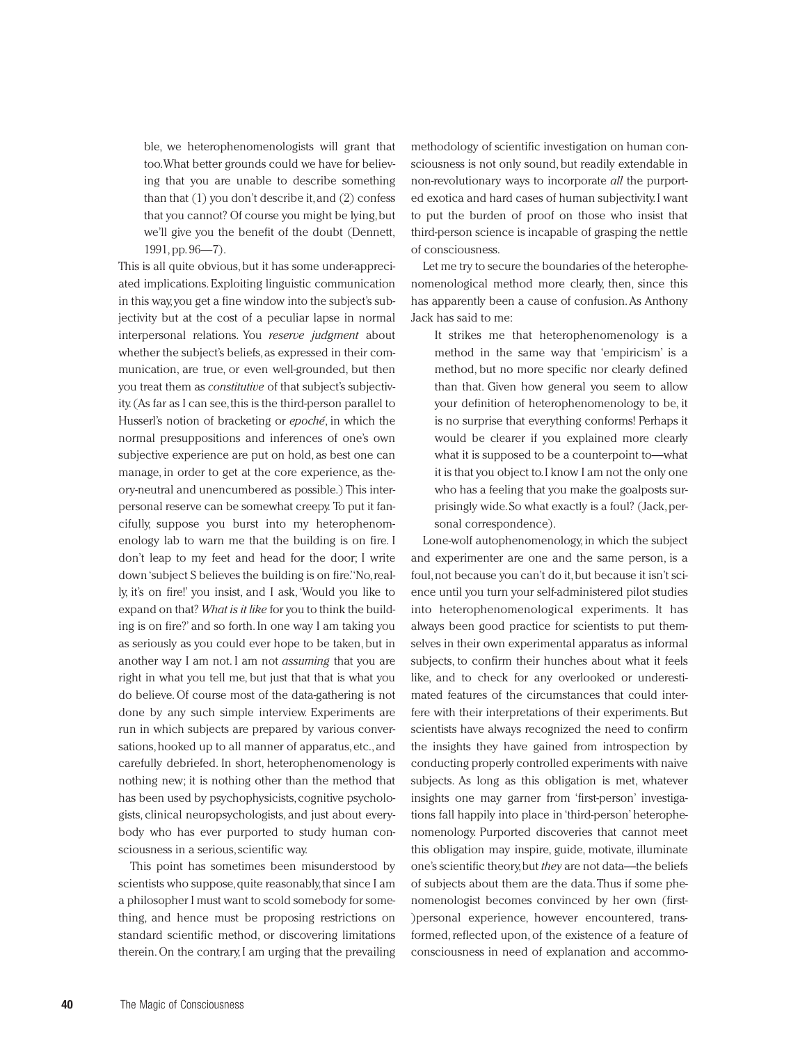> ble, we heterophenomenologists will grant that too. What better grounds could we have for believing that you are unable to describe something than that (1) you don't describe it, and (2) confess that you cannot? Of course you might be lying, but we'll give you the benefit of the doubt (Dennett, 1991, pp. 96—7).

This is all quite obvious, but it has some under-appreciated implications. Exploiting linguistic communication in this way, you get a fine window into the subject's subjectivity but at the cost of a peculiar lapse in normal interpersonal relations. You *reserve judgment* about whether the subject's beliefs, as expressed in their communication, are true, or even well-grounded, but then you treat them as *constitutive* of that subject's subjectivity. (As far as I can see, this is the third-person parallel to Husserl's notion of bracketing or *epoché*, in which the normal presuppositions and inferences of one's own subjective experience are put on hold, as best one can manage, in order to get at the core experience, as theory-neutral and unencumbered as possible.) This interpersonal reserve can be somewhat creepy. To put it fancifully, suppose you burst into my heterophenomenology lab to warn me that the building is on fire. I don't leap to my feet and head for the door; I write down 'subject S believes the building is on fire.' 'No, really, it's on fire!' you insist, and I ask, 'Would you like to expand on that? *What is it like* for you to think the building is on fire?' and so forth. In one way I am taking you as seriously as you could ever hope to be taken, but in another way I am not. I am not *assuming* that you are right in what you tell me, but just that that is what you do believe. Of course most of the data-gathering is not done by any such simple interview. Experiments are run in which subjects are prepared by various conversations, hooked up to all manner of apparatus, etc., and carefully debriefed. In short, heterophenomenology is nothing new; it is nothing other than the method that has been used by psychophysicists, cognitive psychologists, clinical neuropsychologists, and just about everybody who has ever purported to study human consciousness in a serious, scientific way.

This point has sometimes been misunderstood by scientists who suppose, quite reasonably, that since I am a philosopher I must want to scold somebody for something, and hence must be proposing restrictions on standard scientific method, or discovering limitations therein. On the contrary, I am urging that the prevailing methodology of scientific investigation on human consciousness is not only sound, but readily extendable in non-revolutionary ways to incorporate *all* the purported exotica and hard cases of human subjectivity. I want to put the burden of proof on those who insist that third-person science is incapable of grasping the nettle of consciousness.

Let me try to secure the boundaries of the heterophenomenological method more clearly, then, since this has apparently been a cause of confusion. As Anthony Jack has said to me:

> It strikes me that heterophenomenology is a method in the same way that 'empiricism' is a method, but no more specific nor clearly defined than that. Given how general you seem to allow your definition of heterophenomenology to be, it is no surprise that everything conforms! Perhaps it would be clearer if you explained more clearly what it is supposed to be a counterpoint to—what it is that you object to. I know I am not the only one who has a feeling that you make the goalposts surprisingly wide. So what exactly is a foul? (Jack, personal correspondence).

Lone-wolf autophenomenology, in which the subject and experimenter are one and the same person, is a foul, not because you can't do it, but because it isn't science until you turn your self-administered pilot studies into heterophenomenological experiments. It has always been good practice for scientists to put themselves in their own experimental apparatus as informal subjects, to confirm their hunches about what it feels like, and to check for any overlooked or underestimated features of the circumstances that could interfere with their interpretations of their experiments. But scientists have always recognized the need to confirm the insights they have gained from introspection by conducting properly controlled experiments with naive subjects. As long as this obligation is met, whatever insights one may garner from 'first-person' investigations fall happily into place in 'third-person' heterophenomenology. Purported discoveries that cannot meet this obligation may inspire, guide, motivate, illuminate one's scientific theory, but *they* are not data—the beliefs of subjects about them are the data. Thus if some phenomenologist becomes convinced by her own (first-)personal experience, however encountered, transformed, reflected upon, of the existence of a feature of consciousness in need of explanation and accommo-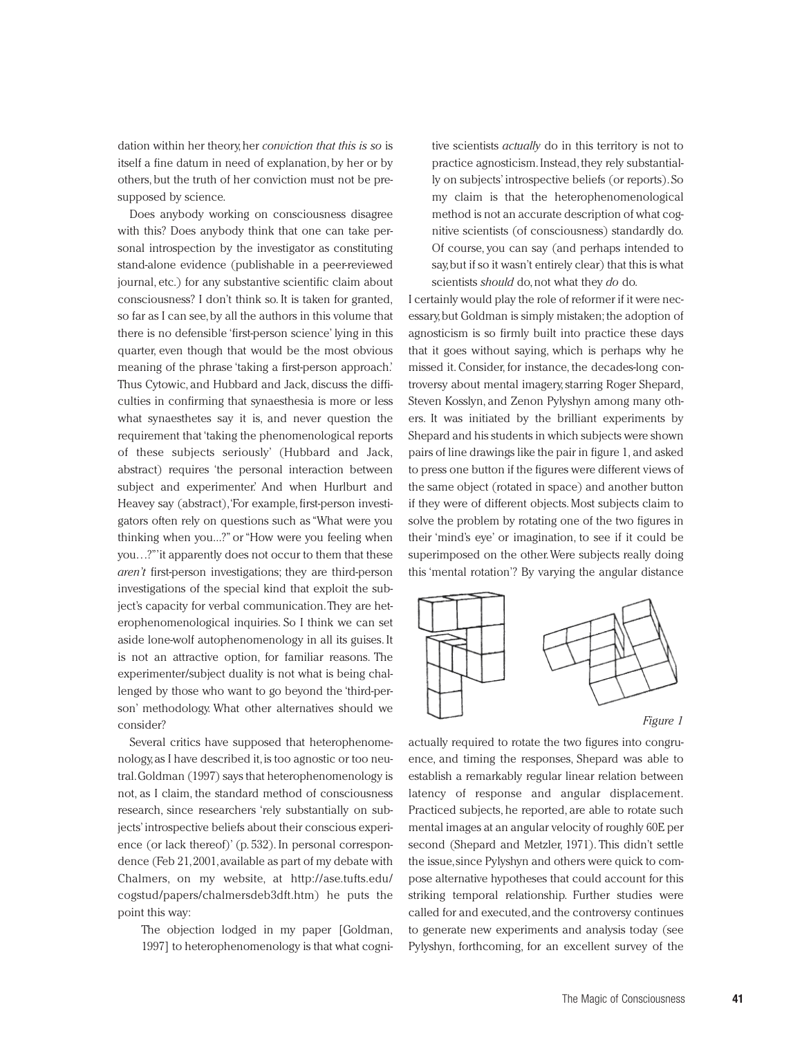dation within her theory, her *conviction that this is so* is itself a fine datum in need of explanation, by her or by others, but the truth of her conviction must not be presupposed by science.

Does anybody working on consciousness disagree with this? Does anybody think that one can take personal introspection by the investigator as constituting stand-alone evidence (publishable in a peer-reviewed journal, etc.) for any substantive scientific claim about consciousness? I don't think so. It is taken for granted, so far as I can see, by all the authors in this volume that there is no defensible 'first-person science' lying in this quarter, even though that would be the most obvious meaning of the phrase 'taking a first-person approach.' Thus Cytowic, and Hubbard and Jack, discuss the difficulties in confirming that synaesthesia is more or less what synaesthetes say it is, and never question the requirement that 'taking the phenomenological reports of these subjects seriously' (Hubbard and Jack, abstract) requires 'the personal interaction between subject and experimenter.' And when Hurlburt and Heavey say (abstract), 'For example, first-person investigators often rely on questions such as "What were you thinking when you...?" or "How were you feeling when you…?"' it apparently does not occur to them that these *aren't* first-person investigations; they are third-person investigations of the special kind that exploit the subject's capacity for verbal communication. They are heterophenomenological inquiries. So I think we can set aside lone-wolf autophenomenology in all its guises. It is not an attractive option, for familiar reasons. The experimenter/subject duality is not what is being challenged by those who want to go beyond the 'third-person' methodology. What other alternatives should we consider?

Several critics have supposed that heterophenomenology, as I have described it, is too agnostic or too neutral. Goldman (1997) says that heterophenomenology is not, as I claim, the standard method of consciousness research, since researchers 'rely substantially on subjects' introspective beliefs about their conscious experience (or lack thereof)' (p. 532). In personal correspondence (Feb 21, 2001, available as part of my debate with Chalmers, on my website, at http://ase.tufts.edu/cogstud/papers/chalmersdeb3dft.htm) he puts the point this way:

> The objection lodged in my paper [Goldman, 1997] to heterophenomenology is that what cognitive scientists *actually* do in this territory is not to practice agnosticism. Instead, they rely substantially on subjects' introspective beliefs (or reports). So my claim is that the heterophenomenological method is not an accurate description of what cognitive scientists (of consciousness) standardly do. Of course, you can say (and perhaps intended to say, but if so it wasn't entirely clear) that this is what scientists *should* do, not what they *do* do.

I certainly would play the role of reformer if it were necessary, but Goldman is simply mistaken; the adoption of agnosticism is so firmly built into practice these days that it goes without saying, which is perhaps why he missed it. Consider, for instance, the decades-long controversy about mental imagery, starring Roger Shepard, Steven Kosslyn, and Zenon Pylyshyn among many others. It was initiated by the brilliant experiments by Shepard and his students in which subjects were shown pairs of line drawings like the pair in figure 1, and asked to press one button if the figures were different views of the same object (rotated in space) and another button if they were of different objects. Most subjects claim to solve the problem by rotating one of the two figures in their 'mind's eye' or imagination, to see if it could be superimposed on the other. Were subjects really doing this 'mental rotation'? By varying the angular distance actually required to rotate the two figures into congruence, and timing the responses, Shepard was able to establish a remarkably regular linear relation between latency of response and angular displacement. Practiced subjects, he reported, are able to rotate such mental images at an angular velocity of roughly 60E per second (Shepard and Metzler, 1971). This didn't settle the issue, since Pylyshyn and others were quick to compose alternative hypotheses that could account for this striking temporal relationship. Further studies were called for and executed, and the controversy continues to generate new experiments and analysis today (see Pylyshyn, forthcoming, for an excellent survey of the

*Figure 1*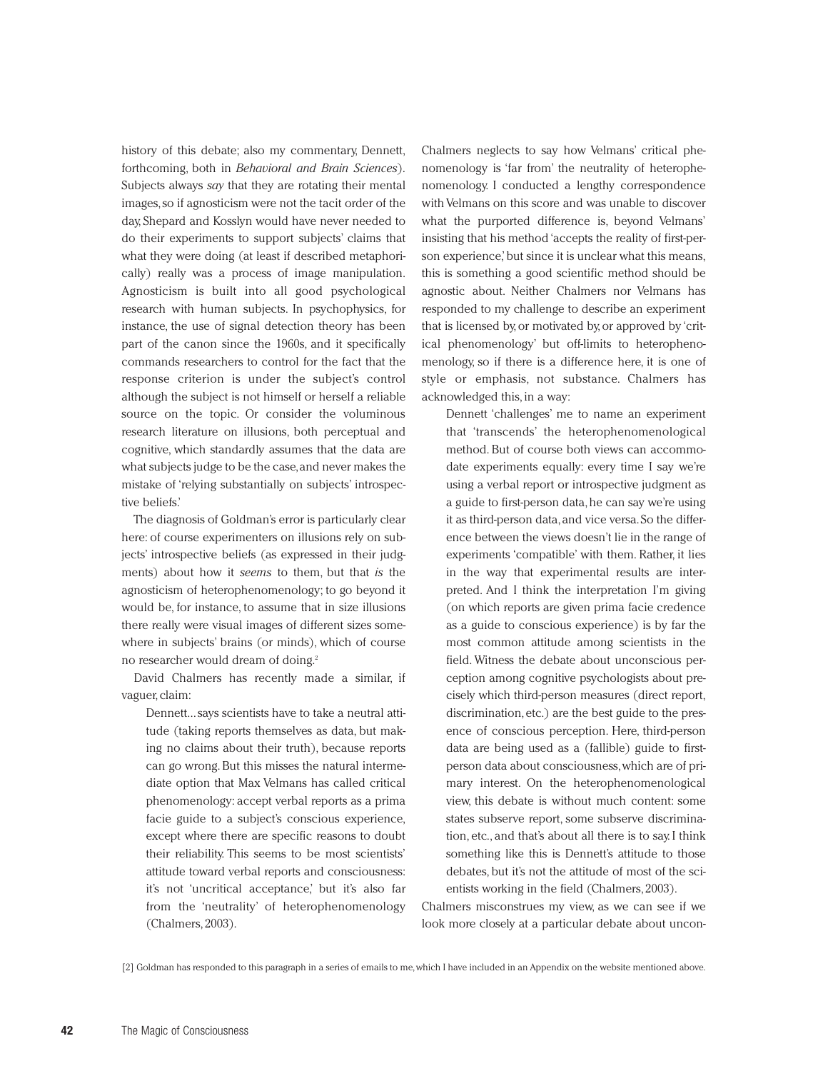history of this debate; also my commentary, Dennett, forthcoming, both in *Behavioral and Brain Sciences*). Subjects always *say* that they are rotating their mental images, so if agnosticism were not the tacit order of the day, Shepard and Kosslyn would have never needed to do their experiments to support subjects' claims that what they were doing (at least if described metaphorically) really was a process of image manipulation. Agnosticism is built into all good psychological research with human subjects. In psychophysics, for instance, the use of signal detection theory has been part of the canon since the 1960s, and it specifically commands researchers to control for the fact that the response criterion is under the subject's control although the subject is not himself or herself a reliable source on the topic. Or consider the voluminous research literature on illusions, both perceptual and cognitive, which standardly assumes that the data are what subjects judge to be the case, and never makes the mistake of 'relying substantially on subjects' introspective beliefs.'

The diagnosis of Goldman's error is particularly clear here: of course experimenters on illusions rely on subjects' introspective beliefs (as expressed in their judgments) about how it *seems* to them, but that *is* the agnosticism of heterophenomenology; to go beyond it would be, for instance, to assume that in size illusions there really were visual images of different sizes somewhere in subjects' brains (or minds), which of course no researcher would dream of doing.[2]

David Chalmers has recently made a similar, if vaguer, claim:

> Dennett... says scientists have to take a neutral attitude (taking reports themselves as data, but making no claims about their truth), because reports can go wrong. But this misses the natural intermediate option that Max Velmans has called critical phenomenology: accept verbal reports as a prima facie guide to a subject's conscious experience, except where there are specific reasons to doubt their reliability. This seems to be most scientists' attitude toward verbal reports and consciousness: it's not 'uncritical acceptance,' but it's also far from the 'neutrality' of heterophenomenology (Chalmers, 2003).

Chalmers neglects to say how Velmans' critical phenomenology is 'far from' the neutrality of heterophenomenology. I conducted a lengthy correspondence with Velmans on this score and was unable to discover what the purported difference is, beyond Velmans' insisting that his method 'accepts the reality of first-person experience,' but since it is unclear what this means, this is something a good scientific method should be agnostic about. Neither Chalmers nor Velmans has responded to my challenge to describe an experiment that is licensed by, or motivated by, or approved by 'critical phenomenology' but off-limits to heterophenomenology, so if there is a difference here, it is one of style or emphasis, not substance. Chalmers has acknowledged this, in a way:

> Dennett 'challenges' me to name an experiment that 'transcends' the heterophenomenological method. But of course both views can accommodate experiments equally: every time I say we're using a verbal report or introspective judgment as a guide to first-person data, he can say we're using it as third-person data, and vice versa. So the difference between the views doesn't lie in the range of experiments 'compatible' with them. Rather, it lies in the way that experimental results are interpreted. And I think the interpretation I'm giving (on which reports are given prima facie credence as a guide to conscious experience) is by far the most common attitude among scientists in the field. Witness the debate about unconscious perception among cognitive psychologists about precisely which third-person measures (direct report, discrimination, etc.) are the best guide to the presence of conscious perception. Here, third-person data are being used as a (fallible) guide to first-person data about consciousness, which are of primary interest. On the heterophenomenological view, this debate is without much content: some states subserve report, some subserve discrimination, etc., and that's about all there is to say. I think something like this is Dennett's attitude to those debates, but it's not the attitude of most of the scientists working in the field (Chalmers, 2003).

Chalmers misconstrues my view, as we can see if we look more closely at a particular debate about uncon-

[2] Goldman has responded to this paragraph in a series of emails to me, which I have included in an Appendix on the website mentioned above.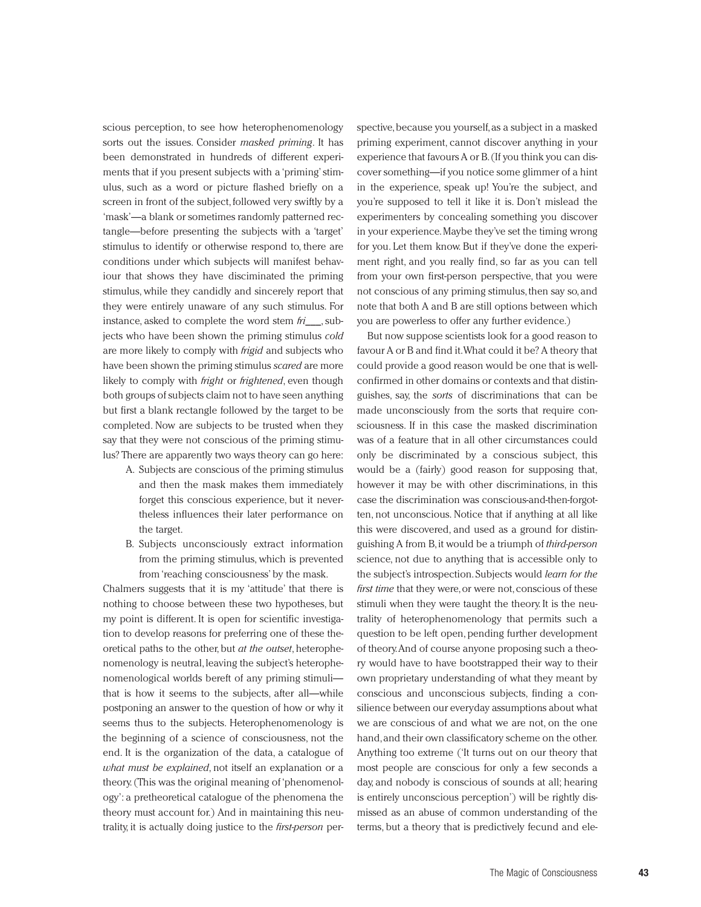scious perception, to see how heterophenomenology sorts out the issues. Consider *masked priming*. It has been demonstrated in hundreds of different experiments that if you present subjects with a 'priming' stimulus, such as a word or picture flashed briefly on a screen in front of the subject, followed very swiftly by a 'mask'—a blank or sometimes randomly patterned rectangle—before presenting the subjects with a 'target' stimulus to identify or otherwise respond to, there are conditions under which subjects will manifest behaviour that shows they have disciminated the priming stimulus, while they candidly and sincerely report that they were entirely unaware of any such stimulus. For instance, asked to complete the word stem *fri*___, subjects who have been shown the priming stimulus *cold* are more likely to comply with *frigid* and subjects who have been shown the priming stimulus *scared* are more likely to comply with *fright* or *frightened*, even though both groups of subjects claim not to have seen anything but first a blank rectangle followed by the target to be completed. Now are subjects to be trusted when they say that they were not conscious of the priming stimulus? There are apparently two ways theory can go here:

A. Subjects are conscious of the priming stimulus and then the mask makes them immediately forget this conscious experience, but it nevertheless influences their later performance on the target.
B. Subjects unconsciously extract information from the priming stimulus, which is prevented from 'reaching consciousness' by the mask.

Chalmers suggests that it is my 'attitude' that there is nothing to choose between these two hypotheses, but my point is different. It is open for scientific investigation to develop reasons for preferring one of these theoretical paths to the other, but *at the outset*, heterophenomenology is neutral, leaving the subject's heterophenomenological worlds bereft of any priming stimuli—that is how it seems to the subjects, after all—while postponing an answer to the question of how or why it seems thus to the subjects. Heterophenomenology is the beginning of a science of consciousness, not the end. It is the organization of the data, a catalogue of *what must be explained*, not itself an explanation or a theory. (This was the original meaning of 'phenomenology': a pretheoretical catalogue of the phenomena the theory must account for.) And in maintaining this neutrality, it is actually doing justice to the *first-person* perspective, because you yourself, as a subject in a masked priming experiment, cannot discover anything in your experience that favours A or B. (If you think you can discover something—if you notice some glimmer of a hint in the experience, speak up! You're the subject, and you're supposed to tell it like it is. Don't mislead the experimenters by concealing something you discover in your experience. Maybe they've set the timing wrong for you. Let them know. But if they've done the experiment right, and you really find, so far as you can tell from your own first-person perspective, that you were not conscious of any priming stimulus, then say so, and note that both A and B are still options between which you are powerless to offer any further evidence.)

But now suppose scientists look for a good reason to favour A or B and find it. What could it be? A theory that could provide a good reason would be one that is well-confirmed in other domains or contexts and that distinguishes, say, the *sorts* of discriminations that can be made unconsciously from the sorts that require consciousness. If in this case the masked discrimination was of a feature that in all other circumstances could only be discriminated by a conscious subject, this would be a (fairly) good reason for supposing that, however it may be with other discriminations, in this case the discrimination was conscious-and-then-forgotten, not unconscious. Notice that if anything at all like this were discovered, and used as a ground for distinguishing A from B, it would be a triumph of *third-person* science, not due to anything that is accessible only to the subject's introspection. Subjects would *learn for the first time* that they were, or were not, conscious of these stimuli when they were taught the theory. It is the neutrality of heterophenomenology that permits such a question to be left open, pending further development of theory. And of course anyone proposing such a theory would have to have bootstrapped their way to their own proprietary understanding of what they meant by conscious and unconscious subjects, finding a consilience between our everyday assumptions about what we are conscious of and what we are not, on the one hand, and their own classificatory scheme on the other. Anything too extreme ('It turns out on our theory that most people are conscious for only a few seconds a day, and nobody is conscious of sounds at all; hearing is entirely unconscious perception') will be rightly dismissed as an abuse of common understanding of the terms, but a theory that is predictively fecund and ele-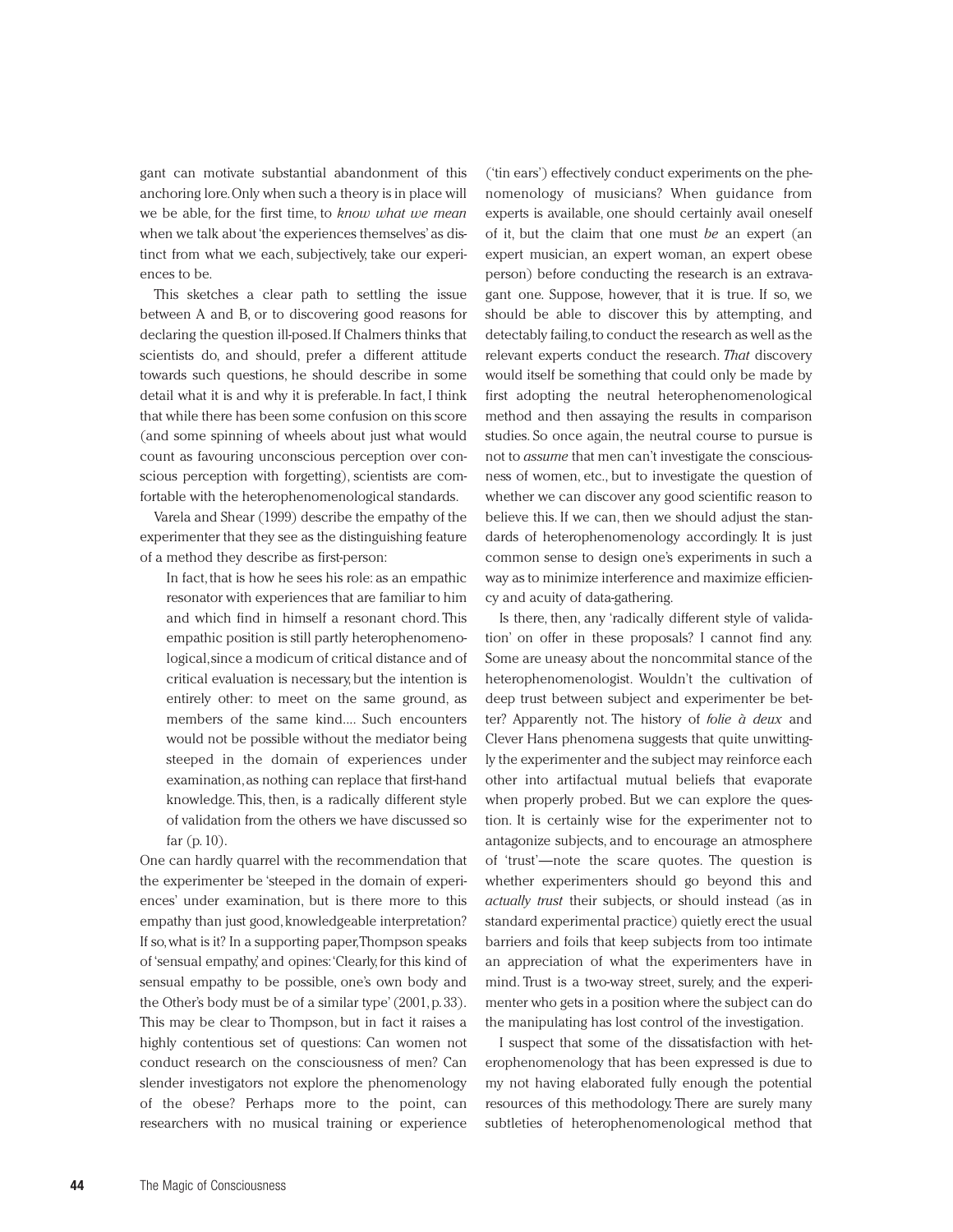gant can motivate substantial abandonment of this anchoring lore. Only when such a theory is in place will we be able, for the first time, to *know what we mean* when we talk about 'the experiences themselves' as distinct from what we each, subjectively, take our experiences to be.

This sketches a clear path to settling the issue between A and B, or to discovering good reasons for declaring the question ill-posed. If Chalmers thinks that scientists do, and should, prefer a different attitude towards such questions, he should describe in some detail what it is and why it is preferable. In fact, I think that while there has been some confusion on this score (and some spinning of wheels about just what would count as favouring unconscious perception over conscious perception with forgetting), scientists are comfortable with the heterophenomenological standards.

Varela and Shear (1999) describe the empathy of the experimenter that they see as the distinguishing feature of a method they describe as first-person:

> In fact, that is how he sees his role: as an empathic resonator with experiences that are familiar to him and which find in himself a resonant chord. This empathic position is still partly heterophenomenological, since a modicum of critical distance and of critical evaluation is necessary, but the intention is entirely other: to meet on the same ground, as members of the same kind.... Such encounters would not be possible without the mediator being steeped in the domain of experiences under examination, as nothing can replace that first-hand knowledge. This, then, is a radically different style of validation from the others we have discussed so far (p. 10).

One can hardly quarrel with the recommendation that the experimenter be 'steeped in the domain of experiences' under examination, but is there more to this empathy than just good, knowledgeable interpretation? If so, what is it? In a supporting paper, Thompson speaks of 'sensual empathy,' and opines: 'Clearly, for this kind of sensual empathy to be possible, one's own body and the Other's body must be of a similar type' (2001, p. 33). This may be clear to Thompson, but in fact it raises a highly contentious set of questions: Can women not conduct research on the consciousness of men? Can slender investigators not explore the phenomenology of the obese? Perhaps more to the point, can researchers with no musical training or experience ('tin ears') effectively conduct experiments on the phenomenology of musicians? When guidance from experts is available, one should certainly avail oneself of it, but the claim that one must *be* an expert (an expert musician, an expert woman, an expert obese person) before conducting the research is an extravagant one. Suppose, however, that it is true. If so, we should be able to discover this by attempting, and detectably failing, to conduct the research as well as the relevant experts conduct the research. *That* discovery would itself be something that could only be made by first adopting the neutral heterophenomenological method and then assaying the results in comparison studies. So once again, the neutral course to pursue is not to *assume* that men can't investigate the consciousness of women, etc., but to investigate the question of whether we can discover any good scientific reason to believe this. If we can, then we should adjust the standards of heterophenomenology accordingly. It is just common sense to design one's experiments in such a way as to minimize interference and maximize efficiency and acuity of data-gathering.

Is there, then, any 'radically different style of validation' on offer in these proposals? I cannot find any. Some are uneasy about the noncommital stance of the heterophenomenologist. Wouldn't the cultivation of deep trust between subject and experimenter be better? Apparently not. The history of *folie à deux* and Clever Hans phenomena suggests that quite unwittingly the experimenter and the subject may reinforce each other into artifactual mutual beliefs that evaporate when properly probed. But we can explore the question. It is certainly wise for the experimenter not to antagonize subjects, and to encourage an atmosphere of 'trust'—note the scare quotes. The question is whether experimenters should go beyond this and *actually trust* their subjects, or should instead (as in standard experimental practice) quietly erect the usual barriers and foils that keep subjects from too intimate an appreciation of what the experimenters have in mind. Trust is a two-way street, surely, and the experimenter who gets in a position where the subject can do the manipulating has lost control of the investigation.

I suspect that some of the dissatisfaction with heterophenomenology that has been expressed is due to my not having elaborated fully enough the potential resources of this methodology. There are surely many subtleties of heterophenomenological method that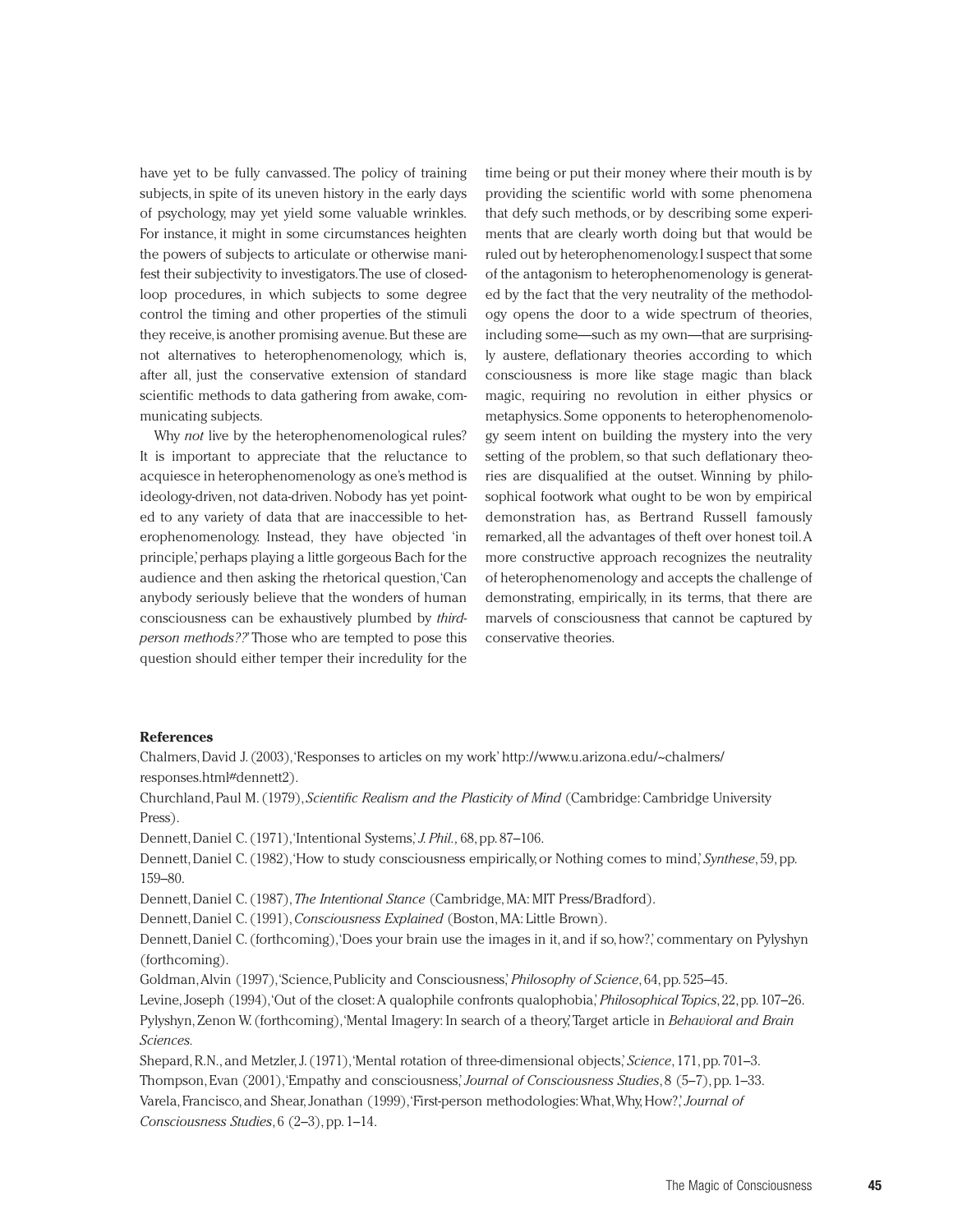have yet to be fully canvassed. The policy of training subjects, in spite of its uneven history in the early days of psychology, may yet yield some valuable wrinkles. For instance, it might in some circumstances heighten the powers of subjects to articulate or otherwise manifest their subjectivity to investigators. The use of closed-loop procedures, in which subjects to some degree control the timing and other properties of the stimuli they receive, is another promising avenue. But these are not alternatives to heterophenomenology, which is, after all, just the conservative extension of standard scientific methods to data gathering from awake, communicating subjects.

Why *not* live by the heterophenomenological rules? It is important to appreciate that the reluctance to acquiesce in heterophenomenology as one's method is ideology-driven, not data-driven. Nobody has yet pointed to any variety of data that are inaccessible to heterophenomenology. Instead, they have objected 'in principle,' perhaps playing a little gorgeous Bach for the audience and then asking the rhetorical question, 'Can anybody seriously believe that the wonders of human consciousness can be exhaustively plumbed by *third-person methods??*' Those who are tempted to pose this question should either temper their incredulity for the time being or put their money where their mouth is by providing the scientific world with some phenomena that defy such methods, or by describing some experiments that are clearly worth doing but that would be ruled out by heterophenomenology. I suspect that some of the antagonism to heterophenomenology is generated by the fact that the very neutrality of the methodology opens the door to a wide spectrum of theories, including some—such as my own—that are surprisingly austere, deflationary theories according to which consciousness is more like stage magic than black magic, requiring no revolution in either physics or metaphysics. Some opponents to heterophenomenology seem intent on building the mystery into the very setting of the problem, so that such deflationary theories are disqualified at the outset. Winning by philosophical footwork what ought to be won by empirical demonstration has, as Bertrand Russell famously remarked, all the advantages of theft over honest toil. A more constructive approach recognizes the neutrality of heterophenomenology and accepts the challenge of demonstrating, empirically, in its terms, that there are marvels of consciousness that cannot be captured by conservative theories.

### References

Chalmers, David J. (2003), 'Responses to articles on my work' http://www.u.arizona.edu/~chalmers/responses.html#dennett2).

Churchland, Paul M. (1979), *Scientific Realism and the Plasticity of Mind* (Cambridge: Cambridge University Press).

Dennett, Daniel C. (1971), 'Intentional Systems,' *J. Phil.*, 68, pp. 87–106.

Dennett, Daniel C. (1982), 'How to study consciousness empirically, or Nothing comes to mind,' *Synthese*, 59, pp. 159–80.

Dennett, Daniel C. (1987), *The Intentional Stance* (Cambridge, MA: MIT Press/Bradford).

Dennett, Daniel C. (1991), *Consciousness Explained* (Boston, MA: Little Brown).

Dennett, Daniel C. (forthcoming), 'Does your brain use the images in it, and if so, how?,' commentary on Pylyshyn (forthcoming).

Goldman, Alvin (1997), 'Science, Publicity and Consciousness,' *Philosophy of Science*, 64, pp. 525–45.

Levine, Joseph (1994), 'Out of the closet: A qualophile confronts qualophobia,' *Philosophical Topics*, 22, pp. 107–26.

Pylyshyn, Zenon W. (forthcoming), 'Mental Imagery: In search of a theory,' Target article in *Behavioral and Brain Sciences.*

Shepard, R.N., and Metzler, J. (1971), 'Mental rotation of three-dimensional objects,' *Science*, 171, pp. 701–3.

Thompson, Evan (2001), 'Empathy and consciousness,' *Journal of Consciousness Studies*, 8 (5–7), pp. 1–33.

Varela, Francisco, and Shear, Jonathan (1999), 'First-person methodologies: What, Why, How?,' *Journal of Consciousness Studies*, 6 (2–3), pp. 1–14.